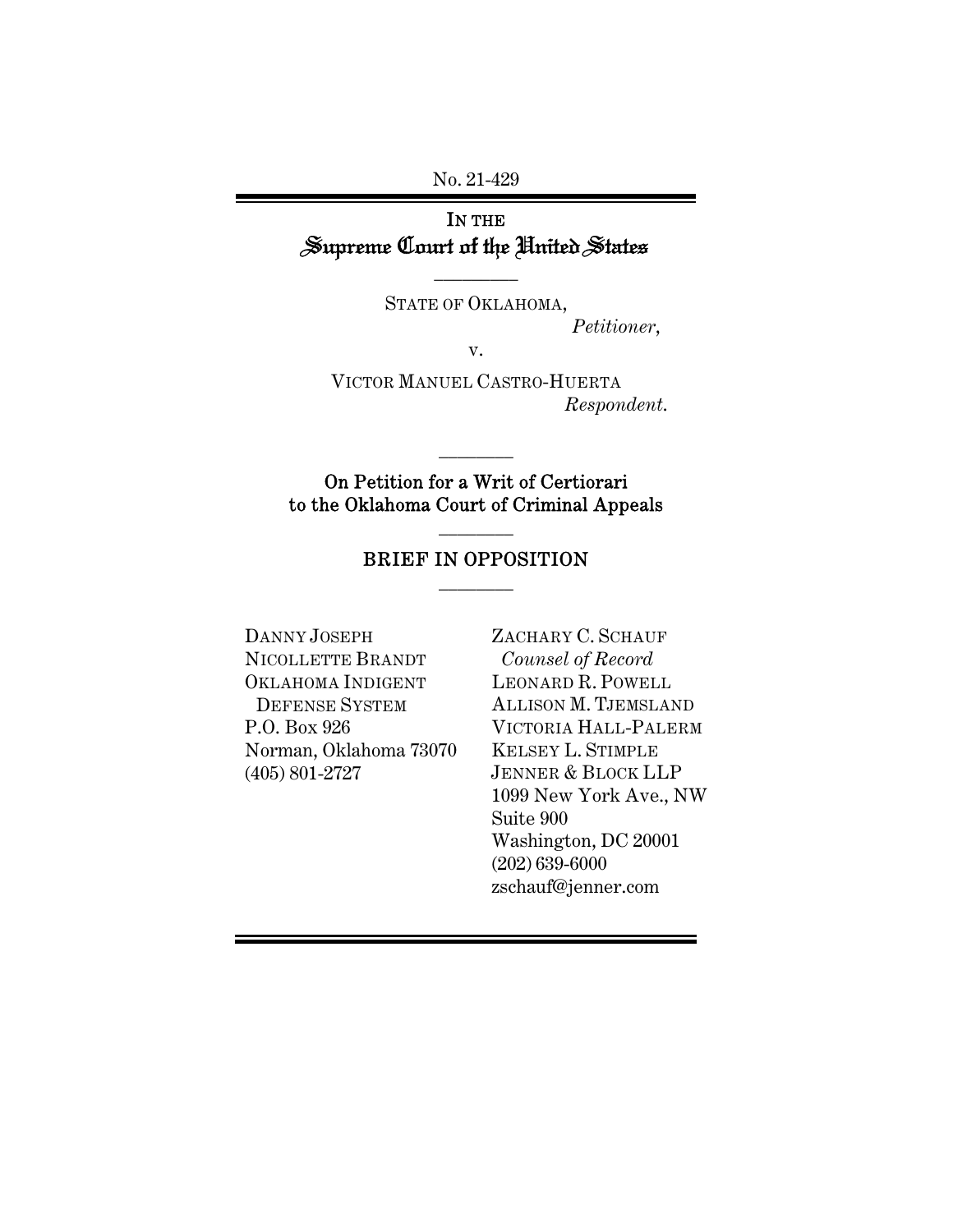No. 21-429

IN THE
Supreme Court of the United States

STATE OF OKLAHOMA,
*Petitioner*,

v.

VICTOR MANUEL CASTRO-HUERTA
*Respondent*.

On Petition for a Writ of Certiorari
to the Oklahoma Court of Criminal Appeals

BRIEF IN OPPOSITION

DANNY JOSEPH
NICOLLETTE BRANDT
OKLAHOMA INDIGENT DEFENSE SYSTEM
P.O. Box 926
Norman, Oklahoma 73070
(405) 801-2727

ZACHARY C. SCHAUF
*Counsel of Record*
LEONARD R. POWELL
ALLISON M. TJEMSLAND
VICTORIA HALL-PALERM
KELSEY L. STIMPLE
JENNER & BLOCK LLP
1099 New York Ave., NW
Suite 900
Washington, DC 20001
(202) 639-6000
zschauf@jenner.com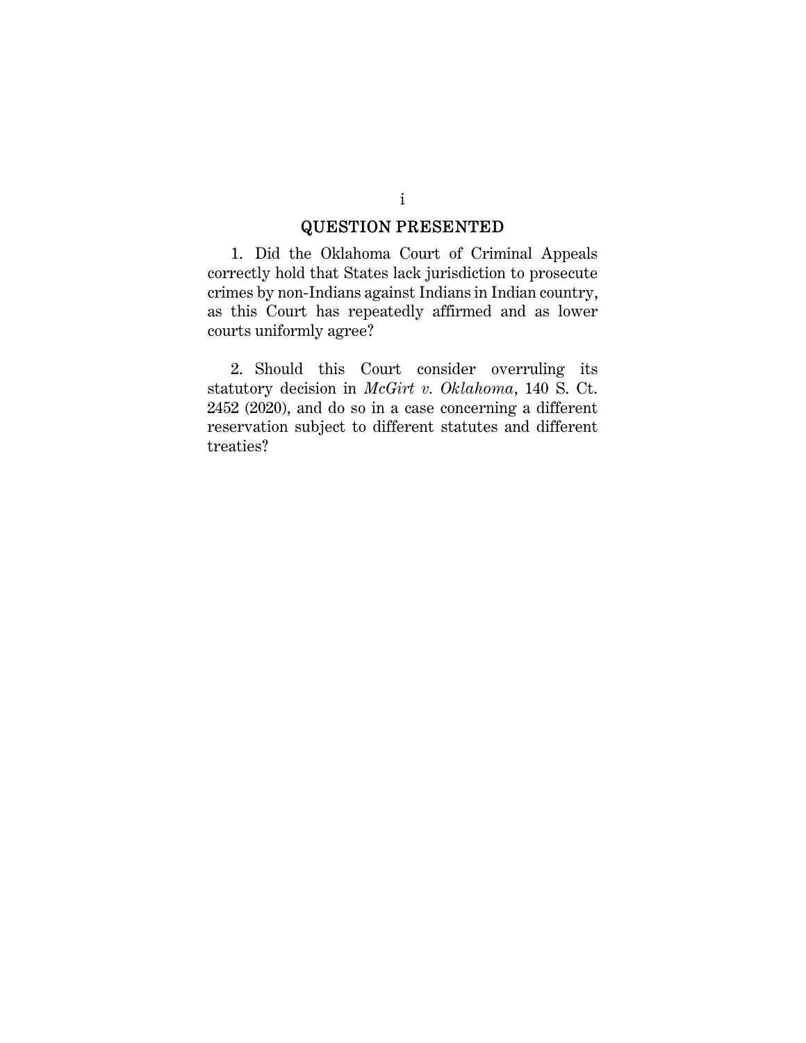## QUESTION PRESENTED

1. Did the Oklahoma Court of Criminal Appeals correctly hold that States lack jurisdiction to prosecute crimes by non-Indians against Indians in Indian country, as this Court has repeatedly affirmed and as lower courts uniformly agree?

2. Should this Court consider overruling its statutory decision in *McGirt v. Oklahoma*, 140 S. Ct. 2452 (2020), and do so in a case concerning a different reservation subject to different statutes and different treaties?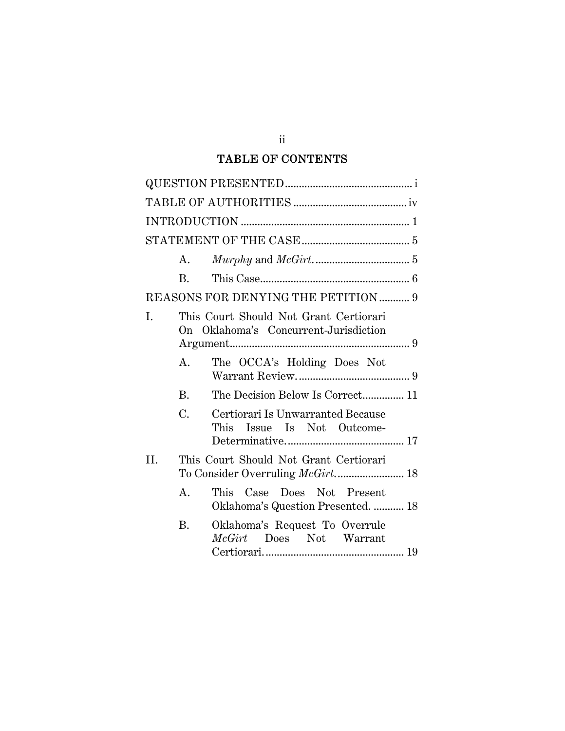## TABLE OF CONTENTS

QUESTION PRESENTED .............................................. i

TABLE OF AUTHORITIES ......................................... iv

INTRODUCTION ............................................................ 1

STATEMENT OF THE CASE ....................................... 5

- A. *Murphy* and *McGirt*. .................................. 5
- B. This Case...................................................... 6

REASONS FOR DENYING THE PETITION ........... 9

I. This Court Should Not Grant Certiorari On Oklahoma's Concurrent-Jurisdiction Argument................................................................. 9

- A. The OCCA's Holding Does Not Warrant Review. ........................................ 9
- B. The Decision Below Is Correct............... 11
- C. Certiorari Is Unwarranted Because This Issue Is Not Outcome-Determinative. .......................................... 17

II. This Court Should Not Grant Certiorari To Consider Overruling *McGirt*. ....................... 18

- A. This Case Does Not Present Oklahoma's Question Presented. ........... 18
- B. Oklahoma's Request To Overrule *McGirt* Does Not Warrant Certiorari. ................................................. 19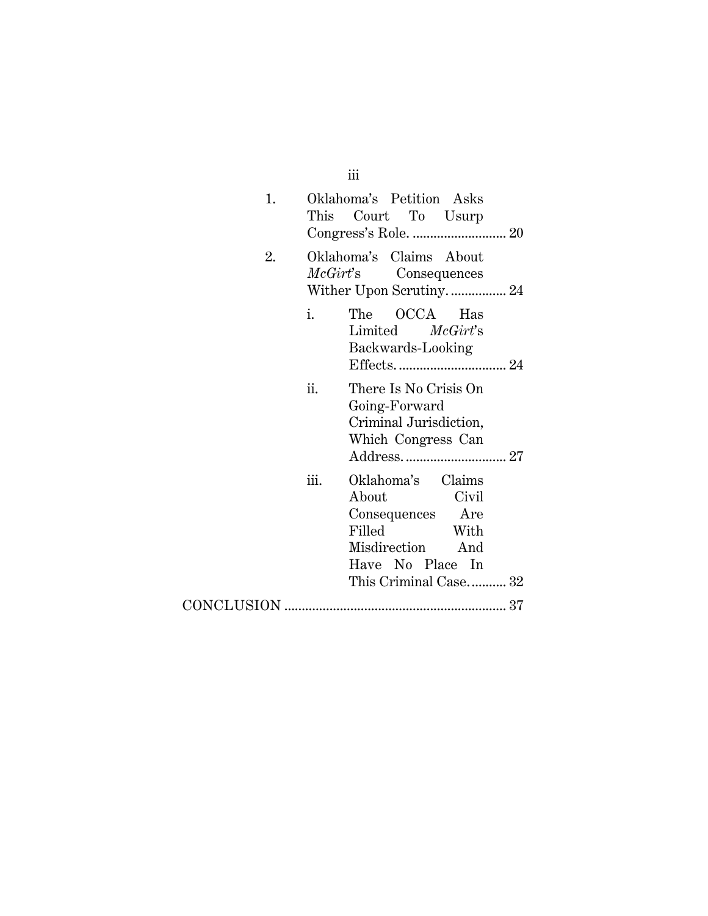1. Oklahoma's Petition Asks This Court To Usurp Congress's Role. ........................... 20

2. Oklahoma's Claims About *McGirt*'s Consequences Wither Upon Scrutiny. ................ 24

   i. The OCCA Has Limited *McGirt*'s Backwards-Looking Effects. ............................... 24

   ii. There Is No Crisis On Going-Forward Criminal Jurisdiction, Which Congress Can Address. ............................. 27

   iii. Oklahoma's Claims About Civil Consequences Are Filled With Misdirection And Have No Place In This Criminal Case. .......... 32

CONCLUSION ................................................................ 37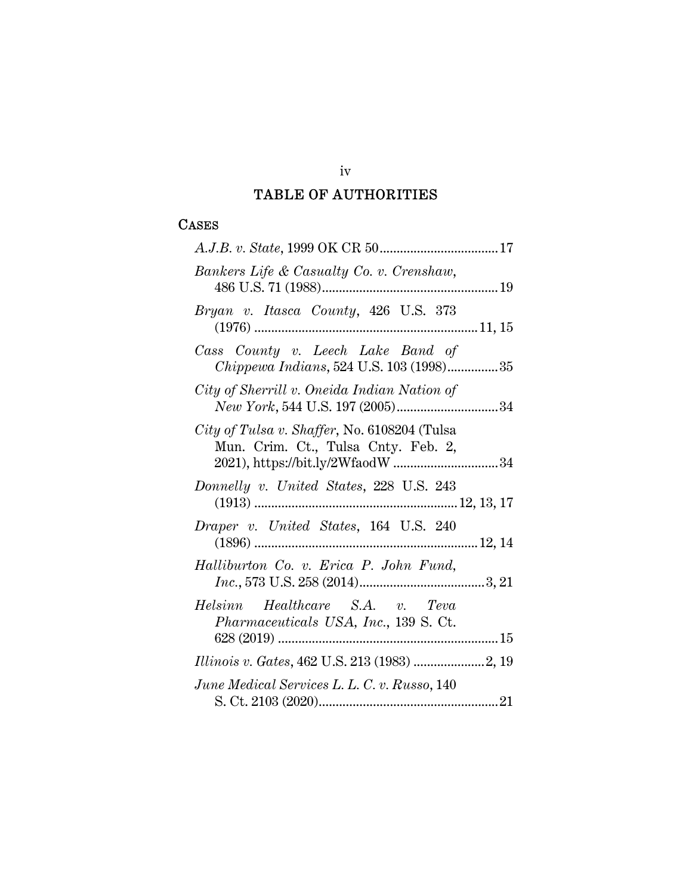# TABLE OF AUTHORITIES

## Cases

*A.J.B. v. State*, 1999 OK CR 50 .................................. 17

*Bankers Life & Casualty Co. v. Crenshaw*, 486 U.S. 71 (1988) .................................................... 19

*Bryan v. Itasca County*, 426 U.S. 373 (1976) ................................................................. 11, 15

*Cass County v. Leech Lake Band of Chippewa Indians*, 524 U.S. 103 (1998) ............... 35

*City of Sherrill v. Oneida Indian Nation of New York*, 544 U.S. 197 (2005) .............................. 34

*City of Tulsa v. Shaffer*, No. 6108204 (Tulsa Mun. Crim. Ct., Tulsa Cnty. Feb. 2, 2021), https://bit.ly/2WfaodW ............................... 34

*Donnelly v. United States*, 228 U.S. 243 (1913) ........................................................... 12, 13, 17

*Draper v. United States*, 164 U.S. 240 (1896) ................................................................. 12, 14

*Halliburton Co. v. Erica P. John Fund, Inc.*, 573 U.S. 258 (2014) ..................................... 3, 21

*Helsinn Healthcare S.A. v. Teva Pharmaceuticals USA, Inc.*, 139 S. Ct. 628 (2019) ................................................................. 15

*Illinois v. Gates*, 462 U.S. 213 (1983) ..................... 2, 19

*June Medical Services L. L. C. v. Russo*, 140 S. Ct. 2103 (2020) ..................................................... 21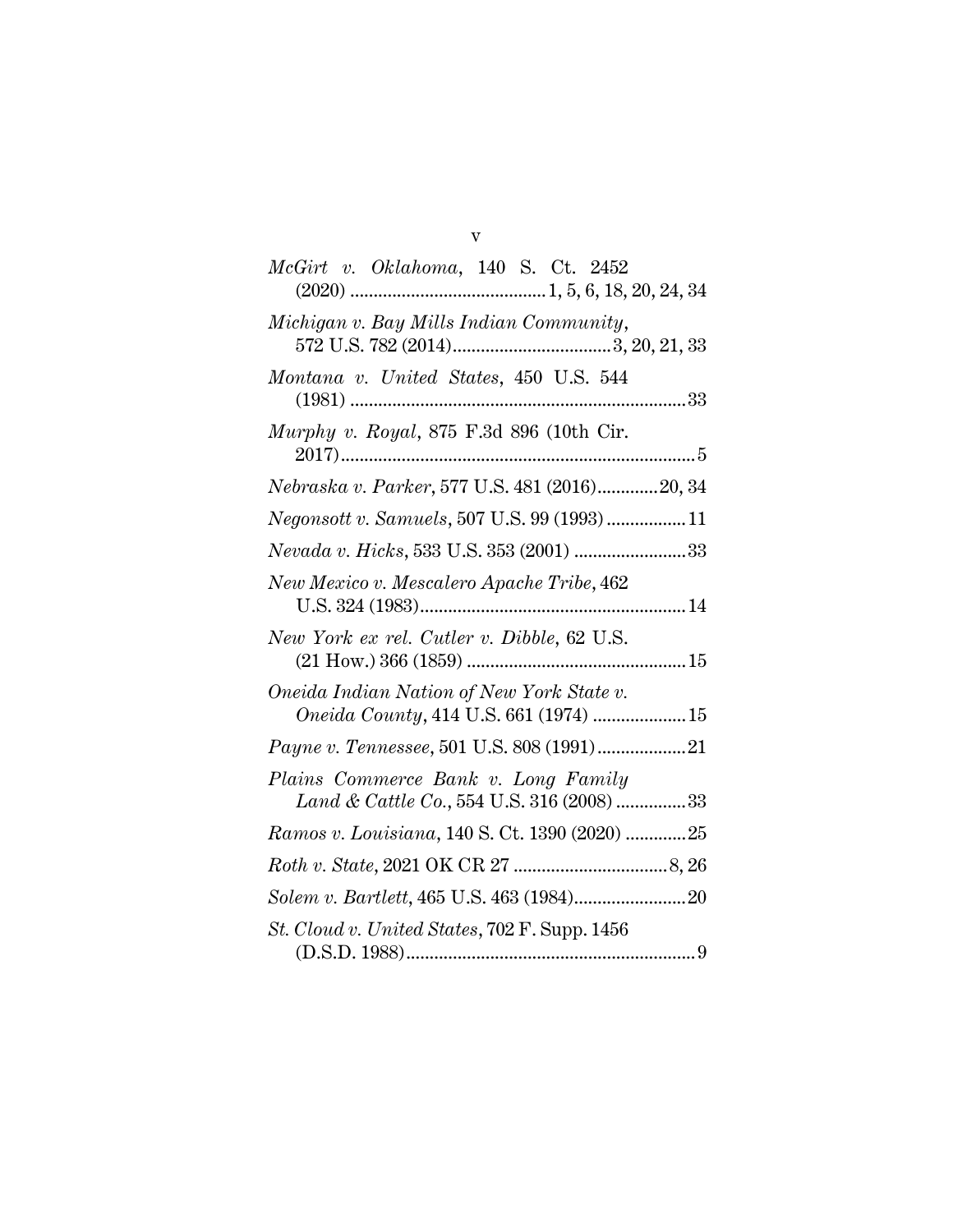*McGirt v. Oklahoma*, 140 S. Ct. 2452 (2020) ..........................................1, 5, 6, 18, 20, 24, 34

*Michigan v. Bay Mills Indian Community*, 572 U.S. 782 (2014)..................................3, 20, 21, 33

*Montana v. United States*, 450 U.S. 544 (1981) ........................................................................33

*Murphy v. Royal*, 875 F.3d 896 (10th Cir. 2017)............................................................................5

*Nebraska v. Parker*, 577 U.S. 481 (2016).............20, 34

*Negonsott v. Samuels*, 507 U.S. 99 (1993) .................11

*Nevada v. Hicks*, 533 U.S. 353 (2001) ........................33

*New Mexico v. Mescalero Apache Tribe*, 462 U.S. 324 (1983).........................................................14

*New York ex rel. Cutler v. Dibble*, 62 U.S. (21 How.) 366 (1859) ...............................................15

*Oneida Indian Nation of New York State v. Oneida County*, 414 U.S. 661 (1974) ....................15

*Payne v. Tennessee*, 501 U.S. 808 (1991)...................21

*Plains Commerce Bank v. Long Family Land & Cattle Co.*, 554 U.S. 316 (2008) ...............33

*Ramos v. Louisiana*, 140 S. Ct. 1390 (2020) .............25

*Roth v. State*, 2021 OK CR 27 .................................8, 26

*Solem v. Bartlett*, 465 U.S. 463 (1984)........................20

*St. Cloud v. United States*, 702 F. Supp. 1456 (D.S.D. 1988)..............................................................9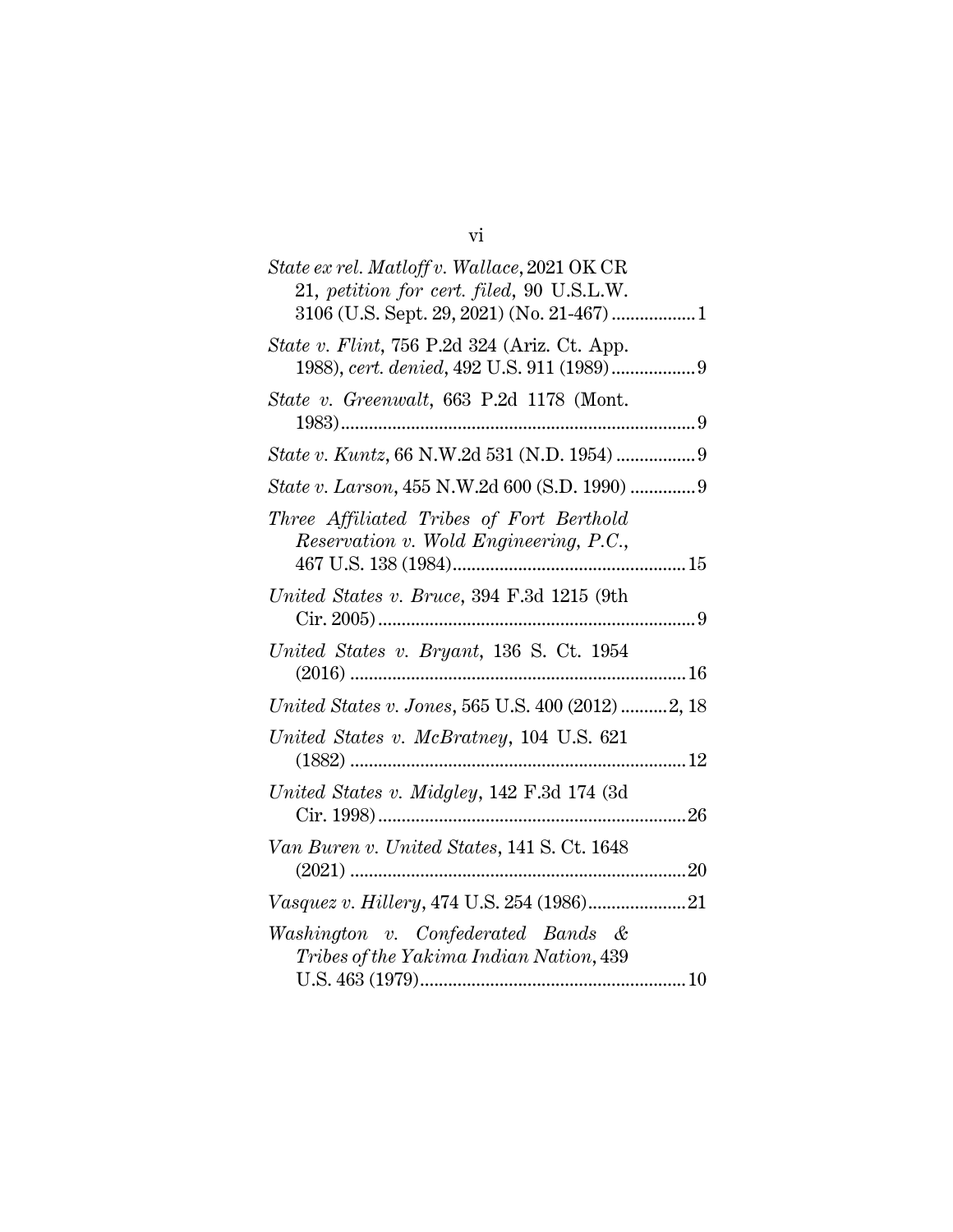*State ex rel. Matloff v. Wallace*, 2021 OK CR 21, *petition for cert. filed*, 90 U.S.L.W. 3106 (U.S. Sept. 29, 2021) (No. 21-467) .................. 1

*State v. Flint*, 756 P.2d 324 (Ariz. Ct. App. 1988), *cert. denied*, 492 U.S. 911 (1989) .................. 9

*State v. Greenwalt*, 663 P.2d 1178 (Mont. 1983) .................. 9

*State v. Kuntz*, 66 N.W.2d 531 (N.D. 1954) .................. 9

*State v. Larson*, 455 N.W.2d 600 (S.D. 1990) .................. 9

*Three Affiliated Tribes of Fort Berthold Reservation v. Wold Engineering, P.C.*, 467 U.S. 138 (1984) .................. 15

*United States v. Bruce*, 394 F.3d 1215 (9th Cir. 2005) .................. 9

*United States v. Bryant*, 136 S. Ct. 1954 (2016) .................. 16

*United States v. Jones*, 565 U.S. 400 (2012) .......... 2, 18

*United States v. McBratney*, 104 U.S. 621 (1882) .................. 12

*United States v. Midgley*, 142 F.3d 174 (3d Cir. 1998) .................. 26

*Van Buren v. United States*, 141 S. Ct. 1648 (2021) .................. 20

*Vasquez v. Hillery*, 474 U.S. 254 (1986) .................. 21

*Washington v. Confederated Bands & Tribes of the Yakima Indian Nation*, 439 U.S. 463 (1979) .................. 10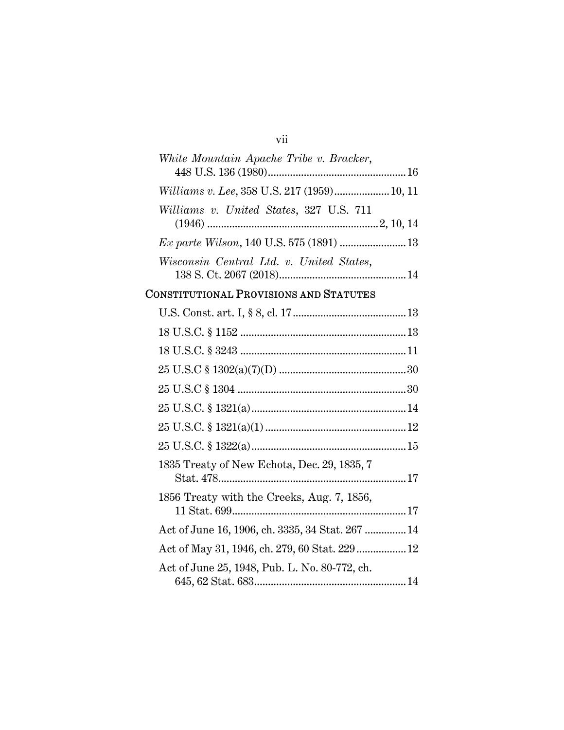*White Mountain Apache Tribe v. Bracker*, 448 U.S. 136 (1980) ........................................ 16

*Williams v. Lee*, 358 U.S. 217 (1959) .................. 10, 11

*Williams v. United States*, 327 U.S. 711 (1946) ................................................. 2, 10, 14

*Ex parte Wilson*, 140 U.S. 575 (1891) ...................... 13

*Wisconsin Central Ltd. v. United States*, 138 S. Ct. 2067 (2018) .......................................... 14

## CONSTITUTIONAL PROVISIONS AND STATUTES

U.S. Const. art. I, § 8, cl. 17 ...................................... 13

18 U.S.C. § 1152 .......................................................... 13

18 U.S.C. § 3243 .......................................................... 11

25 U.S.C § 1302(a)(7)(D) ............................................ 30

25 U.S.C § 1304 ........................................................... 30

25 U.S.C. § 1321(a) ..................................................... 14

25 U.S.C. § 1321(a)(1) ................................................. 12

25 U.S.C. § 1322(a) ..................................................... 15

1835 Treaty of New Echota, Dec. 29, 1835, 7 Stat. 478 ........................................................... 17

1856 Treaty with the Creeks, Aug. 7, 1856, 11 Stat. 699 ........................................................ 17

Act of June 16, 1906, ch. 3335, 34 Stat. 267 ............... 14

Act of May 31, 1946, ch. 279, 60 Stat. 229 .................. 12

Act of June 25, 1948, Pub. L. No. 80-772, ch. 645, 62 Stat. 683 ................................................. 14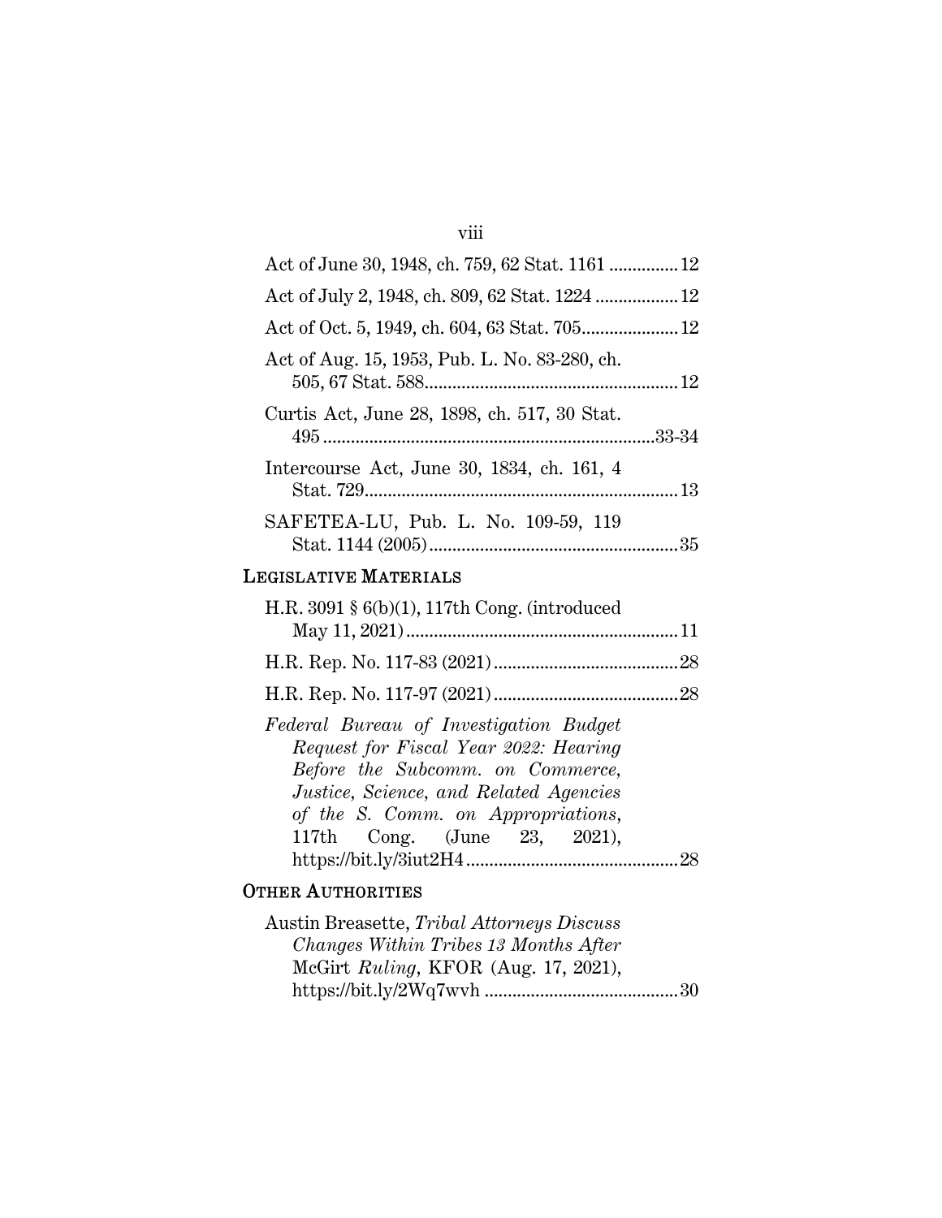Act of June 30, 1948, ch. 759, 62 Stat. 1161 ............... 12

Act of July 2, 1948, ch. 809, 62 Stat. 1224 .................. 12

Act of Oct. 5, 1949, ch. 604, 63 Stat. 705..................... 12

Act of Aug. 15, 1953, Pub. L. No. 83-280, ch. 505, 67 Stat. 588....................................................... 12

Curtis Act, June 28, 1898, ch. 517, 30 Stat. 495 ........................................................................33-34

Intercourse Act, June 30, 1834, ch. 161, 4 Stat. 729................................................................... 13

SAFETEA-LU, Pub. L. No. 109-59, 119 Stat. 1144 (2005)...................................................... 35

## LEGISLATIVE MATERIALS

H.R. 3091 § 6(b)(1), 117th Cong. (introduced May 11, 2021)........................................................... 11

H.R. Rep. No. 117-83 (2021)........................................ 28

H.R. Rep. No. 117-97 (2021)........................................ 28

*Federal Bureau of Investigation Budget Request for Fiscal Year 2022: Hearing Before the Subcomm. on Commerce, Justice, Science, and Related Agencies of the S. Comm. on Appropriations*, 117th Cong. (June 23, 2021), https://bit.ly/3iut2H4.............................................. 28

## OTHER AUTHORITIES

Austin Breasette, *Tribal Attorneys Discuss Changes Within Tribes 13 Months After* McGirt *Ruling*, KFOR (Aug. 17, 2021), https://bit.ly/2Wq7wvh .......................................... 30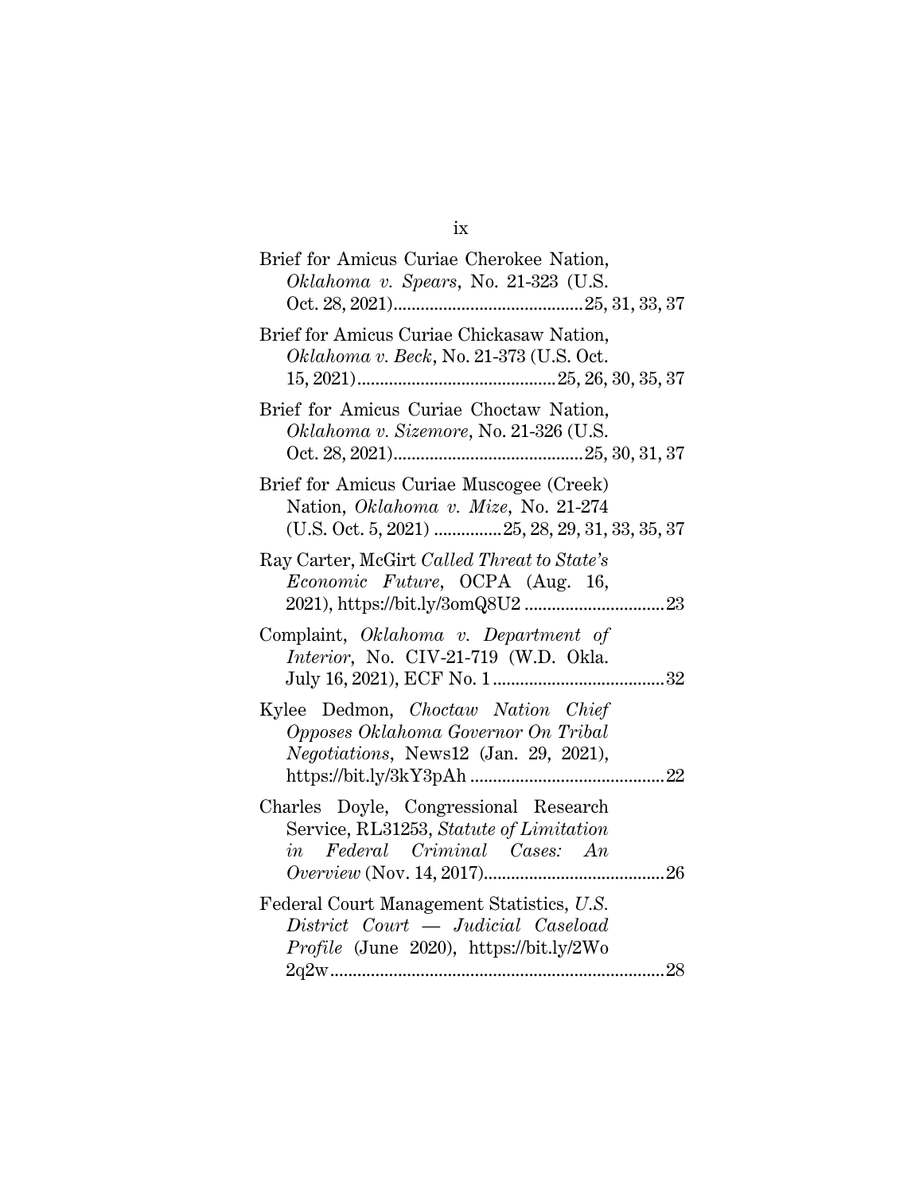Brief for Amicus Curiae Cherokee Nation, *Oklahoma v. Spears*, No. 21-323 (U.S. Oct. 28, 2021)..........................................25, 31, 33, 37

Brief for Amicus Curiae Chickasaw Nation, *Oklahoma v. Beck*, No. 21-373 (U.S. Oct. 15, 2021)............................................25, 26, 30, 35, 37

Brief for Amicus Curiae Choctaw Nation, *Oklahoma v. Sizemore*, No. 21-326 (U.S. Oct. 28, 2021)..........................................25, 30, 31, 37

Brief for Amicus Curiae Muscogee (Creek) Nation, *Oklahoma v. Mize*, No. 21-274 (U.S. Oct. 5, 2021) ..............25, 28, 29, 31, 33, 35, 37

Ray Carter, McGirt *Called Threat to State's Economic Future*, OCPA (Aug. 16, 2021), https://bit.ly/3omQ8U2 ...............................23

Complaint, *Oklahoma v. Department of Interior*, No. CIV-21-719 (W.D. Okla. July 16, 2021), ECF No. 1......................................32

Kylee Dedmon, *Choctaw Nation Chief Opposes Oklahoma Governor On Tribal Negotiations*, News12 (Jan. 29, 2021), https://bit.ly/3kY3pAh ...........................................22

Charles Doyle, Congressional Research Service, RL31253, *Statute of Limitation in Federal Criminal Cases: An Overview* (Nov. 14, 2017)........................................26

Federal Court Management Statistics, *U.S. District Court — Judicial Caseload Profile* (June 2020), https://bit.ly/2Wo2q2w.........................................................................28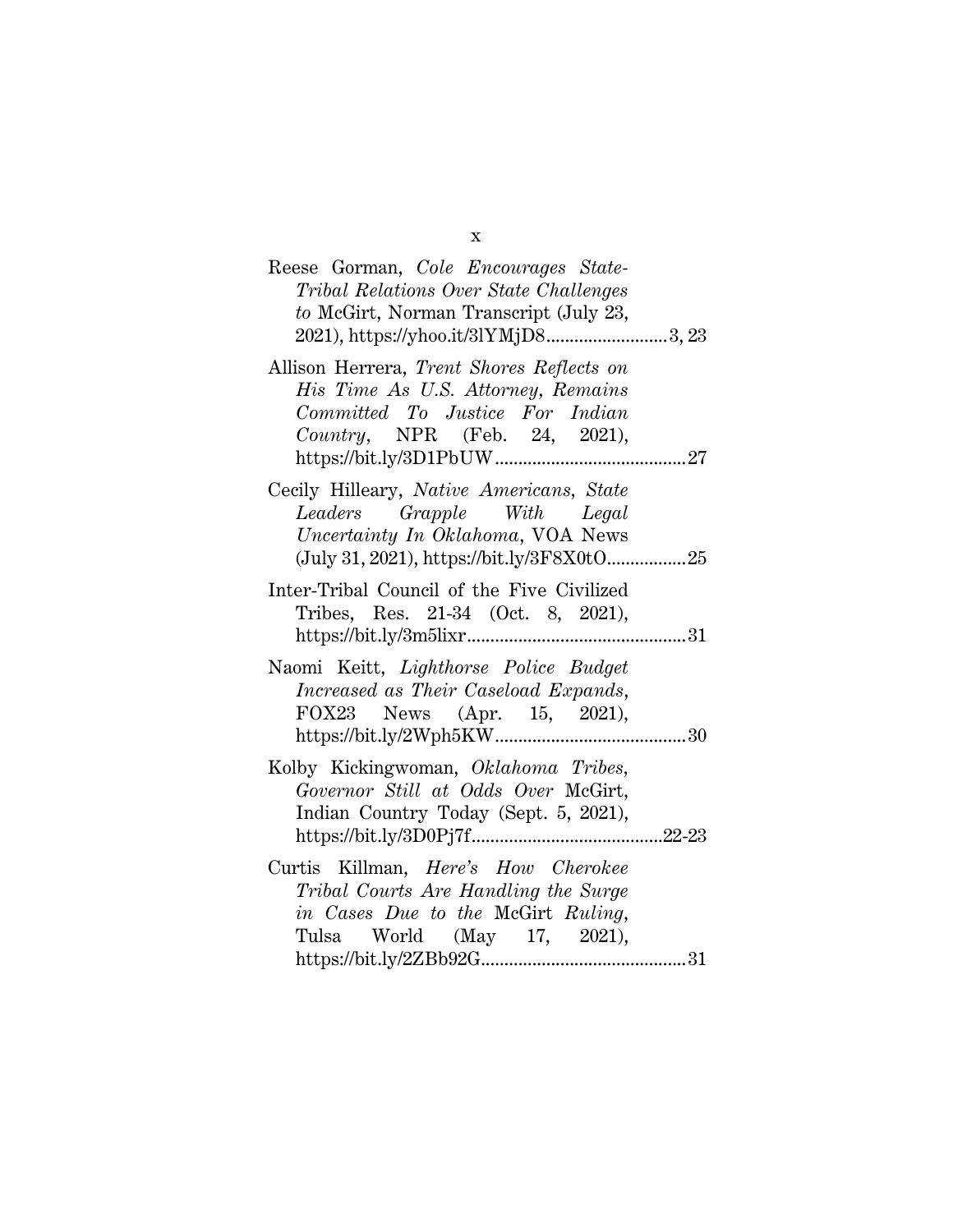Reese Gorman, *Cole Encourages State-Tribal Relations Over State Challenges to* McGirt, Norman Transcript (July 23, 2021), https://yhoo.it/3lYMjD8..........................3, 23

Allison Herrera, *Trent Shores Reflects on His Time As U.S. Attorney, Remains Committed To Justice For Indian Country*, NPR (Feb. 24, 2021), https://bit.ly/3D1PbUW.........................................27

Cecily Hilleary, *Native Americans, State Leaders Grapple With Legal Uncertainty In Oklahoma*, VOA News (July 31, 2021), https://bit.ly/3F8X0tO.................25

Inter-Tribal Council of the Five Civilized Tribes, Res. 21-34 (Oct. 8, 2021), https://bit.ly/3m5lixr..............................................31

Naomi Keitt, *Lighthorse Police Budget Increased as Their Caseload Expands*, FOX23 News (Apr. 15, 2021), https://bit.ly/2Wph5KW.........................................30

Kolby Kickingwoman, *Oklahoma Tribes, Governor Still at Odds Over* McGirt, Indian Country Today (Sept. 5, 2021), https://bit.ly/3D0Pj7f.........................................22-23

Curtis Killman, *Here's How Cherokee Tribal Courts Are Handling the Surge in Cases Due to the* McGirt *Ruling*, Tulsa World (May 17, 2021), https://bit.ly/2ZBb92G............................................31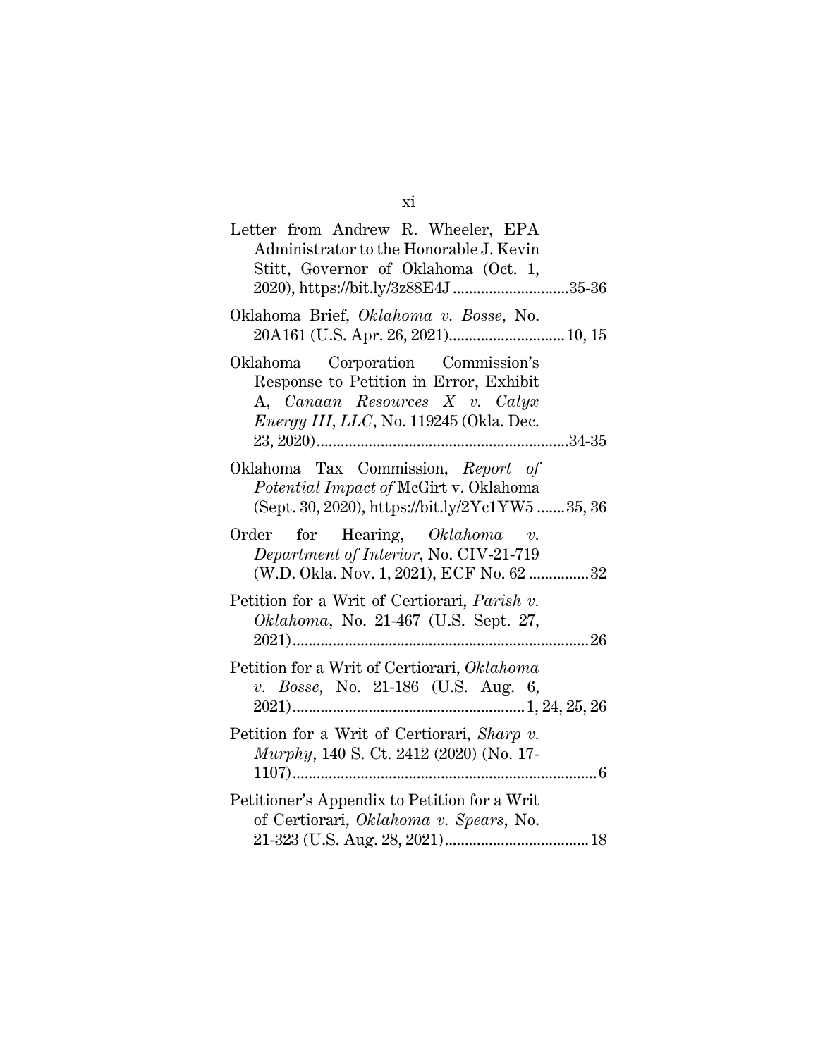Letter from Andrew R. Wheeler, EPA Administrator to the Honorable J. Kevin Stitt, Governor of Oklahoma (Oct. 1, 2020), https://bit.ly/3z88E4J ............................35-36

Oklahoma Brief, *Oklahoma v. Bosse*, No. 20A161 (U.S. Apr. 26, 2021)............................ 10, 15

Oklahoma Corporation Commission's Response to Petition in Error, Exhibit A, *Canaan Resources X v. Calyx Energy III, LLC*, No. 119245 (Okla. Dec. 23, 2020)..............................................................34-35

Oklahoma Tax Commission, *Report of Potential Impact of* McGirt v. Oklahoma (Sept. 30, 2020), https://bit.ly/2Yc1YW5 .......35, 36

Order for Hearing, *Oklahoma v. Department of Interior*, No. CIV-21-719 (W.D. Okla. Nov. 1, 2021), ECF No. 62 ...............32

Petition for a Writ of Certiorari, *Parish v. Oklahoma*, No. 21-467 (U.S. Sept. 27, 2021)........................................................................26

Petition for a Writ of Certiorari, *Oklahoma v. Bosse*, No. 21-186 (U.S. Aug. 6, 2021)......................................................... 1, 24, 25, 26

Petition for a Writ of Certiorari, *Sharp v. Murphy*, 140 S. Ct. 2412 (2020) (No. 17-1107)........................................................................... 6

Petitioner's Appendix to Petition for a Writ of Certiorari, *Oklahoma v. Spears*, No. 21-323 (U.S. Aug. 28, 2021).................................... 18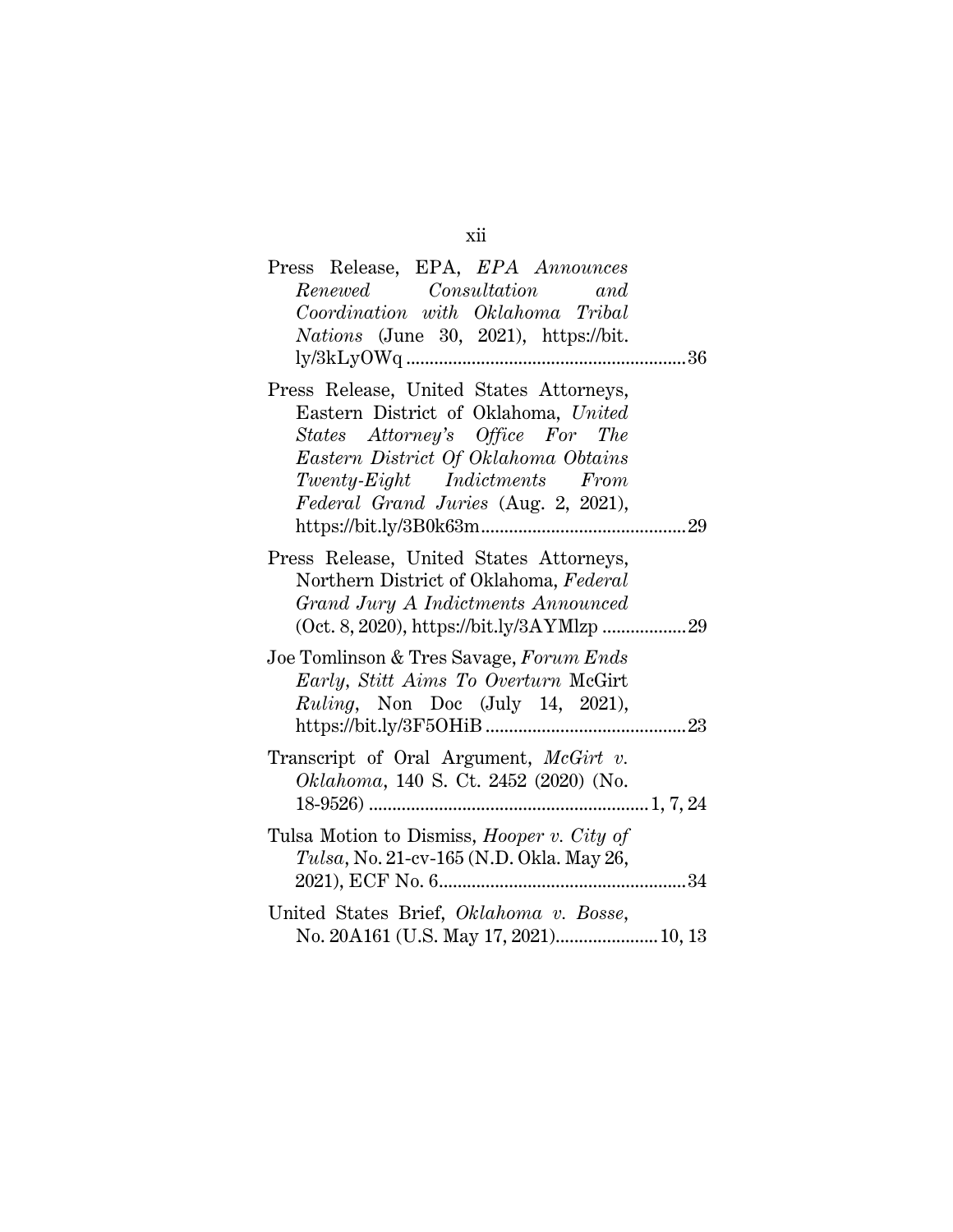Press Release, EPA, *EPA Announces Renewed Consultation and Coordination with Oklahoma Tribal Nations* (June 30, 2021), https://bit.ly/3kLyOWq ............................................................36

Press Release, United States Attorneys, Eastern District of Oklahoma, *United States Attorney's Office For The Eastern District Of Oklahoma Obtains Twenty-Eight Indictments From Federal Grand Juries* (Aug. 2, 2021), https://bit.ly/3B0k63m............................................29

Press Release, United States Attorneys, Northern District of Oklahoma, *Federal Grand Jury A Indictments Announced* (Oct. 8, 2020), https://bit.ly/3AYMlzp ..................29

Joe Tomlinson & Tres Savage, *Forum Ends Early, Stitt Aims To Overturn* McGirt *Ruling*, Non Doc (July 14, 2021), https://bit.ly/3F5OHiB ...........................................23

Transcript of Oral Argument, *McGirt v. Oklahoma*, 140 S. Ct. 2452 (2020) (No. 18-9526) ...........................................................1, 7, 24

Tulsa Motion to Dismiss, *Hooper v. City of Tulsa*, No. 21-cv-165 (N.D. Okla. May 26, 2021), ECF No. 6.....................................................34

United States Brief, *Oklahoma v. Bosse*, No. 20A161 (U.S. May 17, 2021)......................10, 13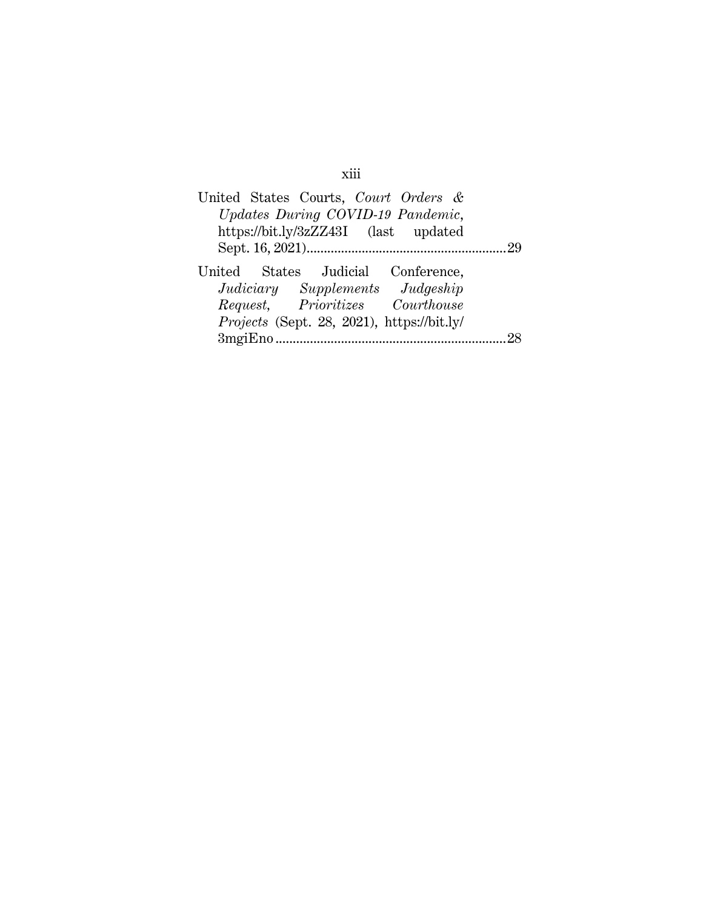United States Courts, *Court Orders & Updates During COVID-19 Pandemic*, https://bit.ly/3zZZ43I (last updated Sept. 16, 2021)........................................................29

United States Judicial Conference, *Judiciary Supplements Judgeship Request, Prioritizes Courthouse Projects* (Sept. 28, 2021), https://bit.ly/3mgiEno..................................................................28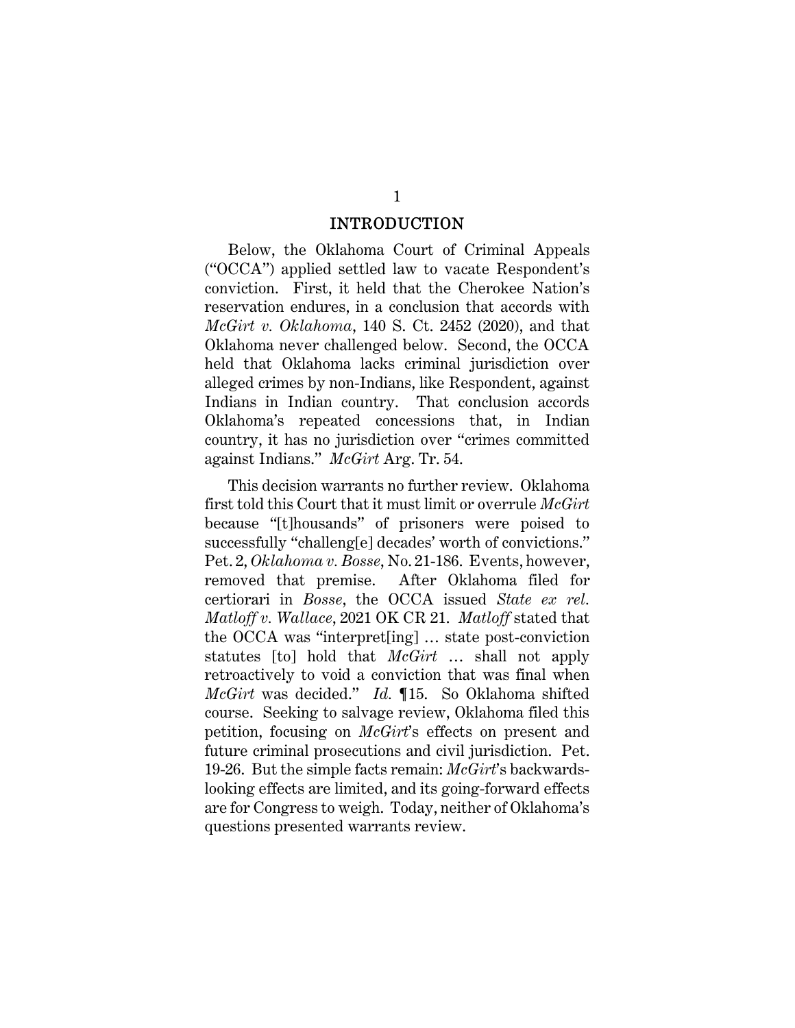# INTRODUCTION

Below, the Oklahoma Court of Criminal Appeals ("OCCA") applied settled law to vacate Respondent's conviction. First, it held that the Cherokee Nation's reservation endures, in a conclusion that accords with *McGirt v. Oklahoma*, 140 S. Ct. 2452 (2020), and that Oklahoma never challenged below. Second, the OCCA held that Oklahoma lacks criminal jurisdiction over alleged crimes by non-Indians, like Respondent, against Indians in Indian country. That conclusion accords Oklahoma's repeated concessions that, in Indian country, it has no jurisdiction over "crimes committed against Indians." *McGirt* Arg. Tr. 54.

This decision warrants no further review. Oklahoma first told this Court that it must limit or overrule *McGirt* because "[t]housands" of prisoners were poised to successfully "challeng[e] decades' worth of convictions." Pet. 2, *Oklahoma v. Bosse*, No. 21-186. Events, however, removed that premise. After Oklahoma filed for certiorari in *Bosse*, the OCCA issued *State ex rel. Matloff v. Wallace*, 2021 OK CR 21. *Matloff* stated that the OCCA was "interpret[ing] … state post-conviction statutes [to] hold that *McGirt* … shall not apply retroactively to void a conviction that was final when *McGirt* was decided." *Id.* ¶15. So Oklahoma shifted course. Seeking to salvage review, Oklahoma filed this petition, focusing on *McGirt*'s effects on present and future criminal prosecutions and civil jurisdiction. Pet. 19-26. But the simple facts remain: *McGirt*'s backwards-looking effects are limited, and its going-forward effects are for Congress to weigh. Today, neither of Oklahoma's questions presented warrants review.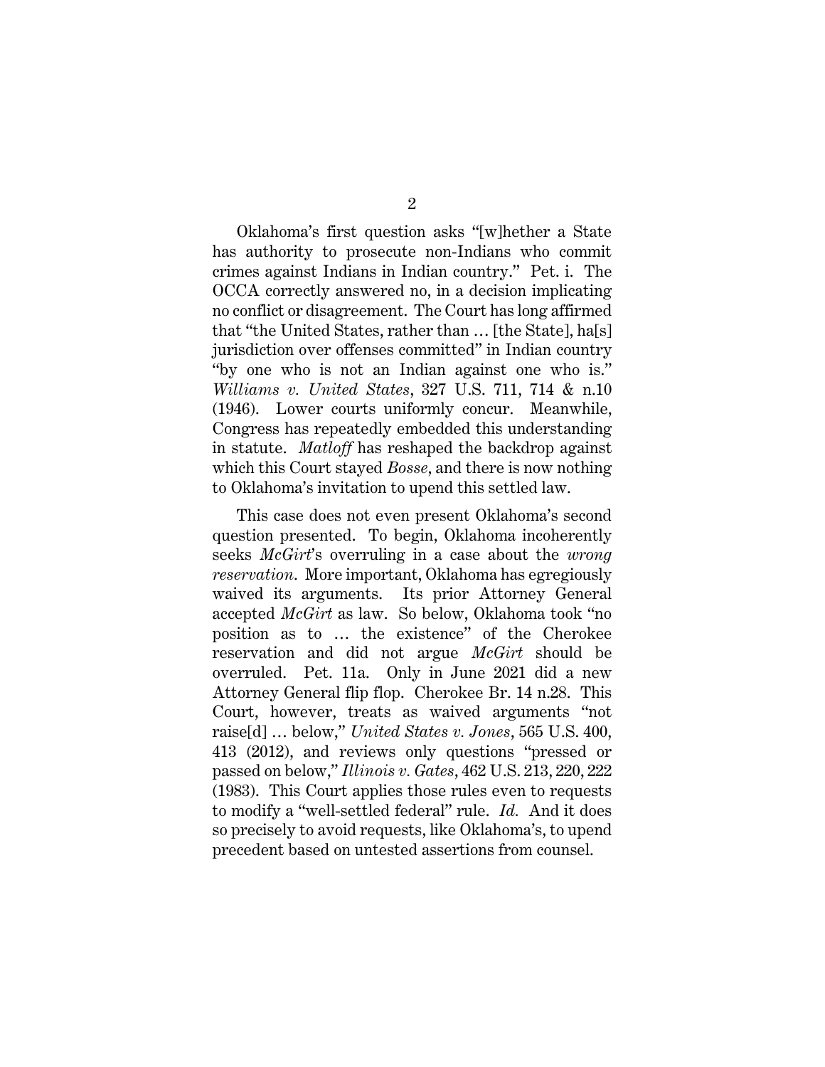Oklahoma's first question asks "[w]hether a State has authority to prosecute non-Indians who commit crimes against Indians in Indian country." Pet. i. The OCCA correctly answered no, in a decision implicating no conflict or disagreement. The Court has long affirmed that "the United States, rather than … [the State], ha[s] jurisdiction over offenses committed" in Indian country "by one who is not an Indian against one who is." *Williams v. United States*, 327 U.S. 711, 714 & n.10 (1946). Lower courts uniformly concur. Meanwhile, Congress has repeatedly embedded this understanding in statute. *Matloff* has reshaped the backdrop against which this Court stayed *Bosse*, and there is now nothing to Oklahoma's invitation to upend this settled law.

This case does not even present Oklahoma's second question presented. To begin, Oklahoma incoherently seeks *McGirt*'s overruling in a case about the *wrong reservation*. More important, Oklahoma has egregiously waived its arguments. Its prior Attorney General accepted *McGirt* as law. So below, Oklahoma took "no position as to … the existence" of the Cherokee reservation and did not argue *McGirt* should be overruled. Pet. 11a. Only in June 2021 did a new Attorney General flip flop. Cherokee Br. 14 n.28. This Court, however, treats as waived arguments "not raise[d] … below," *United States v. Jones*, 565 U.S. 400, 413 (2012), and reviews only questions "pressed or passed on below," *Illinois v. Gates*, 462 U.S. 213, 220, 222 (1983). This Court applies those rules even to requests to modify a "well-settled federal" rule. *Id.* And it does so precisely to avoid requests, like Oklahoma's, to upend precedent based on untested assertions from counsel.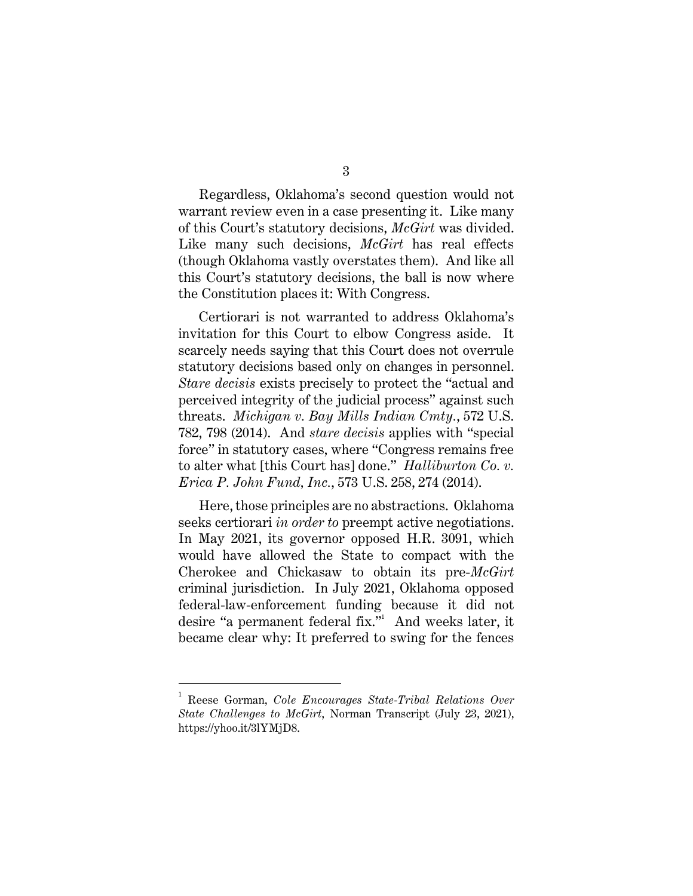Regardless, Oklahoma's second question would not warrant review even in a case presenting it. Like many of this Court's statutory decisions, *McGirt* was divided. Like many such decisions, *McGirt* has real effects (though Oklahoma vastly overstates them). And like all this Court's statutory decisions, the ball is now where the Constitution places it: With Congress.

Certiorari is not warranted to address Oklahoma's invitation for this Court to elbow Congress aside. It scarcely needs saying that this Court does not overrule statutory decisions based only on changes in personnel. *Stare decisis* exists precisely to protect the "actual and perceived integrity of the judicial process" against such threats. *Michigan v. Bay Mills Indian Cmty.*, 572 U.S. 782, 798 (2014). And *stare decisis* applies with "special force" in statutory cases, where "Congress remains free to alter what [this Court has] done." *Halliburton Co. v. Erica P. John Fund, Inc.*, 573 U.S. 258, 274 (2014).

Here, those principles are no abstractions. Oklahoma seeks certiorari *in order to* preempt active negotiations. In May 2021, its governor opposed H.R. 3091, which would have allowed the State to compact with the Cherokee and Chickasaw to obtain its pre-*McGirt* criminal jurisdiction. In July 2021, Oklahoma opposed federal-law-enforcement funding because it did not desire "a permanent federal fix."[1] And weeks later, it became clear why: It preferred to swing for the fences

[1] Reese Gorman, *Cole Encourages State-Tribal Relations Over State Challenges to McGirt*, Norman Transcript (July 23, 2021), https://yhoo.it/3lYMjD8.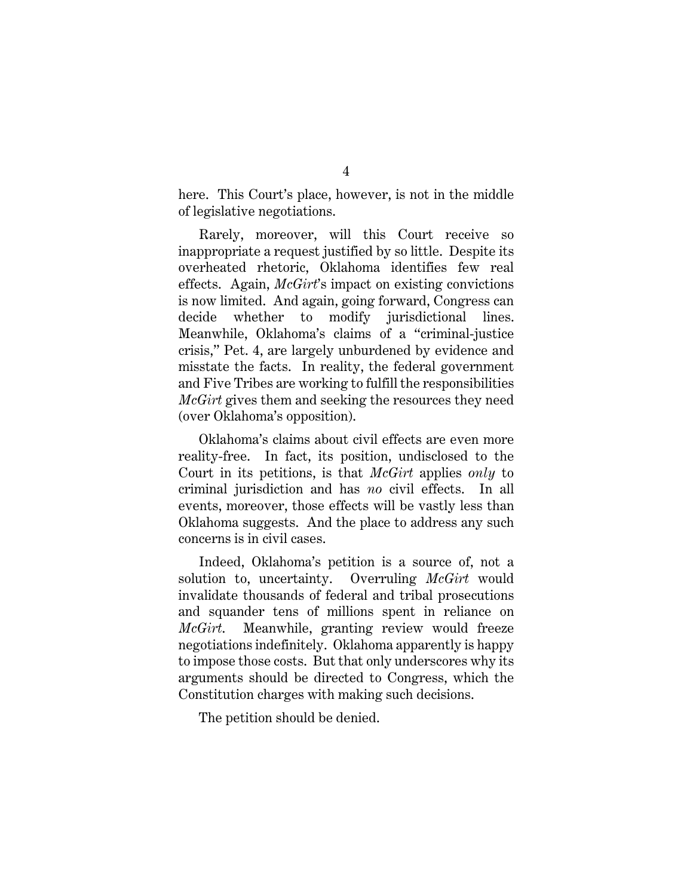here. This Court's place, however, is not in the middle of legislative negotiations.

Rarely, moreover, will this Court receive so inappropriate a request justified by so little. Despite its overheated rhetoric, Oklahoma identifies few real effects. Again, *McGirt*'s impact on existing convictions is now limited. And again, going forward, Congress can decide whether to modify jurisdictional lines. Meanwhile, Oklahoma's claims of a "criminal-justice crisis," Pet. 4, are largely unburdened by evidence and misstate the facts. In reality, the federal government and Five Tribes are working to fulfill the responsibilities *McGirt* gives them and seeking the resources they need (over Oklahoma's opposition).

Oklahoma's claims about civil effects are even more reality-free. In fact, its position, undisclosed to the Court in its petitions, is that *McGirt* applies *only* to criminal jurisdiction and has *no* civil effects. In all events, moreover, those effects will be vastly less than Oklahoma suggests. And the place to address any such concerns is in civil cases.

Indeed, Oklahoma's petition is a source of, not a solution to, uncertainty. Overruling *McGirt* would invalidate thousands of federal and tribal prosecutions and squander tens of millions spent in reliance on *McGirt*. Meanwhile, granting review would freeze negotiations indefinitely. Oklahoma apparently is happy to impose those costs. But that only underscores why its arguments should be directed to Congress, which the Constitution charges with making such decisions.

The petition should be denied.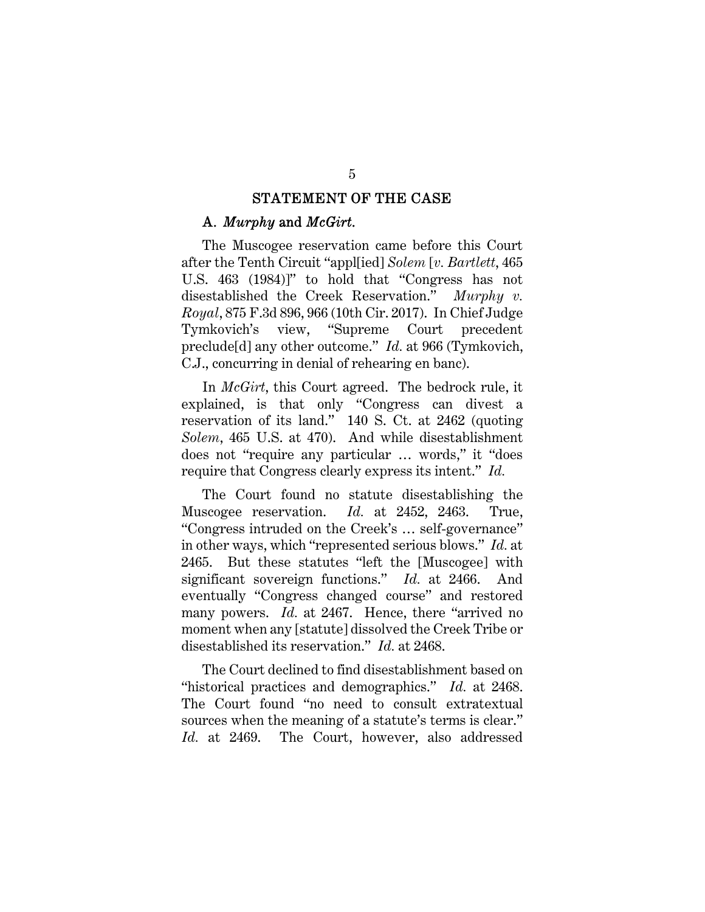## STATEMENT OF THE CASE

### A. *Murphy* and *McGirt*.

The Muscogee reservation came before this Court after the Tenth Circuit "appl[ied] *Solem* [*v. Bartlett*, 465 U.S. 463 (1984)]" to hold that "Congress has not disestablished the Creek Reservation." *Murphy v. Royal*, 875 F.3d 896, 966 (10th Cir. 2017). In Chief Judge Tymkovich's view, "Supreme Court precedent preclude[d] any other outcome." *Id.* at 966 (Tymkovich, C.J., concurring in denial of rehearing en banc).

In *McGirt*, this Court agreed. The bedrock rule, it explained, is that only "Congress can divest a reservation of its land." 140 S. Ct. at 2462 (quoting *Solem*, 465 U.S. at 470). And while disestablishment does not "require any particular … words," it "does require that Congress clearly express its intent." *Id.*

The Court found no statute disestablishing the Muscogee reservation. *Id.* at 2452, 2463. True, "Congress intruded on the Creek's … self-governance" in other ways, which "represented serious blows." *Id.* at 2465. But these statutes "left the [Muscogee] with significant sovereign functions." *Id.* at 2466. And eventually "Congress changed course" and restored many powers. *Id.* at 2467. Hence, there "arrived no moment when any [statute] dissolved the Creek Tribe or disestablished its reservation." *Id.* at 2468.

The Court declined to find disestablishment based on "historical practices and demographics." *Id.* at 2468. The Court found "no need to consult extratextual sources when the meaning of a statute's terms is clear." *Id.* at 2469. The Court, however, also addressed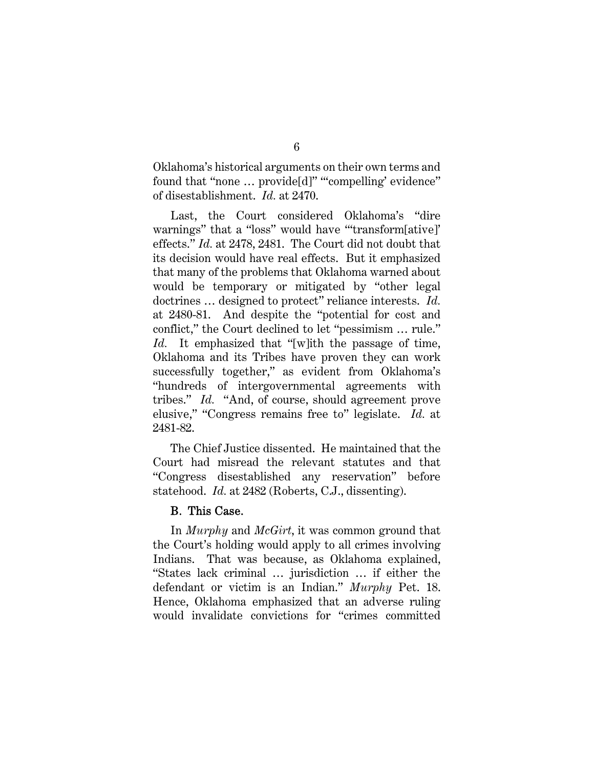Oklahoma's historical arguments on their own terms and found that "none … provide[d]" "'compelling' evidence" of disestablishment. *Id.* at 2470.

Last, the Court considered Oklahoma's "dire warnings" that a "loss" would have "'transform[ative]' effects." *Id.* at 2478, 2481. The Court did not doubt that its decision would have real effects. But it emphasized that many of the problems that Oklahoma warned about would be temporary or mitigated by "other legal doctrines … designed to protect" reliance interests. *Id.* at 2480-81. And despite the "potential for cost and conflict," the Court declined to let "pessimism … rule." *Id.* It emphasized that "[w]ith the passage of time, Oklahoma and its Tribes have proven they can work successfully together," as evident from Oklahoma's "hundreds of intergovernmental agreements with tribes." *Id.* "And, of course, should agreement prove elusive," "Congress remains free to" legislate. *Id.* at 2481-82.

The Chief Justice dissented. He maintained that the Court had misread the relevant statutes and that "Congress disestablished any reservation" before statehood. *Id.* at 2482 (Roberts, C.J., dissenting).

### B. This Case.

In *Murphy* and *McGirt*, it was common ground that the Court's holding would apply to all crimes involving Indians. That was because, as Oklahoma explained, "States lack criminal … jurisdiction … if either the defendant or victim is an Indian." *Murphy* Pet. 18. Hence, Oklahoma emphasized that an adverse ruling would invalidate convictions for "crimes committed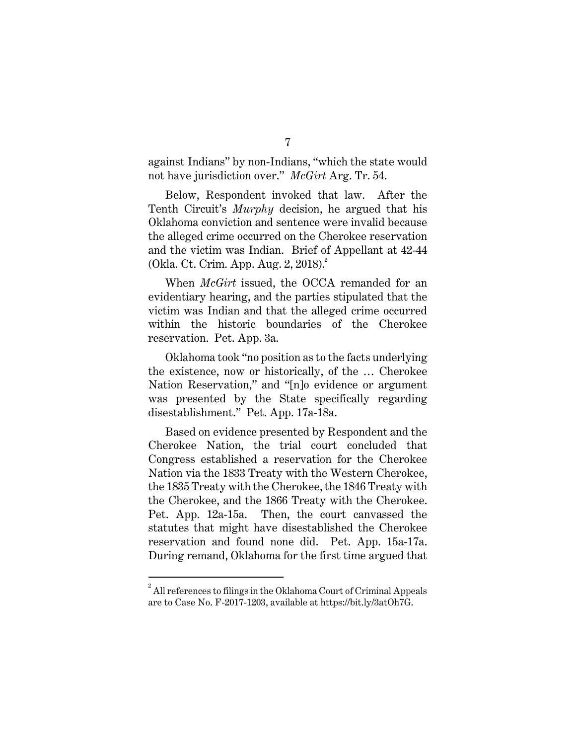against Indians" by non-Indians, "which the state would not have jurisdiction over." *McGirt* Arg. Tr. 54.

Below, Respondent invoked that law. After the Tenth Circuit's *Murphy* decision, he argued that his Oklahoma conviction and sentence were invalid because the alleged crime occurred on the Cherokee reservation and the victim was Indian. Brief of Appellant at 42-44 (Okla. Ct. Crim. App. Aug. 2, 2018).[2]

When *McGirt* issued, the OCCA remanded for an evidentiary hearing, and the parties stipulated that the victim was Indian and that the alleged crime occurred within the historic boundaries of the Cherokee reservation. Pet. App. 3a.

Oklahoma took "no position as to the facts underlying the existence, now or historically, of the … Cherokee Nation Reservation," and "[n]o evidence or argument was presented by the State specifically regarding disestablishment." Pet. App. 17a-18a.

Based on evidence presented by Respondent and the Cherokee Nation, the trial court concluded that Congress established a reservation for the Cherokee Nation via the 1833 Treaty with the Western Cherokee, the 1835 Treaty with the Cherokee, the 1846 Treaty with the Cherokee, and the 1866 Treaty with the Cherokee. Pet. App. 12a-15a. Then, the court canvassed the statutes that might have disestablished the Cherokee reservation and found none did. Pet. App. 15a-17a. During remand, Oklahoma for the first time argued that

[2] All references to filings in the Oklahoma Court of Criminal Appeals are to Case No. F-2017-1203, available at https://bit.ly/3atOh7G.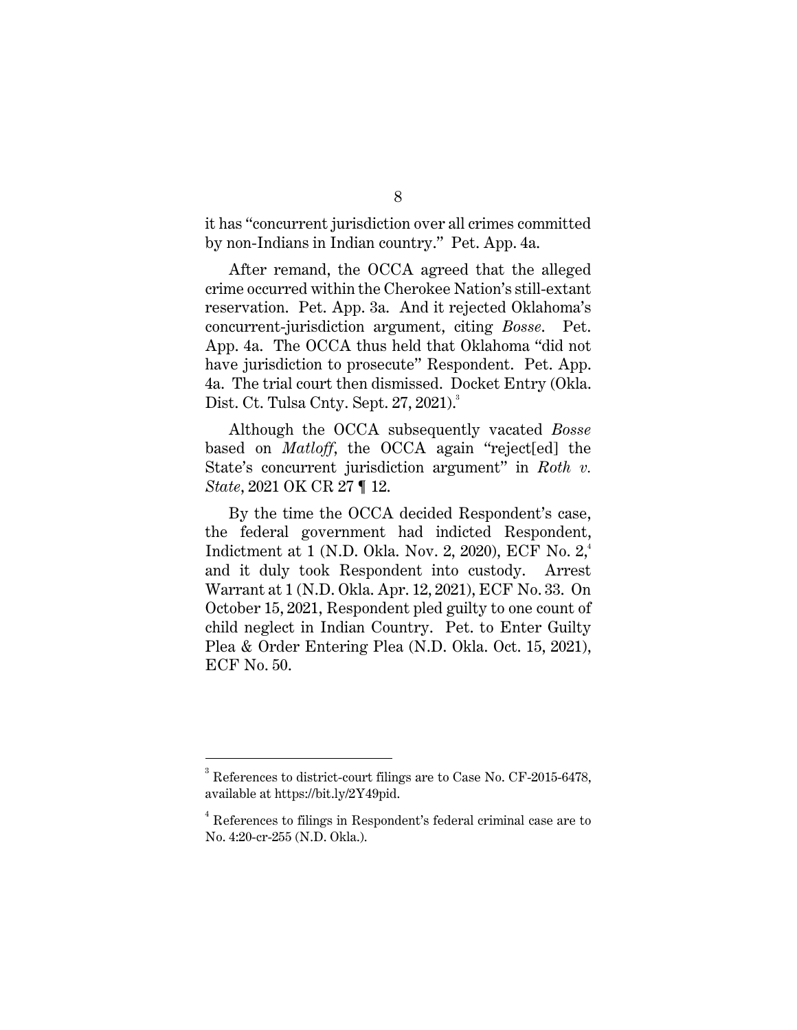it has "concurrent jurisdiction over all crimes committed by non-Indians in Indian country." Pet. App. 4a.

After remand, the OCCA agreed that the alleged crime occurred within the Cherokee Nation's still-extant reservation. Pet. App. 3a. And it rejected Oklahoma's concurrent-jurisdiction argument, citing *Bosse*. Pet. App. 4a. The OCCA thus held that Oklahoma "did not have jurisdiction to prosecute" Respondent. Pet. App. 4a. The trial court then dismissed. Docket Entry (Okla. Dist. Ct. Tulsa Cnty. Sept. 27, 2021).[3]

Although the OCCA subsequently vacated *Bosse* based on *Matloff*, the OCCA again "reject[ed] the State's concurrent jurisdiction argument" in *Roth v. State*, 2021 OK CR 27 ¶ 12.

By the time the OCCA decided Respondent's case, the federal government had indicted Respondent, Indictment at 1 (N.D. Okla. Nov. 2, 2020), ECF No. 2,[4] and it duly took Respondent into custody. Arrest Warrant at 1 (N.D. Okla. Apr. 12, 2021), ECF No. 33. On October 15, 2021, Respondent pled guilty to one count of child neglect in Indian Country. Pet. to Enter Guilty Plea & Order Entering Plea (N.D. Okla. Oct. 15, 2021), ECF No. 50.

---

[3] References to district-court filings are to Case No. CF-2015-6478, available at https://bit.ly/2Y49pid.

[4] References to filings in Respondent's federal criminal case are to No. 4:20-cr-255 (N.D. Okla.).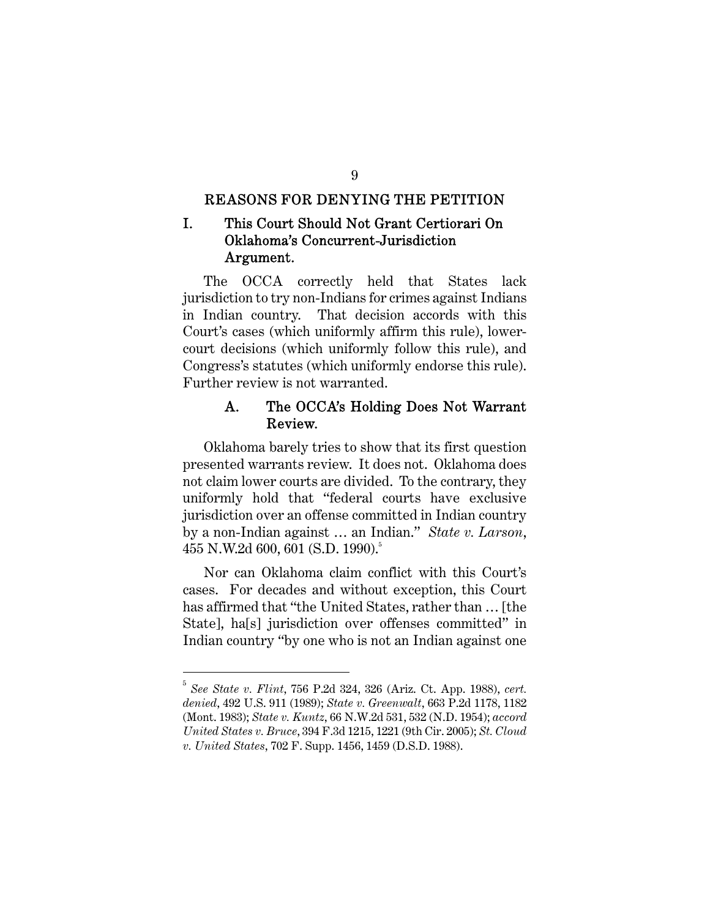## REASONS FOR DENYING THE PETITION

### I. This Court Should Not Grant Certiorari On Oklahoma's Concurrent-Jurisdiction Argument.

The OCCA correctly held that States lack jurisdiction to try non-Indians for crimes against Indians in Indian country. That decision accords with this Court's cases (which uniformly affirm this rule), lower-court decisions (which uniformly follow this rule), and Congress's statutes (which uniformly endorse this rule). Further review is not warranted.

#### A. The OCCA's Holding Does Not Warrant Review.

Oklahoma barely tries to show that its first question presented warrants review. It does not. Oklahoma does not claim lower courts are divided. To the contrary, they uniformly hold that "federal courts have exclusive jurisdiction over an offense committed in Indian country by a non-Indian against … an Indian." *State v. Larson*, 455 N.W.2d 600, 601 (S.D. 1990).[5]

Nor can Oklahoma claim conflict with this Court's cases. For decades and without exception, this Court has affirmed that "the United States, rather than … [the State], ha[s] jurisdiction over offenses committed" in Indian country "by one who is not an Indian against one

---

[5] *See State v. Flint*, 756 P.2d 324, 326 (Ariz. Ct. App. 1988), *cert. denied*, 492 U.S. 911 (1989); *State v. Greenwalt*, 663 P.2d 1178, 1182 (Mont. 1983); *State v. Kuntz*, 66 N.W.2d 531, 532 (N.D. 1954); *accord United States v. Bruce*, 394 F.3d 1215, 1221 (9th Cir. 2005); *St. Cloud v. United States*, 702 F. Supp. 1456, 1459 (D.S.D. 1988).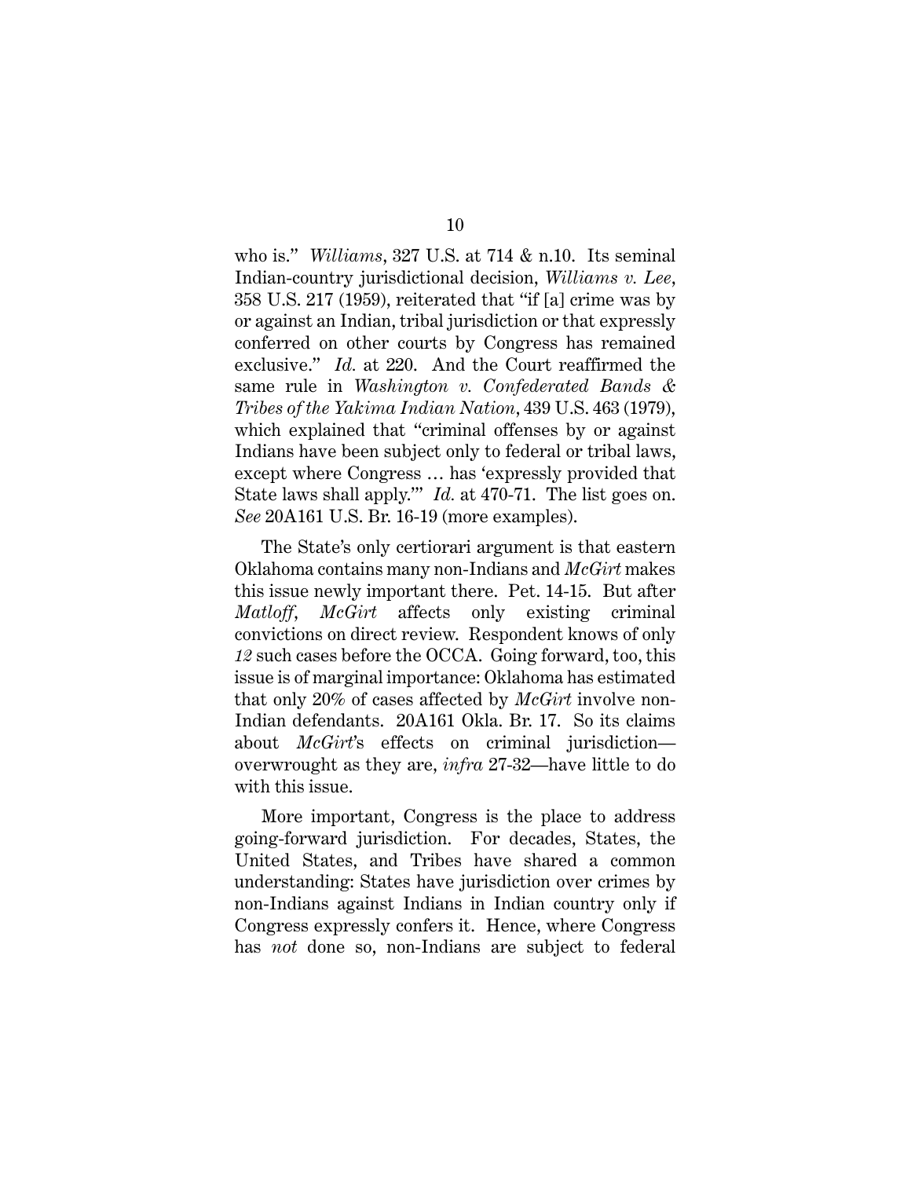who is." *Williams*, 327 U.S. at 714 & n.10. Its seminal Indian-country jurisdictional decision, *Williams v. Lee*, 358 U.S. 217 (1959), reiterated that "if [a] crime was by or against an Indian, tribal jurisdiction or that expressly conferred on other courts by Congress has remained exclusive." *Id.* at 220. And the Court reaffirmed the same rule in *Washington v. Confederated Bands & Tribes of the Yakima Indian Nation*, 439 U.S. 463 (1979), which explained that "criminal offenses by or against Indians have been subject only to federal or tribal laws, except where Congress … has 'expressly provided that State laws shall apply.'" *Id.* at 470-71. The list goes on. *See* 20A161 U.S. Br. 16-19 (more examples).

The State's only certiorari argument is that eastern Oklahoma contains many non-Indians and *McGirt* makes this issue newly important there. Pet. 14-15. But after *Matloff*, *McGirt* affects only existing criminal convictions on direct review. Respondent knows of only *12* such cases before the OCCA. Going forward, too, this issue is of marginal importance: Oklahoma has estimated that only 20% of cases affected by *McGirt* involve non-Indian defendants. 20A161 Okla. Br. 17. So its claims about *McGirt*'s effects on criminal jurisdiction—overwrought as they are, *infra* 27-32—have little to do with this issue.

More important, Congress is the place to address going-forward jurisdiction. For decades, States, the United States, and Tribes have shared a common understanding: States have jurisdiction over crimes by non-Indians against Indians in Indian country only if Congress expressly confers it. Hence, where Congress has *not* done so, non-Indians are subject to federal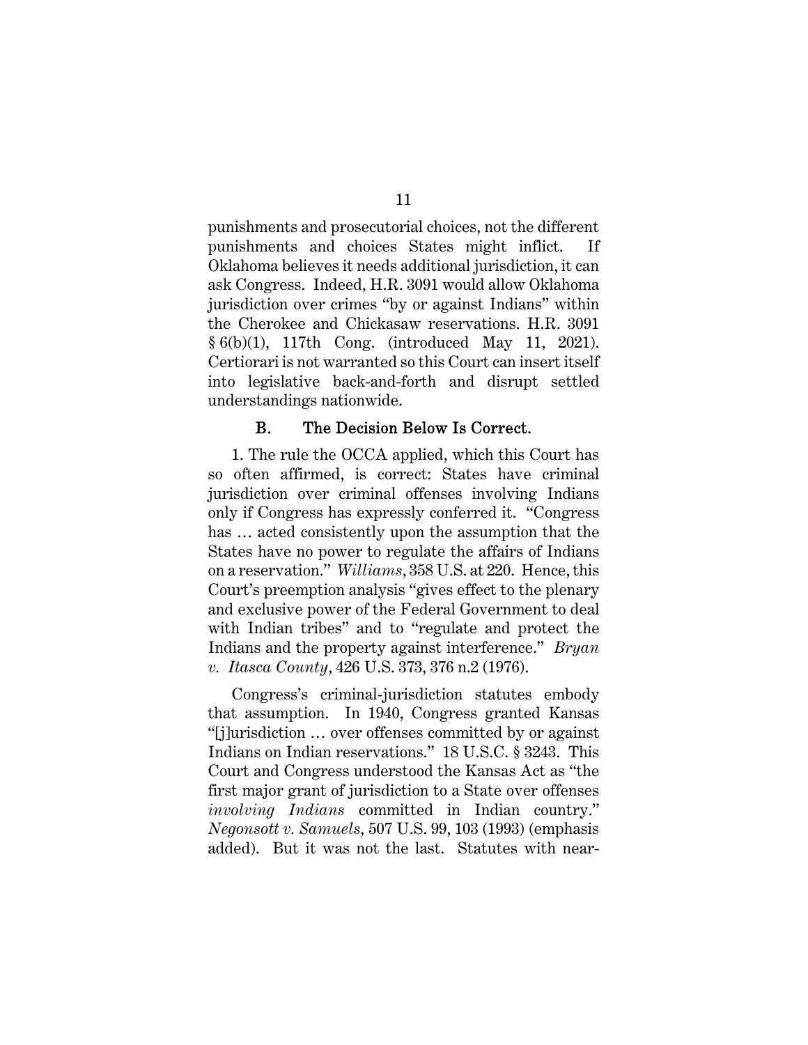punishments and prosecutorial choices, not the different punishments and choices States might inflict. If Oklahoma believes it needs additional jurisdiction, it can ask Congress. Indeed, H.R. 3091 would allow Oklahoma jurisdiction over crimes "by or against Indians" within the Cherokee and Chickasaw reservations. H.R. 3091 § 6(b)(1), 117th Cong. (introduced May 11, 2021). Certiorari is not warranted so this Court can insert itself into legislative back-and-forth and disrupt settled understandings nationwide.

### B. The Decision Below Is Correct.

1. The rule the OCCA applied, which this Court has so often affirmed, is correct: States have criminal jurisdiction over criminal offenses involving Indians only if Congress has expressly conferred it. "Congress has … acted consistently upon the assumption that the States have no power to regulate the affairs of Indians on a reservation." *Williams*, 358 U.S. at 220. Hence, this Court's preemption analysis "gives effect to the plenary and exclusive power of the Federal Government to deal with Indian tribes" and to "regulate and protect the Indians and the property against interference." *Bryan v. Itasca County*, 426 U.S. 373, 376 n.2 (1976).

Congress's criminal-jurisdiction statutes embody that assumption. In 1940, Congress granted Kansas "[j]urisdiction … over offenses committed by or against Indians on Indian reservations." 18 U.S.C. § 3243. This Court and Congress understood the Kansas Act as "the first major grant of jurisdiction to a State over offenses *involving Indians* committed in Indian country." *Negonsott v. Samuels*, 507 U.S. 99, 103 (1993) (emphasis added). But it was not the last. Statutes with near-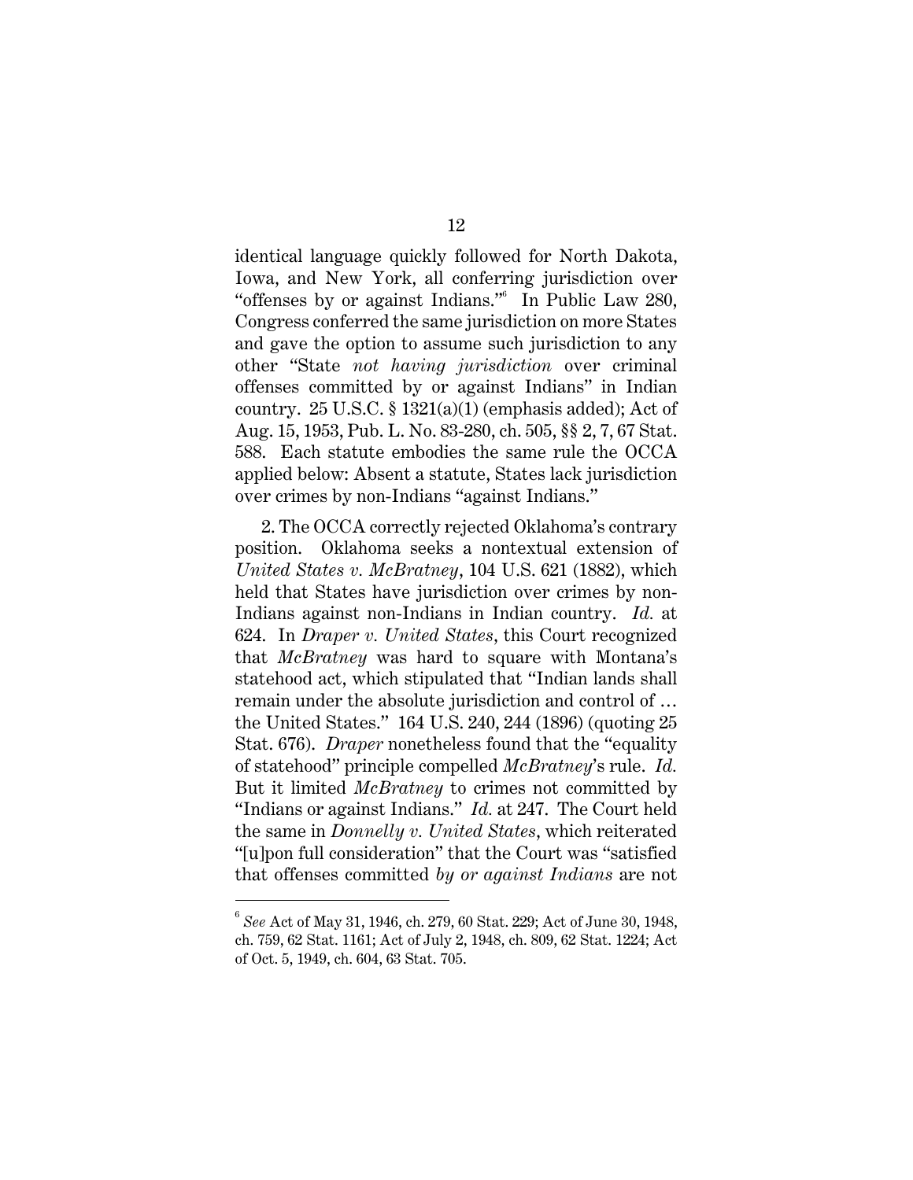identical language quickly followed for North Dakota, Iowa, and New York, all conferring jurisdiction over "offenses by or against Indians."[6] In Public Law 280, Congress conferred the same jurisdiction on more States and gave the option to assume such jurisdiction to any other "State *not having jurisdiction* over criminal offenses committed by or against Indians" in Indian country. 25 U.S.C. § 1321(a)(1) (emphasis added); Act of Aug. 15, 1953, Pub. L. No. 83-280, ch. 505, §§ 2, 7, 67 Stat. 588. Each statute embodies the same rule the OCCA applied below: Absent a statute, States lack jurisdiction over crimes by non-Indians "against Indians."

2. The OCCA correctly rejected Oklahoma's contrary position. Oklahoma seeks a nontextual extension of *United States v. McBratney*, 104 U.S. 621 (1882), which held that States have jurisdiction over crimes by non-Indians against non-Indians in Indian country. *Id.* at 624. In *Draper v. United States*, this Court recognized that *McBratney* was hard to square with Montana's statehood act, which stipulated that "Indian lands shall remain under the absolute jurisdiction and control of … the United States." 164 U.S. 240, 244 (1896) (quoting 25 Stat. 676). *Draper* nonetheless found that the "equality of statehood" principle compelled *McBratney*'s rule. *Id.* But it limited *McBratney* to crimes not committed by "Indians or against Indians." *Id.* at 247. The Court held the same in *Donnelly v. United States*, which reiterated "[u]pon full consideration" that the Court was "satisfied that offenses committed *by or against Indians* are not

---

[6] *See* Act of May 31, 1946, ch. 279, 60 Stat. 229; Act of June 30, 1948, ch. 759, 62 Stat. 1161; Act of July 2, 1948, ch. 809, 62 Stat. 1224; Act of Oct. 5, 1949, ch. 604, 63 Stat. 705.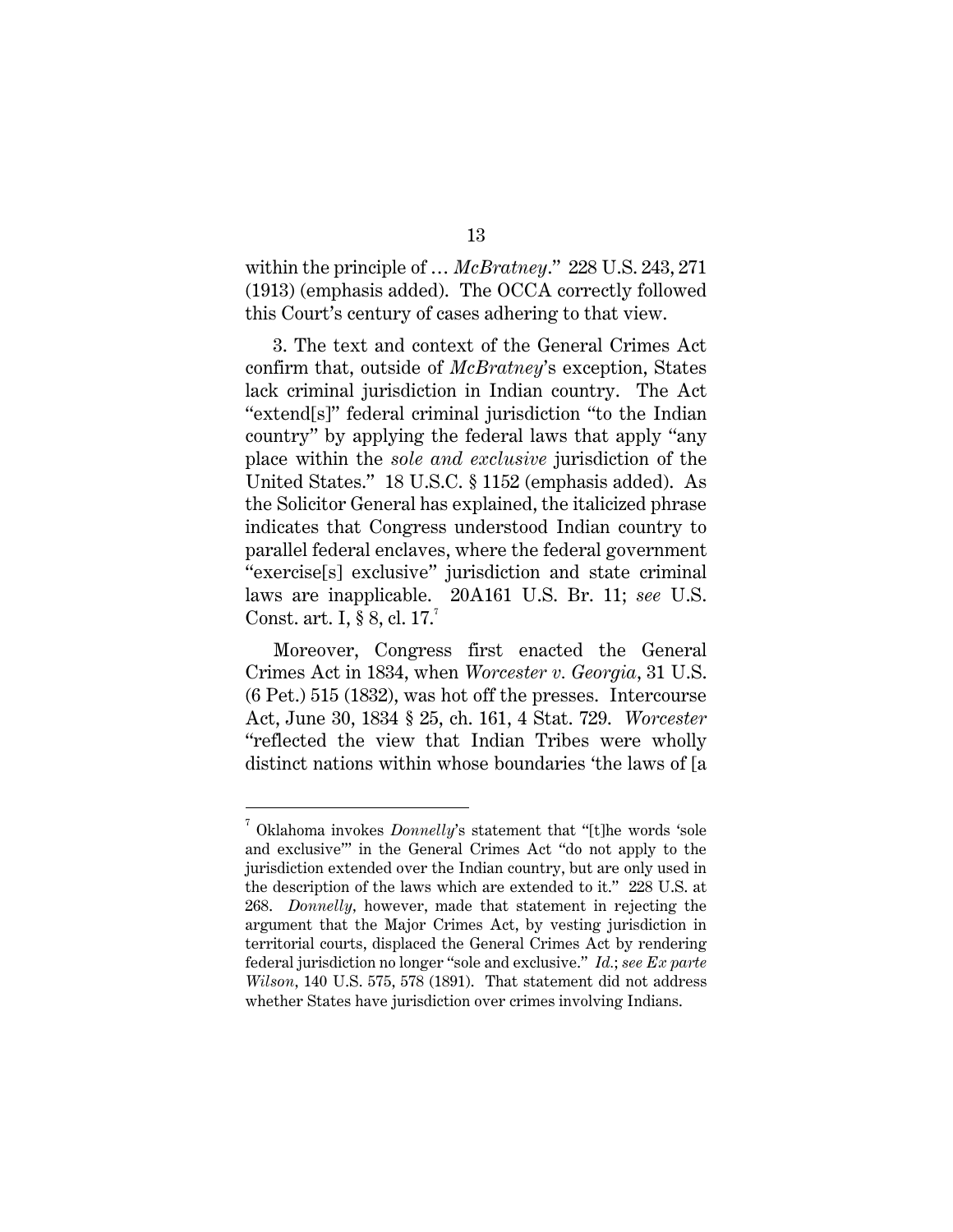within the principle of … *McBratney*." 228 U.S. 243, 271 (1913) (emphasis added). The OCCA correctly followed this Court's century of cases adhering to that view.

3. The text and context of the General Crimes Act confirm that, outside of *McBratney*'s exception, States lack criminal jurisdiction in Indian country. The Act "extend[s]" federal criminal jurisdiction "to the Indian country" by applying the federal laws that apply "any place within the *sole and exclusive* jurisdiction of the United States." 18 U.S.C. § 1152 (emphasis added). As the Solicitor General has explained, the italicized phrase indicates that Congress understood Indian country to parallel federal enclaves, where the federal government "exercise[s] exclusive" jurisdiction and state criminal laws are inapplicable. 20A161 U.S. Br. 11; *see* U.S. Const. art. I, § 8, cl. 17.[7]

Moreover, Congress first enacted the General Crimes Act in 1834, when *Worcester v. Georgia*, 31 U.S. (6 Pet.) 515 (1832), was hot off the presses. Intercourse Act, June 30, 1834 § 25, ch. 161, 4 Stat. 729. *Worcester* "reflected the view that Indian Tribes were wholly distinct nations within whose boundaries 'the laws of [a

---

[7] Oklahoma invokes *Donnelly*'s statement that "[t]he words 'sole and exclusive'" in the General Crimes Act "do not apply to the jurisdiction extended over the Indian country, but are only used in the description of the laws which are extended to it." 228 U.S. at 268. *Donnelly*, however, made that statement in rejecting the argument that the Major Crimes Act, by vesting jurisdiction in territorial courts, displaced the General Crimes Act by rendering federal jurisdiction no longer "sole and exclusive." *Id.*; *see Ex parte Wilson*, 140 U.S. 575, 578 (1891). That statement did not address whether States have jurisdiction over crimes involving Indians.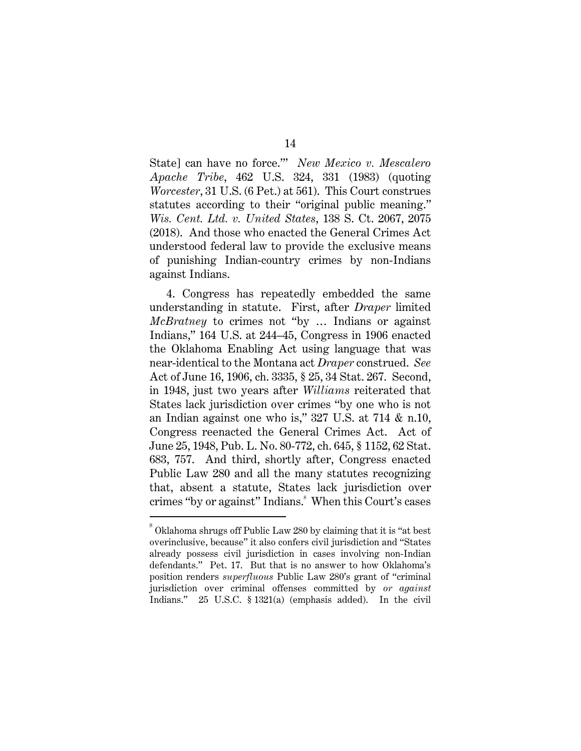State] can have no force.'" *New Mexico v. Mescalero Apache Tribe*, 462 U.S. 324, 331 (1983) (quoting *Worcester*, 31 U.S. (6 Pet.) at 561). This Court construes statutes according to their "original public meaning." *Wis. Cent. Ltd. v. United States*, 138 S. Ct. 2067, 2075 (2018). And those who enacted the General Crimes Act understood federal law to provide the exclusive means of punishing Indian-country crimes by non-Indians against Indians.

4. Congress has repeatedly embedded the same understanding in statute. First, after *Draper* limited *McBratney* to crimes not "by … Indians or against Indians," 164 U.S. at 244–45, Congress in 1906 enacted the Oklahoma Enabling Act using language that was near-identical to the Montana act *Draper* construed. *See* Act of June 16, 1906, ch. 3335, § 25, 34 Stat. 267. Second, in 1948, just two years after *Williams* reiterated that States lack jurisdiction over crimes "by one who is not an Indian against one who is," 327 U.S. at 714 & n.10, Congress reenacted the General Crimes Act. Act of June 25, 1948, Pub. L. No. 80-772, ch. 645, § 1152, 62 Stat. 683, 757. And third, shortly after, Congress enacted Public Law 280 and all the many statutes recognizing that, absent a statute, States lack jurisdiction over crimes "by or against" Indians.[8] When this Court's cases

---

[8] Oklahoma shrugs off Public Law 280 by claiming that it is "at best overinclusive, because" it also confers civil jurisdiction and "States already possess civil jurisdiction in cases involving non-Indian defendants." Pet. 17. But that is no answer to how Oklahoma's position renders *superfluous* Public Law 280's grant of "criminal jurisdiction over criminal offenses committed by *or against* Indians." 25 U.S.C. § 1321(a) (emphasis added). In the civil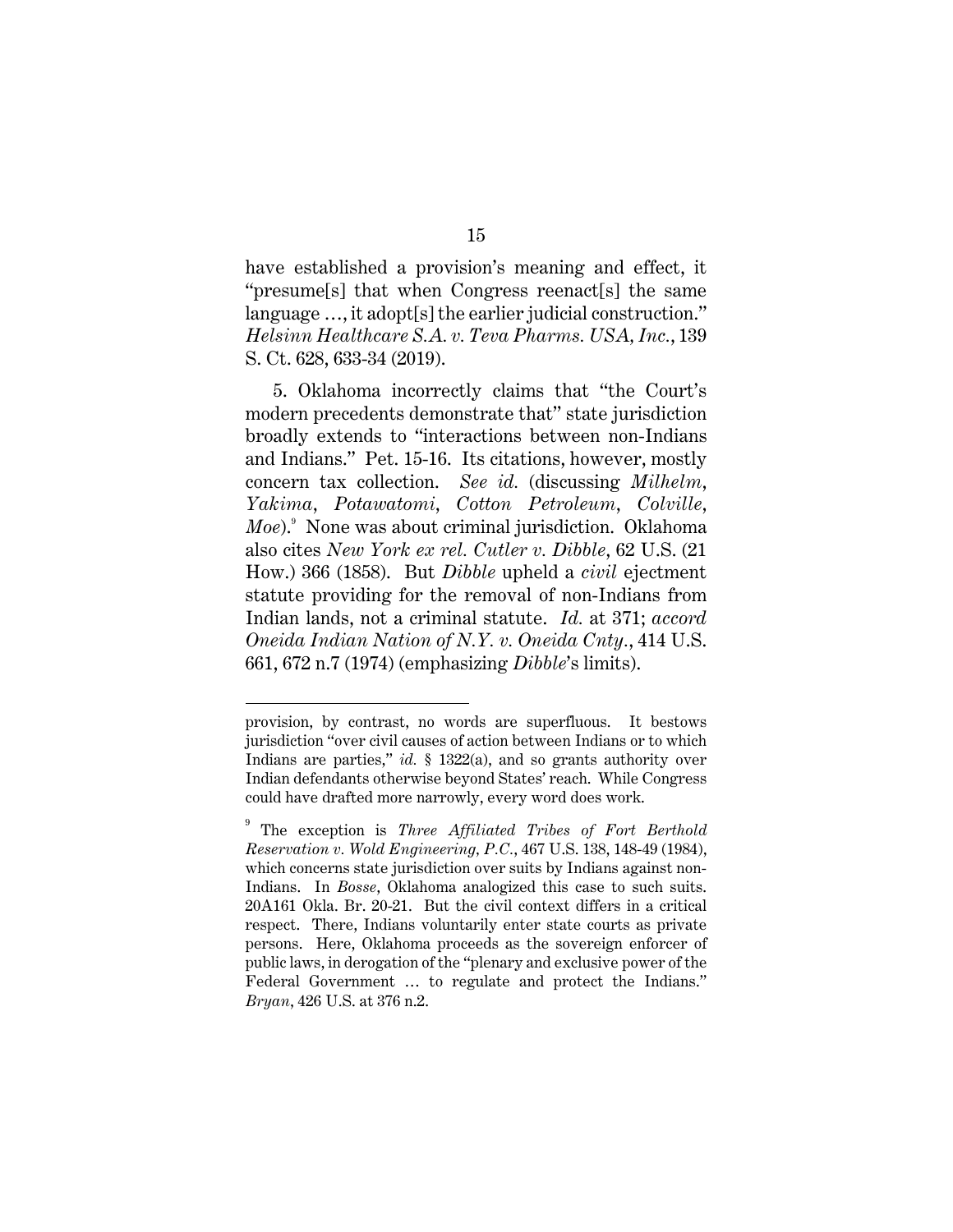have established a provision's meaning and effect, it "presume[s] that when Congress reenact[s] the same language …, it adopt[s] the earlier judicial construction." *Helsinn Healthcare S.A. v. Teva Pharms. USA, Inc.*, 139 S. Ct. 628, 633-34 (2019).

5. Oklahoma incorrectly claims that "the Court's modern precedents demonstrate that" state jurisdiction broadly extends to "interactions between non-Indians and Indians." Pet. 15-16. Its citations, however, mostly concern tax collection. *See id.* (discussing *Milhelm*, *Yakima*, *Potawatomi*, *Cotton Petroleum*, *Colville*, *Moe*).[9] None was about criminal jurisdiction. Oklahoma also cites *New York ex rel. Cutler v. Dibble*, 62 U.S. (21 How.) 366 (1858). But *Dibble* upheld a *civil* ejectment statute providing for the removal of non-Indians from Indian lands, not a criminal statute. *Id.* at 371; *accord Oneida Indian Nation of N.Y. v. Oneida Cnty.*, 414 U.S. 661, 672 n.7 (1974) (emphasizing *Dibble*'s limits).

---

provision, by contrast, no words are superfluous. It bestows jurisdiction "over civil causes of action between Indians or to which Indians are parties," *id.* § 1322(a), and so grants authority over Indian defendants otherwise beyond States' reach. While Congress could have drafted more narrowly, every word does work.

[9] The exception is *Three Affiliated Tribes of Fort Berthold Reservation v. Wold Engineering, P.C.*, 467 U.S. 138, 148-49 (1984), which concerns state jurisdiction over suits by Indians against non-Indians. In *Bosse*, Oklahoma analogized this case to such suits. 20A161 Okla. Br. 20-21. But the civil context differs in a critical respect. There, Indians voluntarily enter state courts as private persons. Here, Oklahoma proceeds as the sovereign enforcer of public laws, in derogation of the "plenary and exclusive power of the Federal Government … to regulate and protect the Indians." *Bryan*, 426 U.S. at 376 n.2.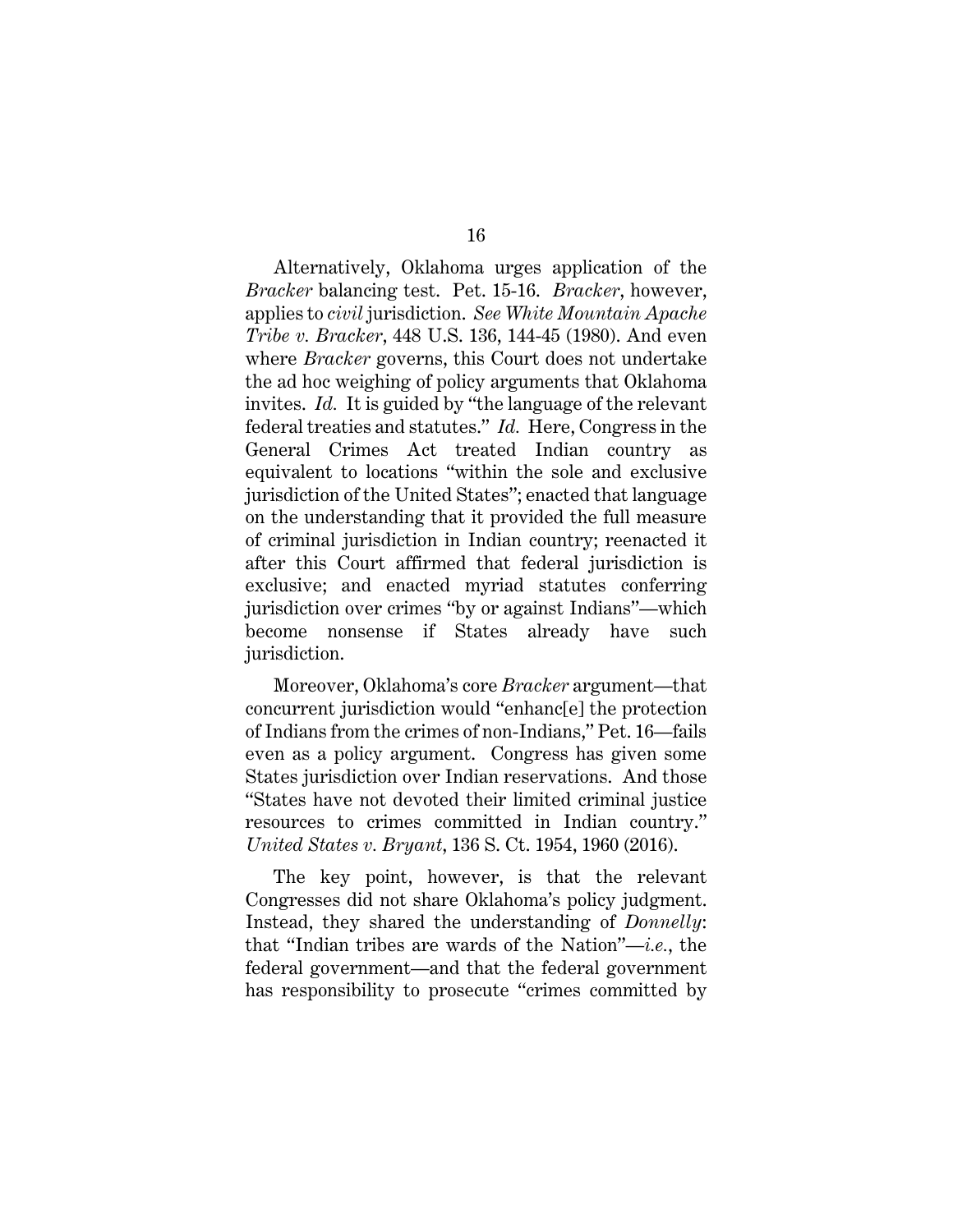Alternatively, Oklahoma urges application of the *Bracker* balancing test. Pet. 15-16. *Bracker*, however, applies to *civil* jurisdiction. *See White Mountain Apache Tribe v. Bracker*, 448 U.S. 136, 144-45 (1980). And even where *Bracker* governs, this Court does not undertake the ad hoc weighing of policy arguments that Oklahoma invites. *Id.* It is guided by "the language of the relevant federal treaties and statutes." *Id.* Here, Congress in the General Crimes Act treated Indian country as equivalent to locations "within the sole and exclusive jurisdiction of the United States"; enacted that language on the understanding that it provided the full measure of criminal jurisdiction in Indian country; reenacted it after this Court affirmed that federal jurisdiction is exclusive; and enacted myriad statutes conferring jurisdiction over crimes "by or against Indians"—which become nonsense if States already have such jurisdiction.

Moreover, Oklahoma's core *Bracker* argument—that concurrent jurisdiction would "enhanc[e] the protection of Indians from the crimes of non-Indians," Pet. 16—fails even as a policy argument. Congress has given some States jurisdiction over Indian reservations. And those "States have not devoted their limited criminal justice resources to crimes committed in Indian country." *United States v. Bryant*, 136 S. Ct. 1954, 1960 (2016).

The key point, however, is that the relevant Congresses did not share Oklahoma's policy judgment. Instead, they shared the understanding of *Donnelly*: that "Indian tribes are wards of the Nation"—*i.e.*, the federal government—and that the federal government has responsibility to prosecute "crimes committed by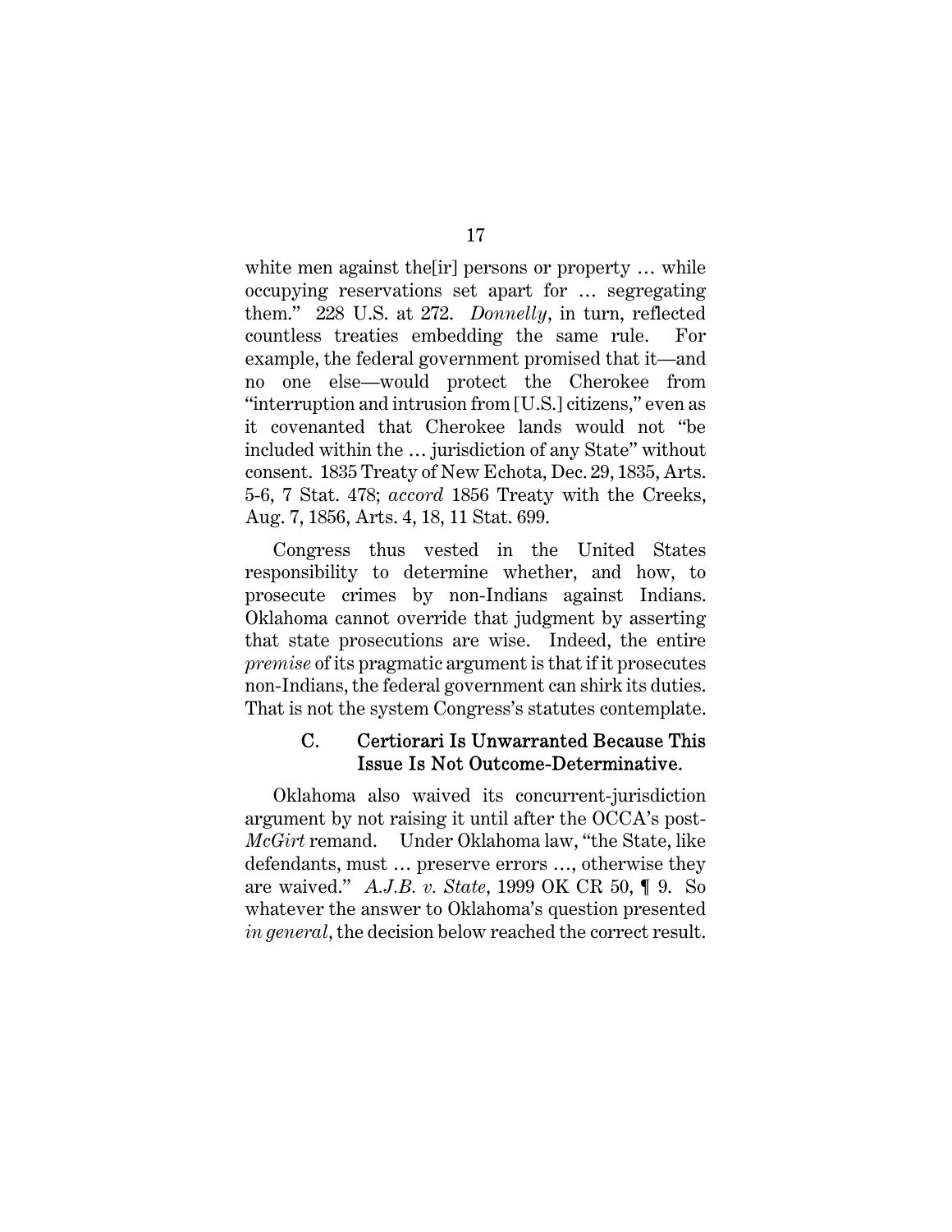white men against the[ir] persons or property … while occupying reservations set apart for … segregating them." 228 U.S. at 272. *Donnelly*, in turn, reflected countless treaties embedding the same rule. For example, the federal government promised that it—and no one else—would protect the Cherokee from "interruption and intrusion from [U.S.] citizens," even as it covenanted that Cherokee lands would not "be included within the … jurisdiction of any State" without consent. 1835 Treaty of New Echota, Dec. 29, 1835, Arts. 5-6, 7 Stat. 478; *accord* 1856 Treaty with the Creeks, Aug. 7, 1856, Arts. 4, 18, 11 Stat. 699.

Congress thus vested in the United States responsibility to determine whether, and how, to prosecute crimes by non-Indians against Indians. Oklahoma cannot override that judgment by asserting that state prosecutions are wise. Indeed, the entire *premise* of its pragmatic argument is that if it prosecutes non-Indians, the federal government can shirk its duties. That is not the system Congress's statutes contemplate.

### C. Certiorari Is Unwarranted Because This Issue Is Not Outcome-Determinative.

Oklahoma also waived its concurrent-jurisdiction argument by not raising it until after the OCCA's post-*McGirt* remand. Under Oklahoma law, "the State, like defendants, must … preserve errors …, otherwise they are waived." *A.J.B. v. State*, 1999 OK CR 50, ¶ 9. So whatever the answer to Oklahoma's question presented *in general*, the decision below reached the correct result.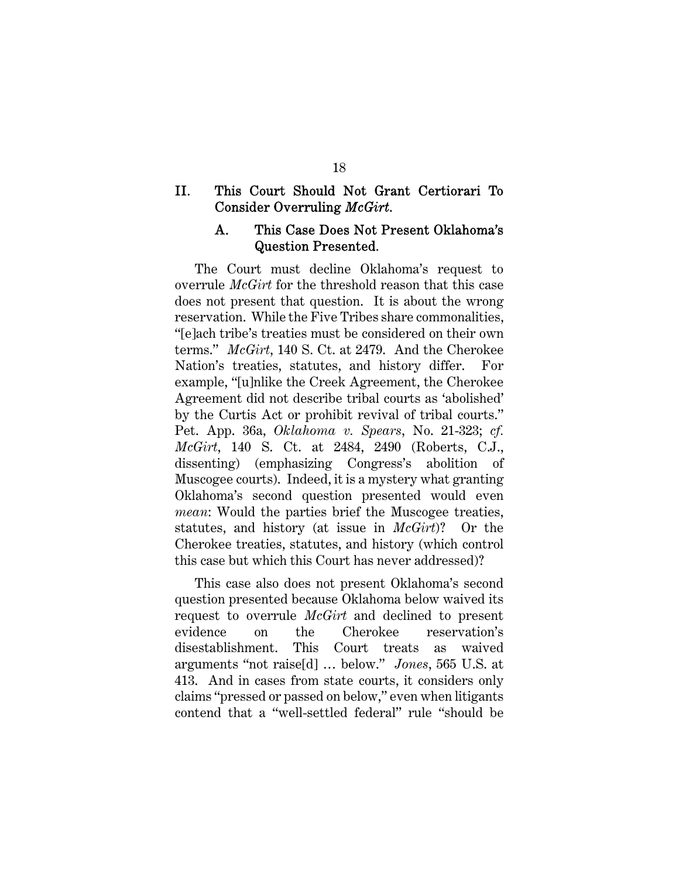## II. This Court Should Not Grant Certiorari To Consider Overruling *McGirt*.

### A. This Case Does Not Present Oklahoma's Question Presented.

The Court must decline Oklahoma's request to overrule *McGirt* for the threshold reason that this case does not present that question. It is about the wrong reservation. While the Five Tribes share commonalities, "[e]ach tribe's treaties must be considered on their own terms." *McGirt*, 140 S. Ct. at 2479. And the Cherokee Nation's treaties, statutes, and history differ. For example, "[u]nlike the Creek Agreement, the Cherokee Agreement did not describe tribal courts as 'abolished' by the Curtis Act or prohibit revival of tribal courts." Pet. App. 36a, *Oklahoma v. Spears*, No. 21-323; *cf. McGirt*, 140 S. Ct. at 2484, 2490 (Roberts, C.J., dissenting) (emphasizing Congress's abolition of Muscogee courts). Indeed, it is a mystery what granting Oklahoma's second question presented would even *mean*: Would the parties brief the Muscogee treaties, statutes, and history (at issue in *McGirt*)? Or the Cherokee treaties, statutes, and history (which control this case but which this Court has never addressed)?

This case also does not present Oklahoma's second question presented because Oklahoma below waived its request to overrule *McGirt* and declined to present evidence on the Cherokee reservation's disestablishment. This Court treats as waived arguments "not raise[d] … below." *Jones*, 565 U.S. at 413. And in cases from state courts, it considers only claims "pressed or passed on below," even when litigants contend that a "well-settled federal" rule "should be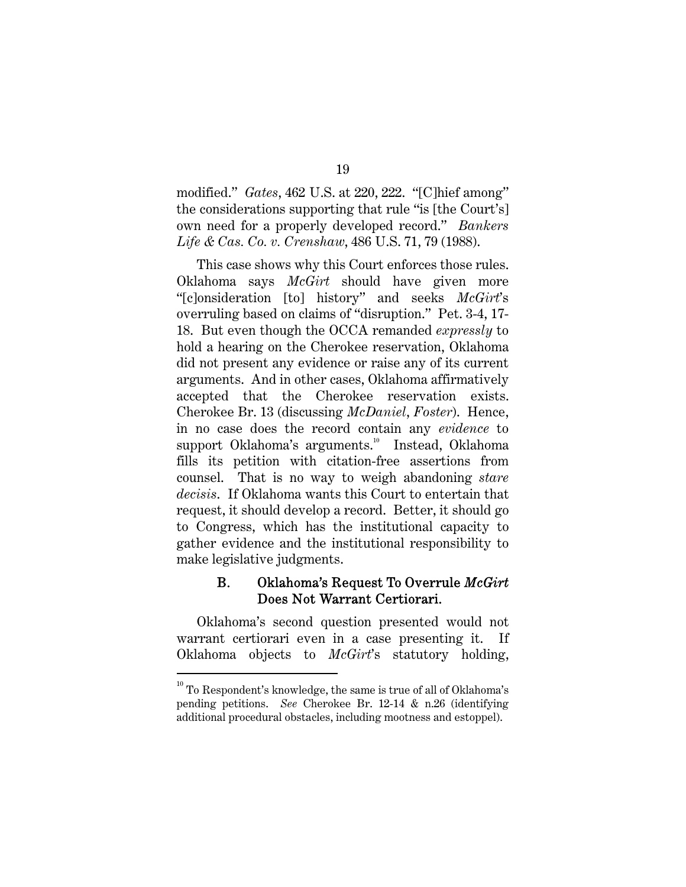modified." *Gates*, 462 U.S. at 220, 222. "[C]hief among" the considerations supporting that rule "is [the Court's] own need for a properly developed record." *Bankers Life & Cas. Co. v. Crenshaw*, 486 U.S. 71, 79 (1988).

This case shows why this Court enforces those rules. Oklahoma says *McGirt* should have given more "[c]onsideration [to] history" and seeks *McGirt*'s overruling based on claims of "disruption." Pet. 3-4, 17-18. But even though the OCCA remanded *expressly* to hold a hearing on the Cherokee reservation, Oklahoma did not present any evidence or raise any of its current arguments. And in other cases, Oklahoma affirmatively accepted that the Cherokee reservation exists. Cherokee Br. 13 (discussing *McDaniel*, *Foster*). Hence, in no case does the record contain any *evidence* to support Oklahoma's arguments.[10] Instead, Oklahoma fills its petition with citation-free assertions from counsel. That is no way to weigh abandoning *stare decisis*. If Oklahoma wants this Court to entertain that request, it should develop a record. Better, it should go to Congress, which has the institutional capacity to gather evidence and the institutional responsibility to make legislative judgments.

### B. Oklahoma's Request To Overrule *McGirt* Does Not Warrant Certiorari.

Oklahoma's second question presented would not warrant certiorari even in a case presenting it. If Oklahoma objects to *McGirt*'s statutory holding,

---

[10] To Respondent's knowledge, the same is true of all of Oklahoma's pending petitions. *See* Cherokee Br. 12-14 & n.26 (identifying additional procedural obstacles, including mootness and estoppel).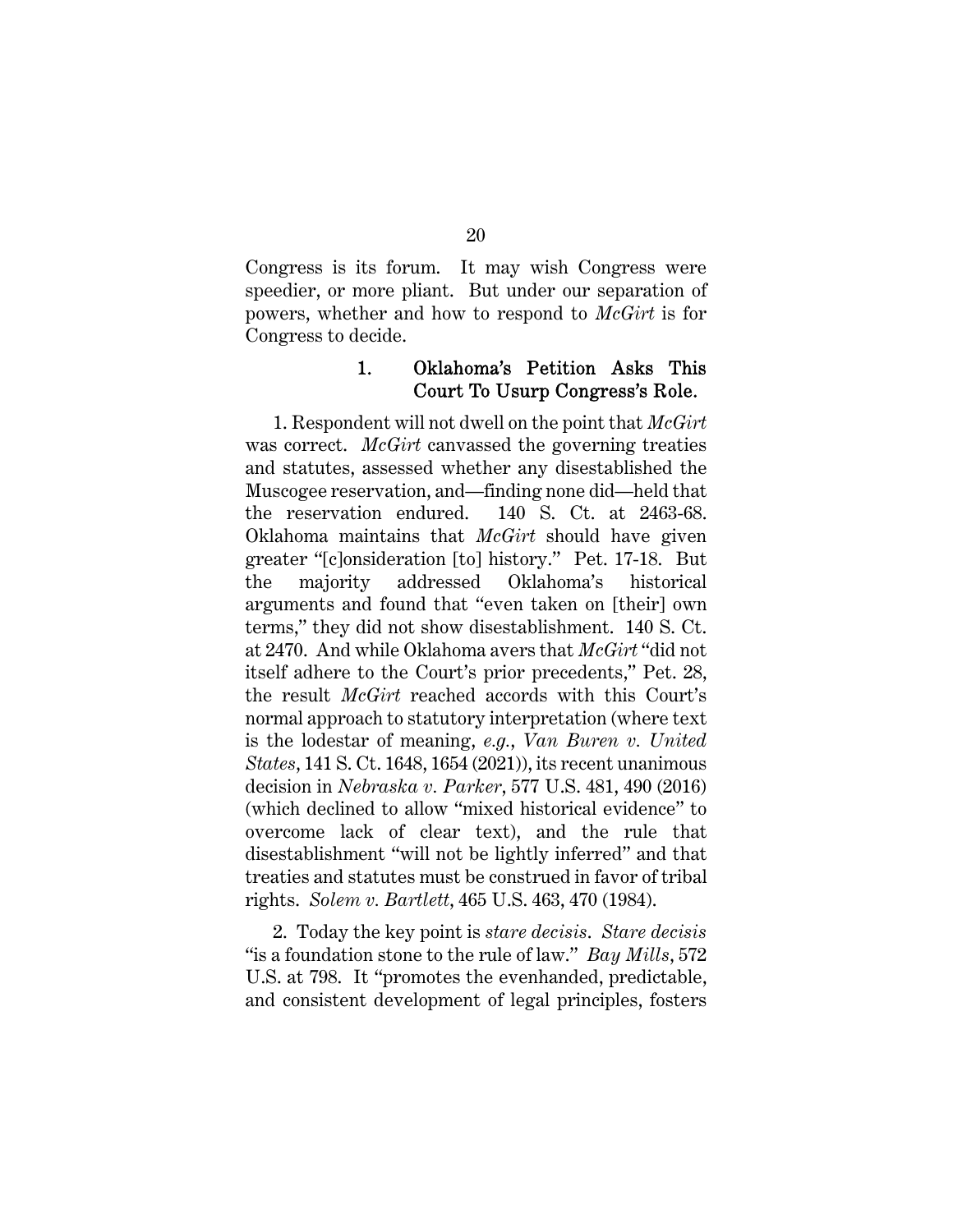Congress is its forum. It may wish Congress were speedier, or more pliant. But under our separation of powers, whether and how to respond to *McGirt* is for Congress to decide.

### 1. Oklahoma's Petition Asks This Court To Usurp Congress's Role.

1. Respondent will not dwell on the point that *McGirt* was correct. *McGirt* canvassed the governing treaties and statutes, assessed whether any disestablished the Muscogee reservation, and—finding none did—held that the reservation endured. 140 S. Ct. at 2463-68. Oklahoma maintains that *McGirt* should have given greater "[c]onsideration [to] history." Pet. 17-18. But the majority addressed Oklahoma's historical arguments and found that "even taken on [their] own terms," they did not show disestablishment. 140 S. Ct. at 2470. And while Oklahoma avers that *McGirt* "did not itself adhere to the Court's prior precedents," Pet. 28, the result *McGirt* reached accords with this Court's normal approach to statutory interpretation (where text is the lodestar of meaning, *e.g.*, *Van Buren v. United States*, 141 S. Ct. 1648, 1654 (2021)), its recent unanimous decision in *Nebraska v. Parker*, 577 U.S. 481, 490 (2016) (which declined to allow "mixed historical evidence" to overcome lack of clear text), and the rule that disestablishment "will not be lightly inferred" and that treaties and statutes must be construed in favor of tribal rights. *Solem v. Bartlett*, 465 U.S. 463, 470 (1984).

2. Today the key point is *stare decisis*. *Stare decisis* "is a foundation stone to the rule of law." *Bay Mills*, 572 U.S. at 798. It "promotes the evenhanded, predictable, and consistent development of legal principles, fosters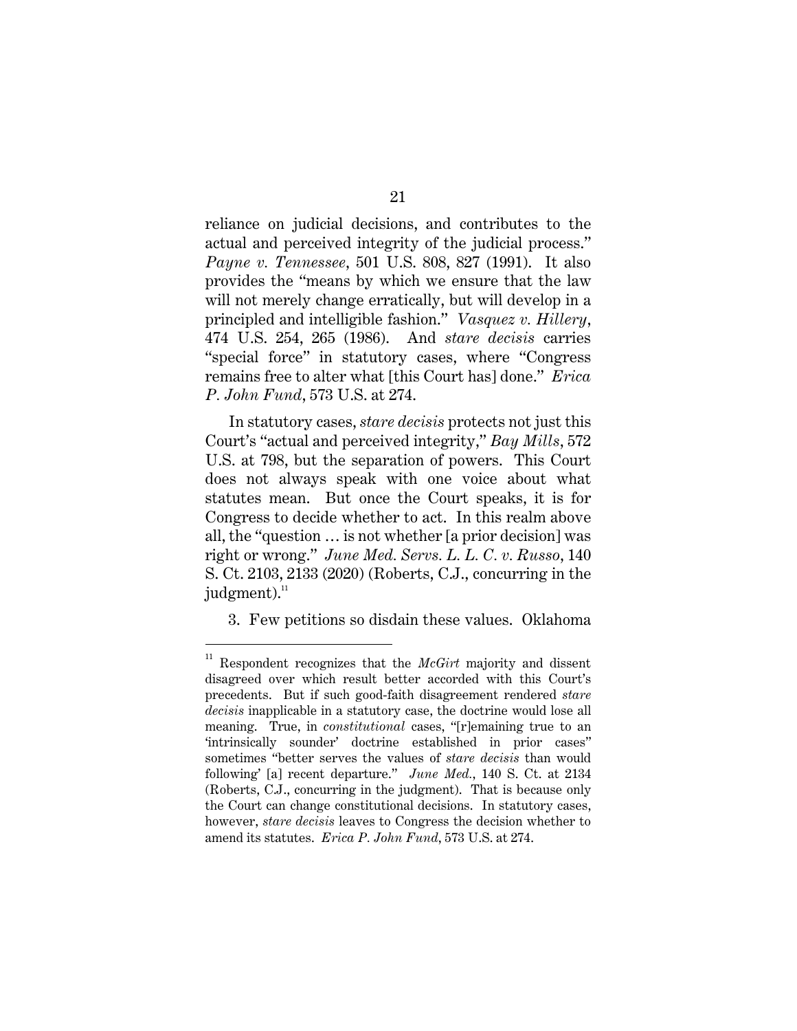reliance on judicial decisions, and contributes to the actual and perceived integrity of the judicial process." *Payne v. Tennessee*, 501 U.S. 808, 827 (1991). It also provides the "means by which we ensure that the law will not merely change erratically, but will develop in a principled and intelligible fashion." *Vasquez v. Hillery*, 474 U.S. 254, 265 (1986). And *stare decisis* carries "special force" in statutory cases, where "Congress remains free to alter what [this Court has] done." *Erica P. John Fund*, 573 U.S. at 274.

In statutory cases, *stare decisis* protects not just this Court's "actual and perceived integrity," *Bay Mills*, 572 U.S. at 798, but the separation of powers. This Court does not always speak with one voice about what statutes mean. But once the Court speaks, it is for Congress to decide whether to act. In this realm above all, the "question … is not whether [a prior decision] was right or wrong." *June Med. Servs. L. L. C. v. Russo*, 140 S. Ct. 2103, 2133 (2020) (Roberts, C.J., concurring in the judgment).[11]

3. Few petitions so disdain these values. Oklahoma

---

[11] Respondent recognizes that the *McGirt* majority and dissent disagreed over which result better accorded with this Court's precedents. But if such good-faith disagreement rendered *stare decisis* inapplicable in a statutory case, the doctrine would lose all meaning. True, in *constitutional* cases, "[r]emaining true to an 'intrinsically sounder' doctrine established in prior cases" sometimes "better serves the values of *stare decisis* than would following' [a] recent departure." *June Med.*, 140 S. Ct. at 2134 (Roberts, C.J., concurring in the judgment). That is because only the Court can change constitutional decisions. In statutory cases, however, *stare decisis* leaves to Congress the decision whether to amend its statutes. *Erica P. John Fund*, 573 U.S. at 274.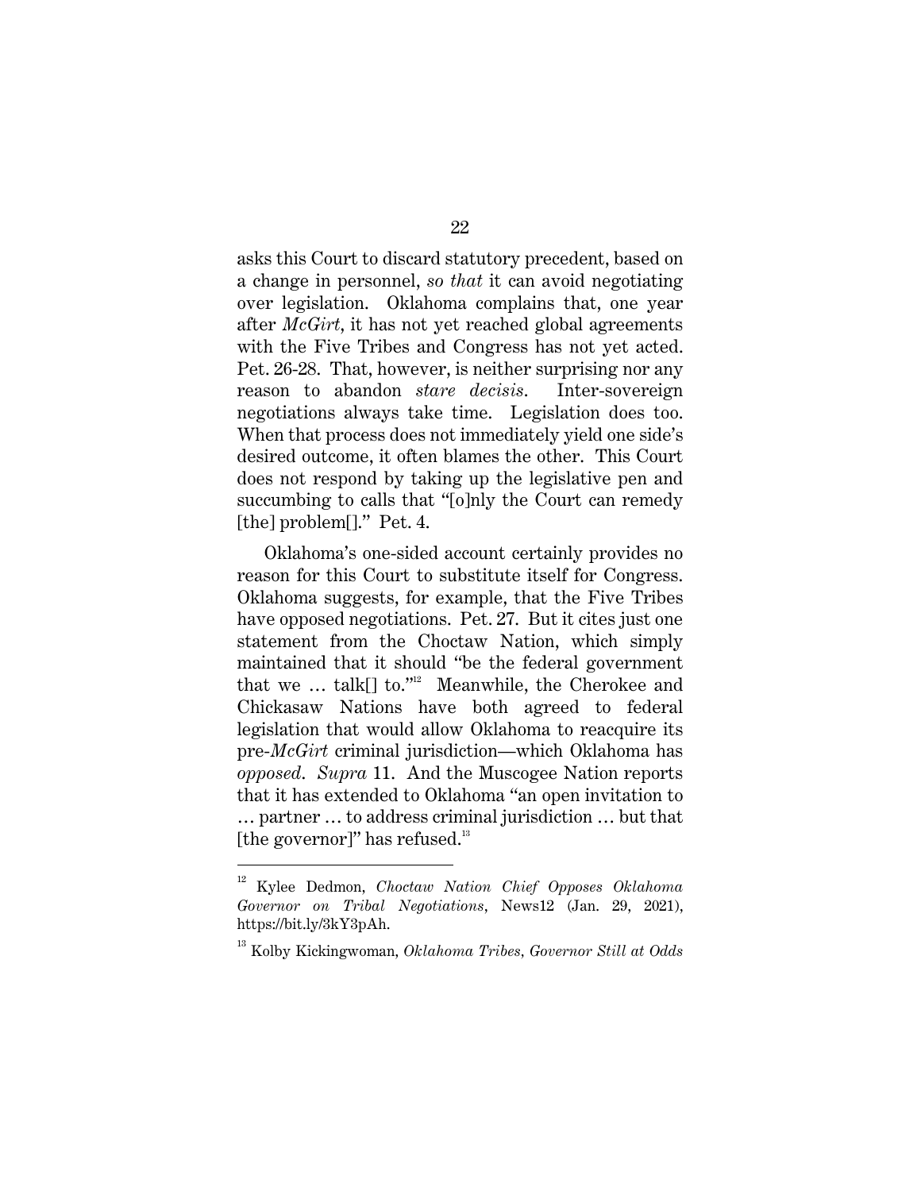asks this Court to discard statutory precedent, based on a change in personnel, *so that* it can avoid negotiating over legislation. Oklahoma complains that, one year after *McGirt*, it has not yet reached global agreements with the Five Tribes and Congress has not yet acted. Pet. 26-28. That, however, is neither surprising nor any reason to abandon *stare decisis*. Inter-sovereign negotiations always take time. Legislation does too. When that process does not immediately yield one side's desired outcome, it often blames the other. This Court does not respond by taking up the legislative pen and succumbing to calls that "[o]nly the Court can remedy [the] problem[]." Pet. 4.

Oklahoma's one-sided account certainly provides no reason for this Court to substitute itself for Congress. Oklahoma suggests, for example, that the Five Tribes have opposed negotiations. Pet. 27. But it cites just one statement from the Choctaw Nation, which simply maintained that it should "be the federal government that we … talk[] to."[12] Meanwhile, the Cherokee and Chickasaw Nations have both agreed to federal legislation that would allow Oklahoma to reacquire its pre-*McGirt* criminal jurisdiction—which Oklahoma has *opposed*. *Supra* 11. And the Muscogee Nation reports that it has extended to Oklahoma "an open invitation to … partner … to address criminal jurisdiction … but that [the governor]" has refused.[13]

---

[12] Kylee Dedmon, *Choctaw Nation Chief Opposes Oklahoma Governor on Tribal Negotiations*, News12 (Jan. 29, 2021), https://bit.ly/3kY3pAh.

[13] Kolby Kickingwoman, *Oklahoma Tribes, Governor Still at Odds*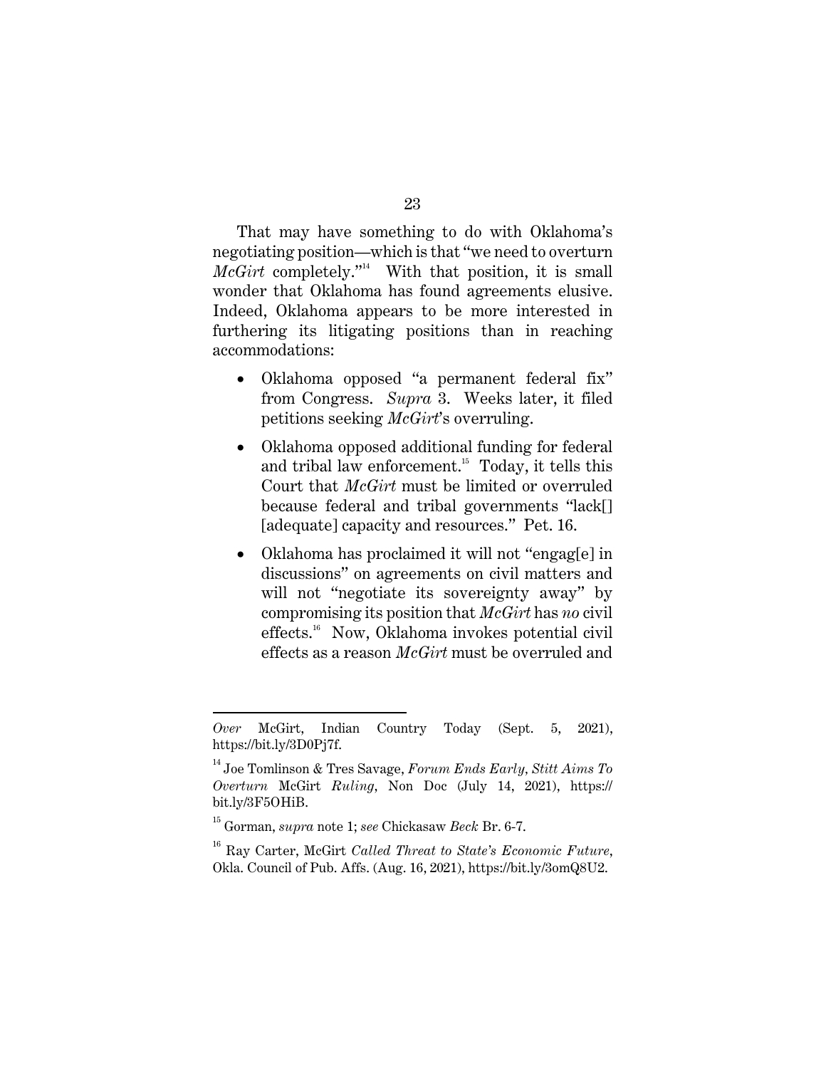That may have something to do with Oklahoma's negotiating position—which is that "we need to overturn *McGirt* completely."[14] With that position, it is small wonder that Oklahoma has found agreements elusive. Indeed, Oklahoma appears to be more interested in furthering its litigating positions than in reaching accommodations:

- Oklahoma opposed "a permanent federal fix" from Congress. *Supra* 3. Weeks later, it filed petitions seeking *McGirt*'s overruling.
- Oklahoma opposed additional funding for federal and tribal law enforcement.[15] Today, it tells this Court that *McGirt* must be limited or overruled because federal and tribal governments "lack[] [adequate] capacity and resources." Pet. 16.
- Oklahoma has proclaimed it will not "engag[e] in discussions" on agreements on civil matters and will not "negotiate its sovereignty away" by compromising its position that *McGirt* has *no* civil effects.[16] Now, Oklahoma invokes potential civil effects as a reason *McGirt* must be overruled and

---

*Over* McGirt, Indian Country Today (Sept. 5, 2021), https://bit.ly/3D0Pj7f.

[14] Joe Tomlinson & Tres Savage, *Forum Ends Early, Stitt Aims To Overturn* McGirt *Ruling*, Non Doc (July 14, 2021), https://bit.ly/3F5OHiB.

[15] Gorman, *supra* note 1; *see* Chickasaw *Beck* Br. 6-7.

[16] Ray Carter, McGirt *Called Threat to State's Economic Future*, Okla. Council of Pub. Affs. (Aug. 16, 2021), https://bit.ly/3omQ8U2.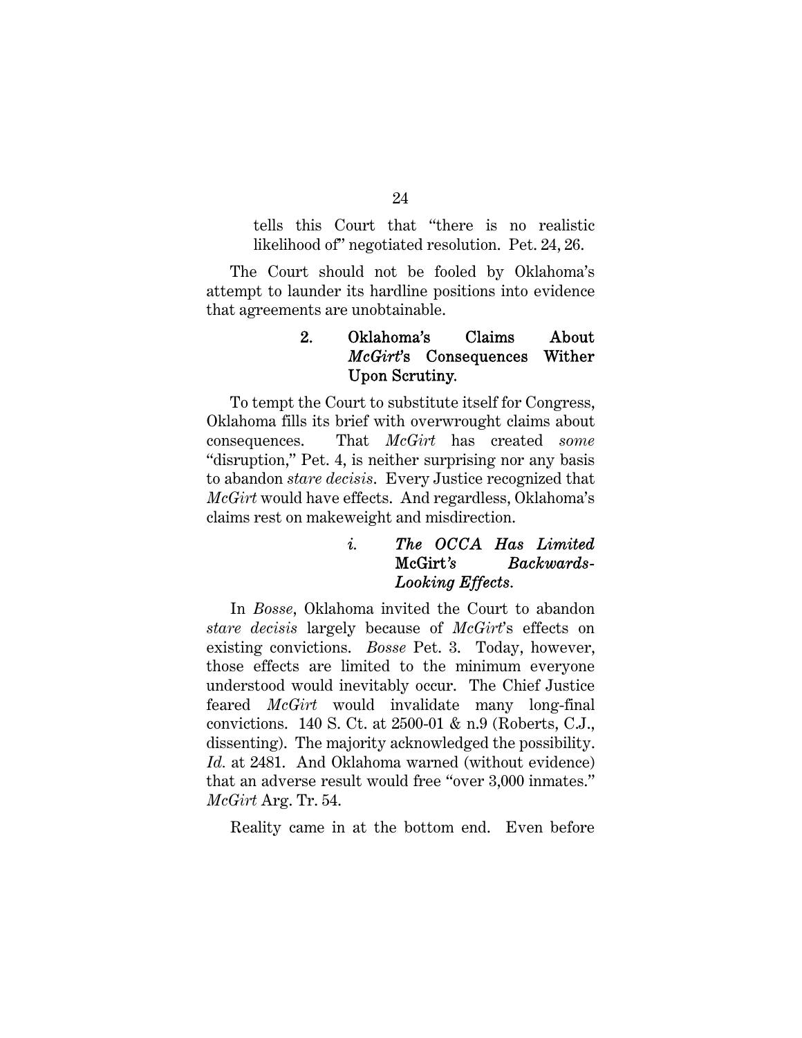tells this Court that "there is no realistic likelihood of" negotiated resolution. Pet. 24, 26.

The Court should not be fooled by Oklahoma's attempt to launder its hardline positions into evidence that agreements are unobtainable.

### 2. Oklahoma's Claims About *McGirt*'s Consequences Wither Upon Scrutiny.

To tempt the Court to substitute itself for Congress, Oklahoma fills its brief with overwrought claims about consequences. That *McGirt* has created *some* "disruption," Pet. 4, is neither surprising nor any basis to abandon *stare decisis*. Every Justice recognized that *McGirt* would have effects. And regardless, Oklahoma's claims rest on makeweight and misdirection.

#### *i. The OCCA Has Limited* McGirt*'s Backwards-Looking Effects.*

In *Bosse*, Oklahoma invited the Court to abandon *stare decisis* largely because of *McGirt*'s effects on existing convictions. *Bosse* Pet. 3. Today, however, those effects are limited to the minimum everyone understood would inevitably occur. The Chief Justice feared *McGirt* would invalidate many long-final convictions. 140 S. Ct. at 2500-01 & n.9 (Roberts, C.J., dissenting). The majority acknowledged the possibility. *Id.* at 2481. And Oklahoma warned (without evidence) that an adverse result would free "over 3,000 inmates." *McGirt* Arg. Tr. 54.

Reality came in at the bottom end. Even before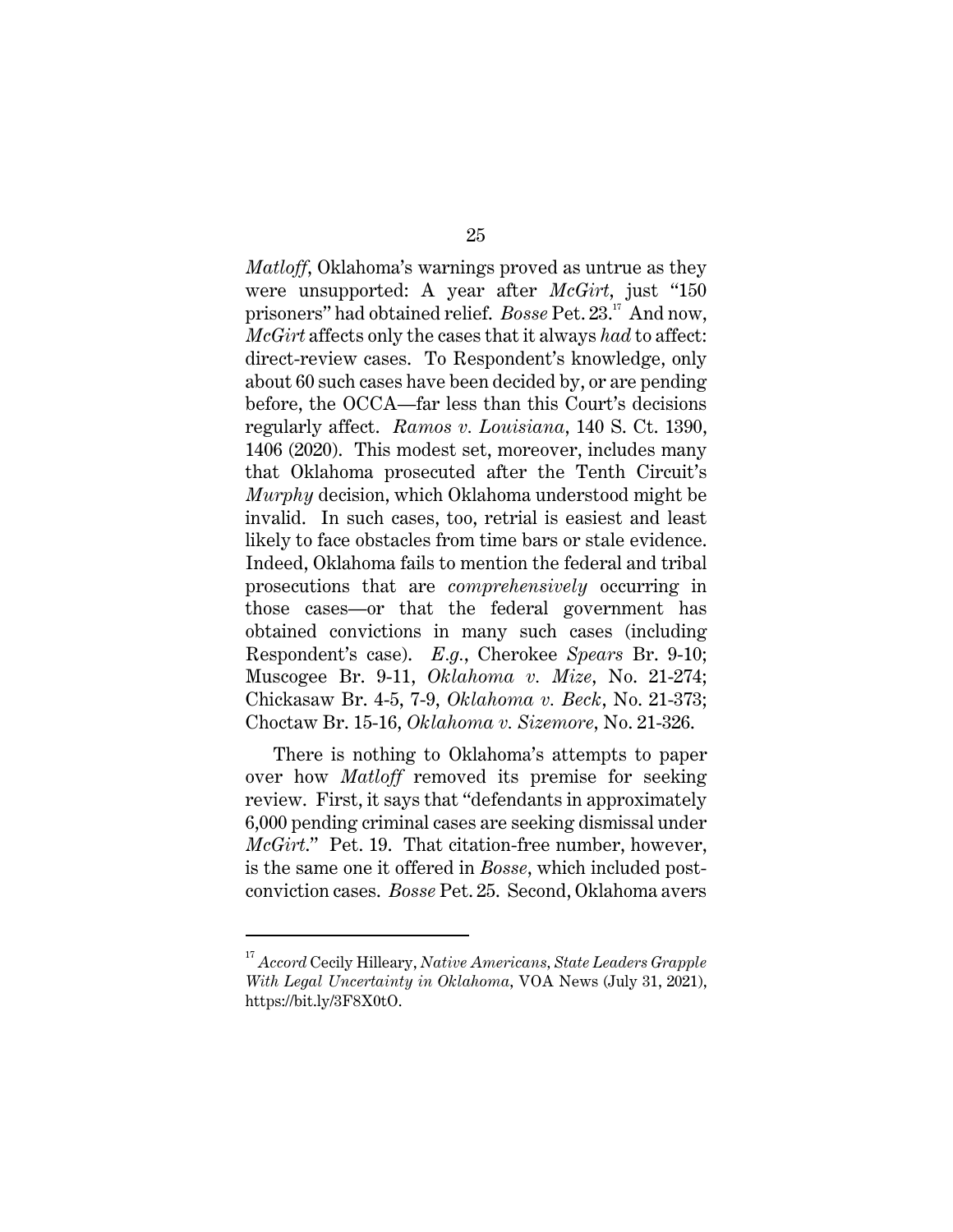*Matloff*, Oklahoma's warnings proved as untrue as they were unsupported: A year after *McGirt*, just "150 prisoners" had obtained relief. *Bosse* Pet. 23.[17] And now, *McGirt* affects only the cases that it always *had* to affect: direct-review cases. To Respondent's knowledge, only about 60 such cases have been decided by, or are pending before, the OCCA—far less than this Court's decisions regularly affect. *Ramos v. Louisiana*, 140 S. Ct. 1390, 1406 (2020). This modest set, moreover, includes many that Oklahoma prosecuted after the Tenth Circuit's *Murphy* decision, which Oklahoma understood might be invalid. In such cases, too, retrial is easiest and least likely to face obstacles from time bars or stale evidence. Indeed, Oklahoma fails to mention the federal and tribal prosecutions that are *comprehensively* occurring in those cases—or that the federal government has obtained convictions in many such cases (including Respondent's case). *E.g.*, Cherokee *Spears* Br. 9-10; Muscogee Br. 9-11, *Oklahoma v. Mize*, No. 21-274; Chickasaw Br. 4-5, 7-9, *Oklahoma v. Beck*, No. 21-373; Choctaw Br. 15-16, *Oklahoma v. Sizemore*, No. 21-326.

There is nothing to Oklahoma's attempts to paper over how *Matloff* removed its premise for seeking review. First, it says that "defendants in approximately 6,000 pending criminal cases are seeking dismissal under *McGirt*." Pet. 19. That citation-free number, however, is the same one it offered in *Bosse*, which included post-conviction cases. *Bosse* Pet. 25. Second, Oklahoma avers

---

[17] *Accord* Cecily Hilleary, *Native Americans, State Leaders Grapple With Legal Uncertainty in Oklahoma*, VOA News (July 31, 2021), https://bit.ly/3F8X0tO.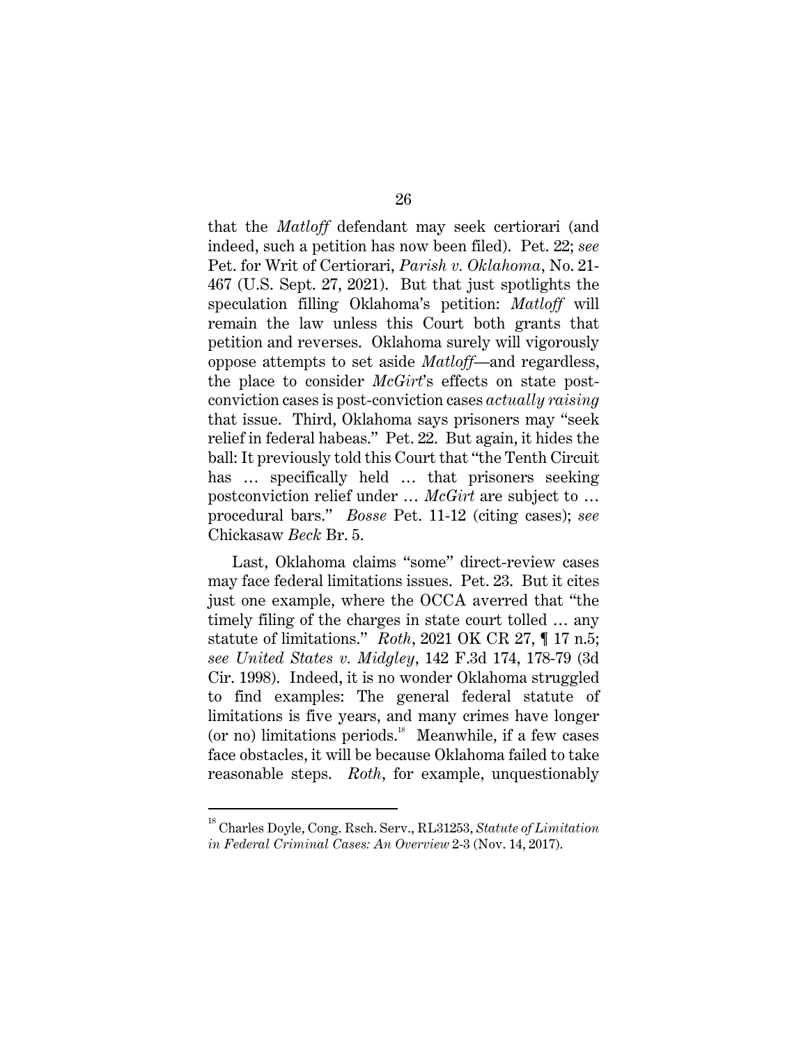that the *Matloff* defendant may seek certiorari (and indeed, such a petition has now been filed). Pet. 22; *see* Pet. for Writ of Certiorari, *Parish v. Oklahoma*, No. 21-467 (U.S. Sept. 27, 2021). But that just spotlights the speculation filling Oklahoma's petition: *Matloff* will remain the law unless this Court both grants that petition and reverses. Oklahoma surely will vigorously oppose attempts to set aside *Matloff*—and regardless, the place to consider *McGirt*'s effects on state post-conviction cases is post-conviction cases *actually raising* that issue. Third, Oklahoma says prisoners may "seek relief in federal habeas." Pet. 22. But again, it hides the ball: It previously told this Court that "the Tenth Circuit has … specifically held … that prisoners seeking postconviction relief under … *McGirt* are subject to … procedural bars." *Bosse* Pet. 11-12 (citing cases); *see* Chickasaw *Beck* Br. 5.

Last, Oklahoma claims "some" direct-review cases may face federal limitations issues. Pet. 23. But it cites just one example, where the OCCA averred that "the timely filing of the charges in state court tolled … any statute of limitations." *Roth*, 2021 OK CR 27, ¶ 17 n.5; *see United States v. Midgley*, 142 F.3d 174, 178-79 (3d Cir. 1998). Indeed, it is no wonder Oklahoma struggled to find examples: The general federal statute of limitations is five years, and many crimes have longer (or no) limitations periods.[18] Meanwhile, if a few cases face obstacles, it will be because Oklahoma failed to take reasonable steps. *Roth*, for example, unquestionably

[18] Charles Doyle, Cong. Rsch. Serv., RL31253, *Statute of Limitation in Federal Criminal Cases: An Overview* 2-3 (Nov. 14, 2017).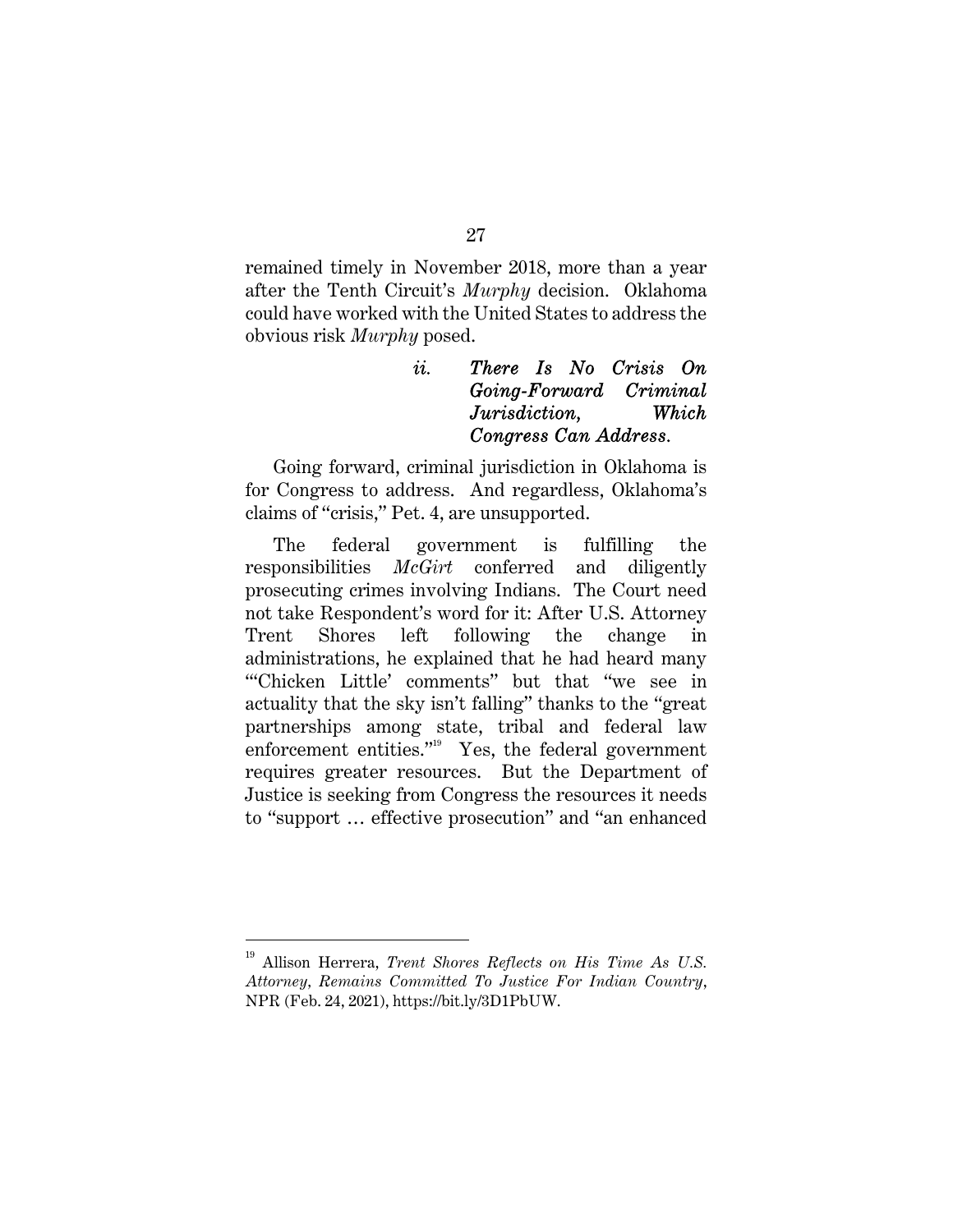remained timely in November 2018, more than a year after the Tenth Circuit's *Murphy* decision. Oklahoma could have worked with the United States to address the obvious risk *Murphy* posed.

#### *ii. There Is No Crisis On Going-Forward Criminal Jurisdiction, Which Congress Can Address.*

Going forward, criminal jurisdiction in Oklahoma is for Congress to address. And regardless, Oklahoma's claims of "crisis," Pet. 4, are unsupported.

The federal government is fulfilling the responsibilities *McGirt* conferred and diligently prosecuting crimes involving Indians. The Court need not take Respondent's word for it: After U.S. Attorney Trent Shores left following the change in administrations, he explained that he had heard many "'Chicken Little' comments" but that "we see in actuality that the sky isn't falling" thanks to the "great partnerships among state, tribal and federal law enforcement entities."[19] Yes, the federal government requires greater resources. But the Department of Justice is seeking from Congress the resources it needs to "support … effective prosecution" and "an enhanced

---

[19] Allison Herrera, *Trent Shores Reflects on His Time As U.S. Attorney, Remains Committed To Justice For Indian Country*, NPR (Feb. 24, 2021), https://bit.ly/3D1PbUW.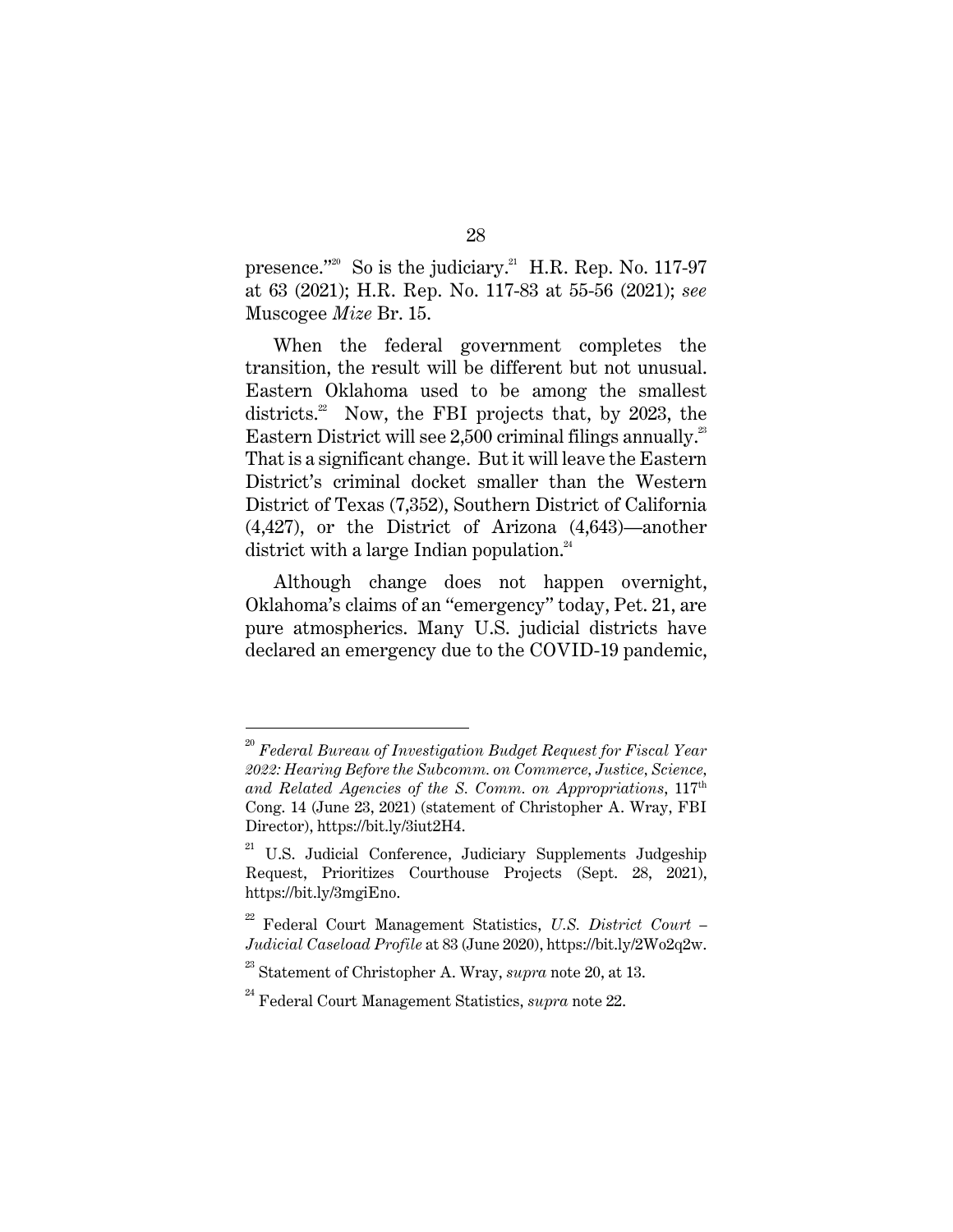presence."[20] So is the judiciary.[21] H.R. Rep. No. 117-97 at 63 (2021); H.R. Rep. No. 117-83 at 55-56 (2021); *see* Muscogee *Mize* Br. 15.

When the federal government completes the transition, the result will be different but not unusual. Eastern Oklahoma used to be among the smallest districts.[22] Now, the FBI projects that, by 2023, the Eastern District will see 2,500 criminal filings annually.[23] That is a significant change. But it will leave the Eastern District's criminal docket smaller than the Western District of Texas (7,352), Southern District of California (4,427), or the District of Arizona (4,643)—another district with a large Indian population.[24]

Although change does not happen overnight, Oklahoma's claims of an "emergency" today, Pet. 21, are pure atmospherics. Many U.S. judicial districts have declared an emergency due to the COVID-19 pandemic,

---

[20] *Federal Bureau of Investigation Budget Request for Fiscal Year 2022: Hearing Before the Subcomm. on Commerce, Justice, Science, and Related Agencies of the S. Comm. on Appropriations*, 117th Cong. 14 (June 23, 2021) (statement of Christopher A. Wray, FBI Director), https://bit.ly/3iut2H4.

[21] U.S. Judicial Conference, Judiciary Supplements Judgeship Request, Prioritizes Courthouse Projects (Sept. 28, 2021), https://bit.ly/3mgiEno.

[22] Federal Court Management Statistics, *U.S. District Court – Judicial Caseload Profile* at 83 (June 2020), https://bit.ly/2Wo2q2w.

[23] Statement of Christopher A. Wray, *supra* note 20, at 13.

[24] Federal Court Management Statistics, *supra* note 22.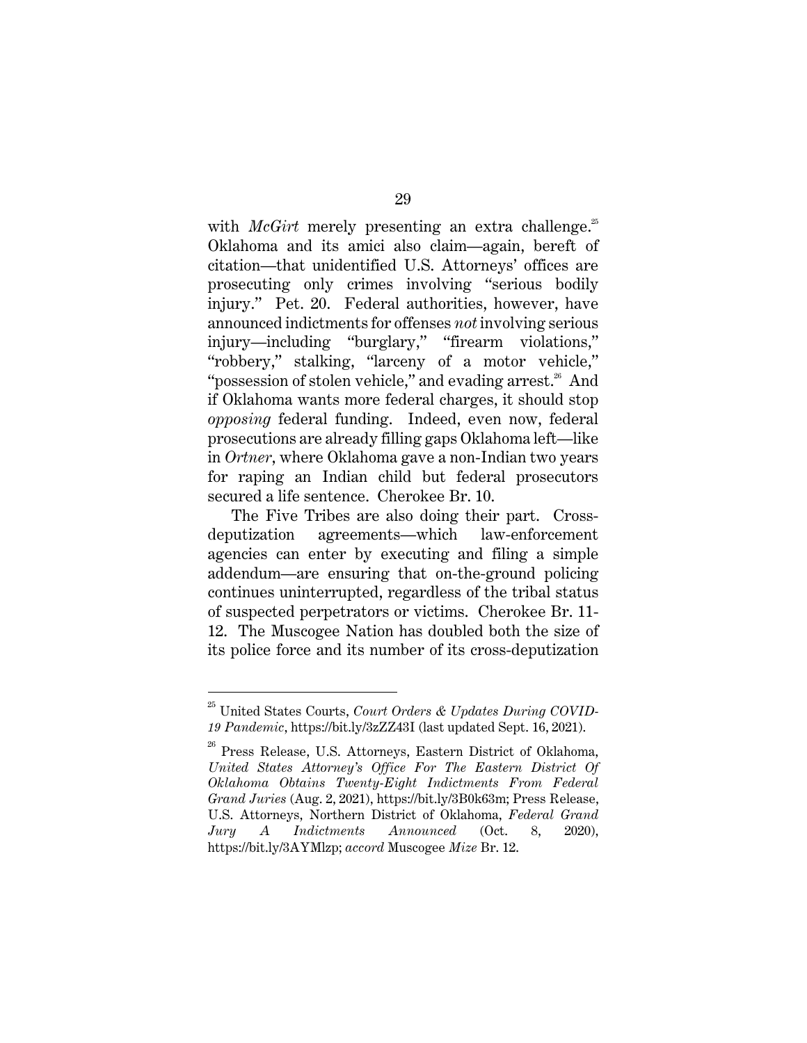with *McGirt* merely presenting an extra challenge.[25] Oklahoma and its amici also claim—again, bereft of citation—that unidentified U.S. Attorneys' offices are prosecuting only crimes involving "serious bodily injury." Pet. 20. Federal authorities, however, have announced indictments for offenses *not* involving serious injury—including "burglary," "firearm violations," "robbery," stalking, "larceny of a motor vehicle," "possession of stolen vehicle," and evading arrest.[26] And if Oklahoma wants more federal charges, it should stop *opposing* federal funding. Indeed, even now, federal prosecutions are already filling gaps Oklahoma left—like in *Ortner*, where Oklahoma gave a non-Indian two years for raping an Indian child but federal prosecutors secured a life sentence. Cherokee Br. 10.

The Five Tribes are also doing their part. Cross-deputization agreements—which law-enforcement agencies can enter by executing and filing a simple addendum—are ensuring that on-the-ground policing continues uninterrupted, regardless of the tribal status of suspected perpetrators or victims. Cherokee Br. 11-12. The Muscogee Nation has doubled both the size of its police force and its number of its cross-deputization

---

[25] United States Courts, *Court Orders & Updates During COVID-19 Pandemic*, https://bit.ly/3zZZ43I (last updated Sept. 16, 2021).

[26] Press Release, U.S. Attorneys, Eastern District of Oklahoma, *United States Attorney's Office For The Eastern District Of Oklahoma Obtains Twenty-Eight Indictments From Federal Grand Juries* (Aug. 2, 2021), https://bit.ly/3B0k63m; Press Release, U.S. Attorneys, Northern District of Oklahoma, *Federal Grand Jury A Indictments Announced* (Oct. 8, 2020), https://bit.ly/3AYMlzp; *accord* Muscogee *Mize* Br. 12.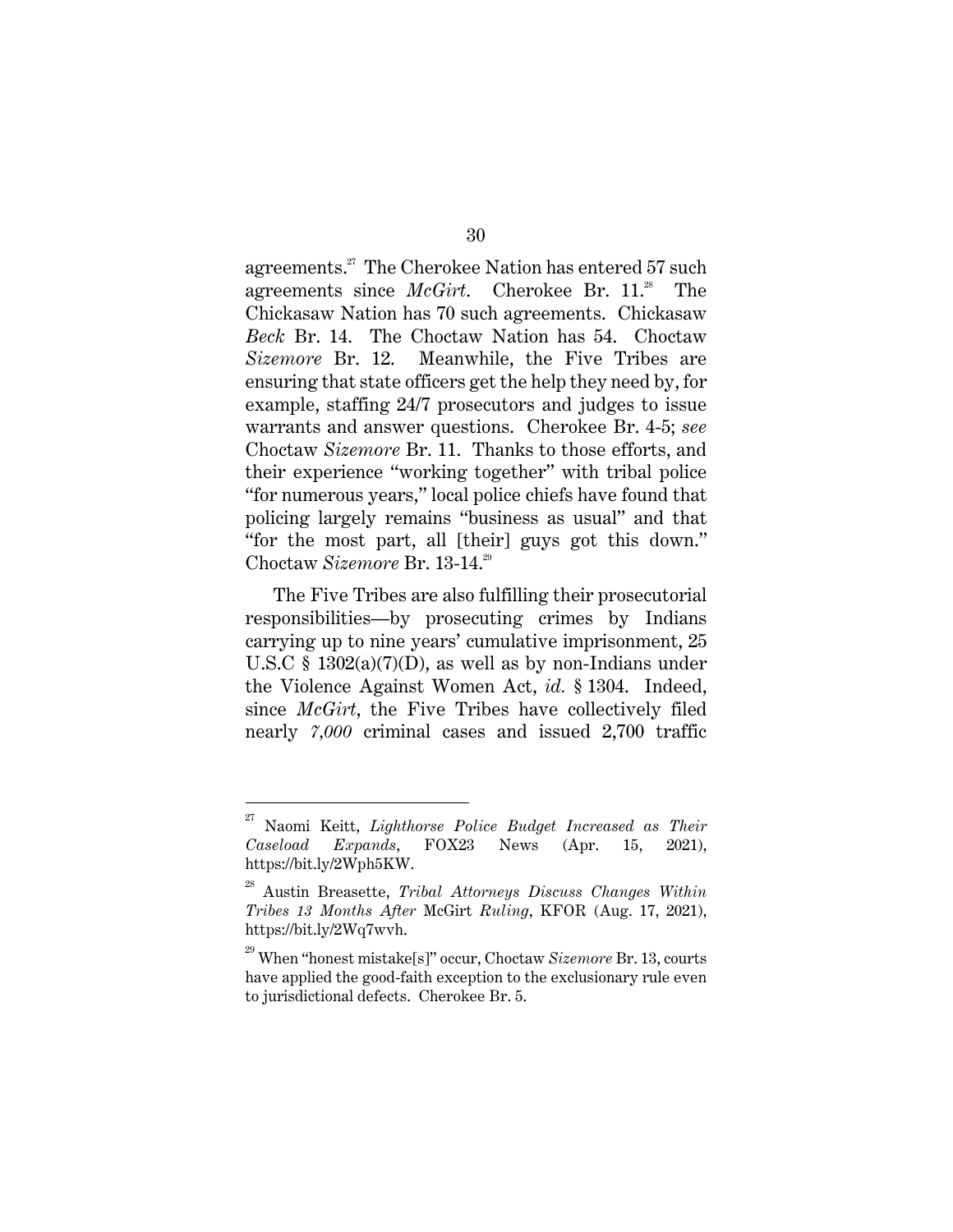agreements.[27] The Cherokee Nation has entered 57 such agreements since *McGirt*. Cherokee Br. 11.[28] The Chickasaw Nation has 70 such agreements. Chickasaw *Beck* Br. 14. The Choctaw Nation has 54. Choctaw *Sizemore* Br. 12. Meanwhile, the Five Tribes are ensuring that state officers get the help they need by, for example, staffing 24/7 prosecutors and judges to issue warrants and answer questions. Cherokee Br. 4-5; *see* Choctaw *Sizemore* Br. 11. Thanks to those efforts, and their experience "working together" with tribal police "for numerous years," local police chiefs have found that policing largely remains "business as usual" and that "for the most part, all [their] guys got this down." Choctaw *Sizemore* Br. 13-14.[29]

The Five Tribes are also fulfilling their prosecutorial responsibilities—by prosecuting crimes by Indians carrying up to nine years' cumulative imprisonment, 25 U.S.C § 1302(a)(7)(D), as well as by non-Indians under the Violence Against Women Act, *id.* § 1304. Indeed, since *McGirt*, the Five Tribes have collectively filed nearly *7,000* criminal cases and issued 2,700 traffic

---

[27] Naomi Keitt, *Lighthorse Police Budget Increased as Their Caseload Expands*, FOX23 News (Apr. 15, 2021), https://bit.ly/2Wph5KW.

[28] Austin Breasette, *Tribal Attorneys Discuss Changes Within Tribes 13 Months After* McGirt *Ruling*, KFOR (Aug. 17, 2021), https://bit.ly/2Wq7wvh.

[29] When "honest mistake[s]" occur, Choctaw *Sizemore* Br. 13, courts have applied the good-faith exception to the exclusionary rule even to jurisdictional defects. Cherokee Br. 5.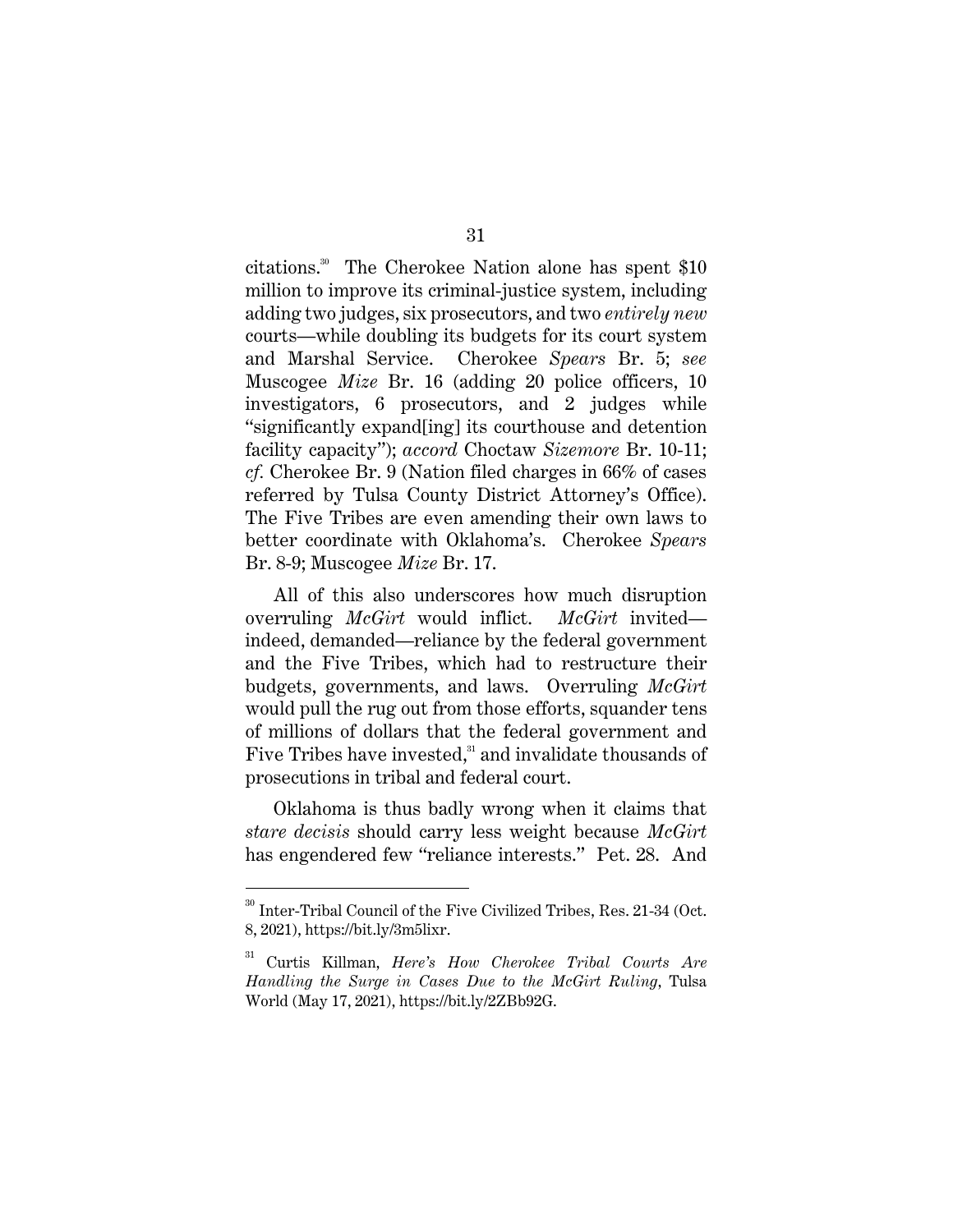citations.[30] The Cherokee Nation alone has spent $10 million to improve its criminal-justice system, including adding two judges, six prosecutors, and two *entirely new* courts—while doubling its budgets for its court system and Marshal Service. Cherokee *Spears* Br. 5; *see* Muscogee *Mize* Br. 16 (adding 20 police officers, 10 investigators, 6 prosecutors, and 2 judges while "significantly expand[ing] its courthouse and detention facility capacity"); *accord* Choctaw *Sizemore* Br. 10-11; *cf.* Cherokee Br. 9 (Nation filed charges in 66% of cases referred by Tulsa County District Attorney's Office). The Five Tribes are even amending their own laws to better coordinate with Oklahoma's. Cherokee *Spears* Br. 8-9; Muscogee *Mize* Br. 17.

All of this also underscores how much disruption overruling *McGirt* would inflict. *McGirt* invited—indeed, demanded—reliance by the federal government and the Five Tribes, which had to restructure their budgets, governments, and laws. Overruling *McGirt* would pull the rug out from those efforts, squander tens of millions of dollars that the federal government and Five Tribes have invested,[31] and invalidate thousands of prosecutions in tribal and federal court.

Oklahoma is thus badly wrong when it claims that *stare decisis* should carry less weight because *McGirt* has engendered few "reliance interests." Pet. 28. And

---

[30] Inter-Tribal Council of the Five Civilized Tribes, Res. 21-34 (Oct. 8, 2021), https://bit.ly/3m5lixr.

[31] Curtis Killman, *Here's How Cherokee Tribal Courts Are Handling the Surge in Cases Due to the McGirt Ruling*, Tulsa World (May 17, 2021), https://bit.ly/2ZBb92G.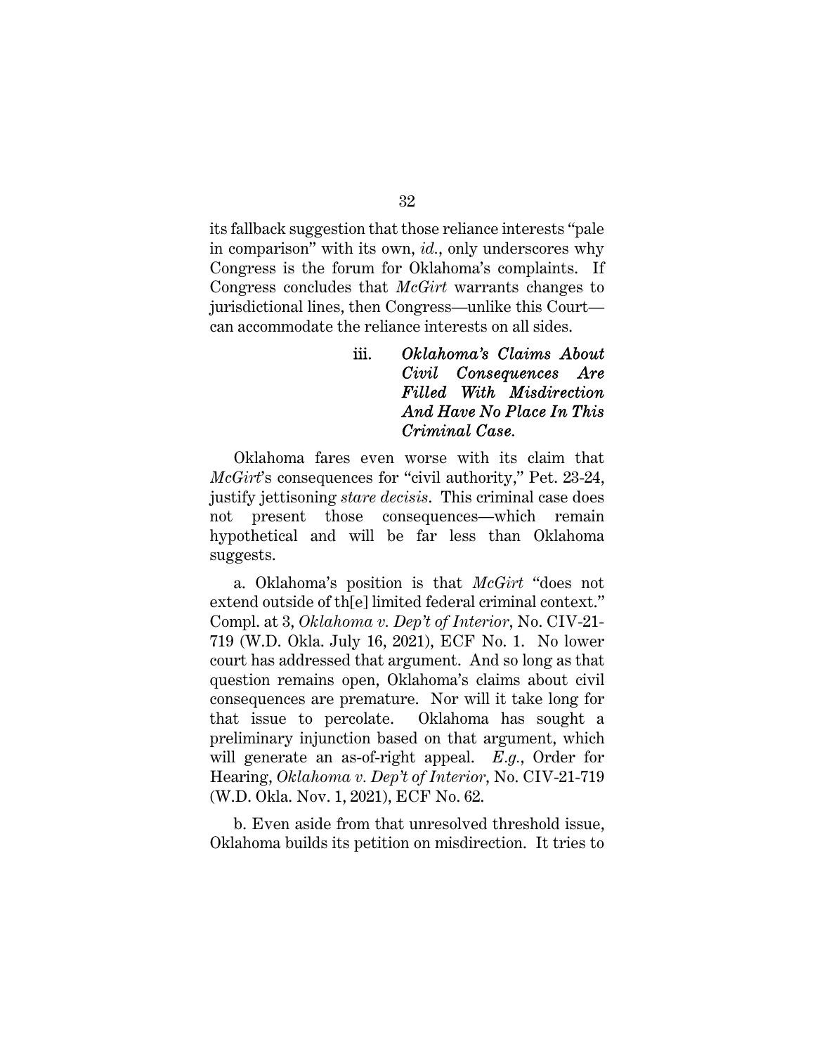its fallback suggestion that those reliance interests "pale in comparison" with its own, *id.*, only underscores why Congress is the forum for Oklahoma's complaints. If Congress concludes that *McGirt* warrants changes to jurisdictional lines, then Congress—unlike this Court—can accommodate the reliance interests on all sides.

#### iii. *Oklahoma's Claims About Civil Consequences Are Filled With Misdirection And Have No Place In This Criminal Case.*

Oklahoma fares even worse with its claim that *McGirt*'s consequences for "civil authority," Pet. 23-24, justify jettisoning *stare decisis*. This criminal case does not present those consequences—which remain hypothetical and will be far less than Oklahoma suggests.

a. Oklahoma's position is that *McGirt* "does not extend outside of th[e] limited federal criminal context." Compl. at 3, *Oklahoma v. Dep't of Interior*, No. CIV-21-719 (W.D. Okla. July 16, 2021), ECF No. 1. No lower court has addressed that argument. And so long as that question remains open, Oklahoma's claims about civil consequences are premature. Nor will it take long for that issue to percolate. Oklahoma has sought a preliminary injunction based on that argument, which will generate an as-of-right appeal. *E.g.*, Order for Hearing, *Oklahoma v. Dep't of Interior*, No. CIV-21-719 (W.D. Okla. Nov. 1, 2021), ECF No. 62.

b. Even aside from that unresolved threshold issue, Oklahoma builds its petition on misdirection. It tries to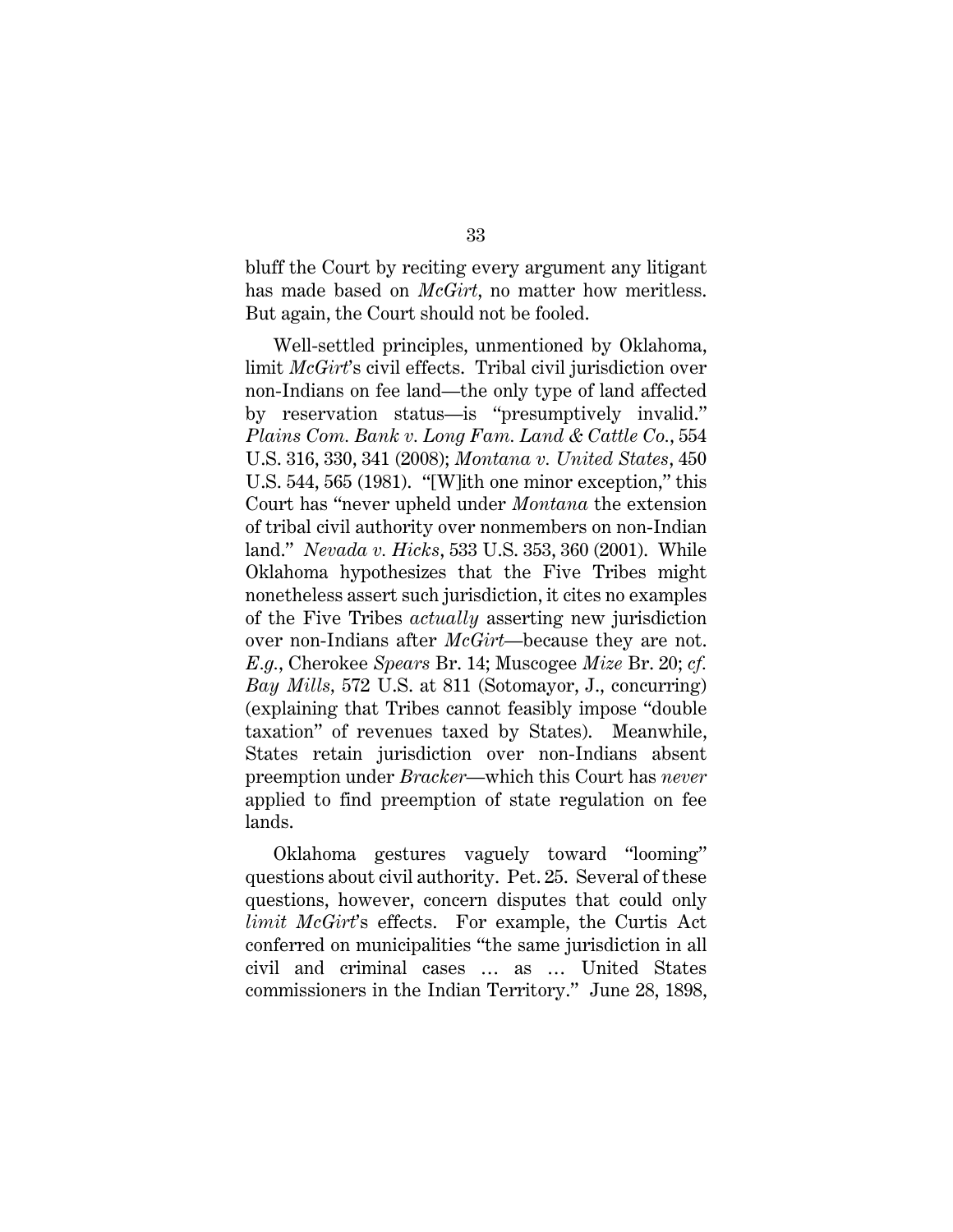bluff the Court by reciting every argument any litigant has made based on *McGirt*, no matter how meritless. But again, the Court should not be fooled.

Well-settled principles, unmentioned by Oklahoma, limit *McGirt*'s civil effects. Tribal civil jurisdiction over non-Indians on fee land—the only type of land affected by reservation status—is "presumptively invalid." *Plains Com. Bank v. Long Fam. Land & Cattle Co.*, 554 U.S. 316, 330, 341 (2008); *Montana v. United States*, 450 U.S. 544, 565 (1981). "[W]ith one minor exception," this Court has "never upheld under *Montana* the extension of tribal civil authority over nonmembers on non-Indian land." *Nevada v. Hicks*, 533 U.S. 353, 360 (2001). While Oklahoma hypothesizes that the Five Tribes might nonetheless assert such jurisdiction, it cites no examples of the Five Tribes *actually* asserting new jurisdiction over non-Indians after *McGirt*—because they are not. *E.g.*, Cherokee *Spears* Br. 14; Muscogee *Mize* Br. 20; *cf. Bay Mills*, 572 U.S. at 811 (Sotomayor, J., concurring) (explaining that Tribes cannot feasibly impose "double taxation" of revenues taxed by States). Meanwhile, States retain jurisdiction over non-Indians absent preemption under *Bracker*—which this Court has *never* applied to find preemption of state regulation on fee lands.

Oklahoma gestures vaguely toward "looming" questions about civil authority. Pet. 25. Several of these questions, however, concern disputes that could only *limit McGirt*'s effects. For example, the Curtis Act conferred on municipalities "the same jurisdiction in all civil and criminal cases … as … United States commissioners in the Indian Territory." June 28, 1898,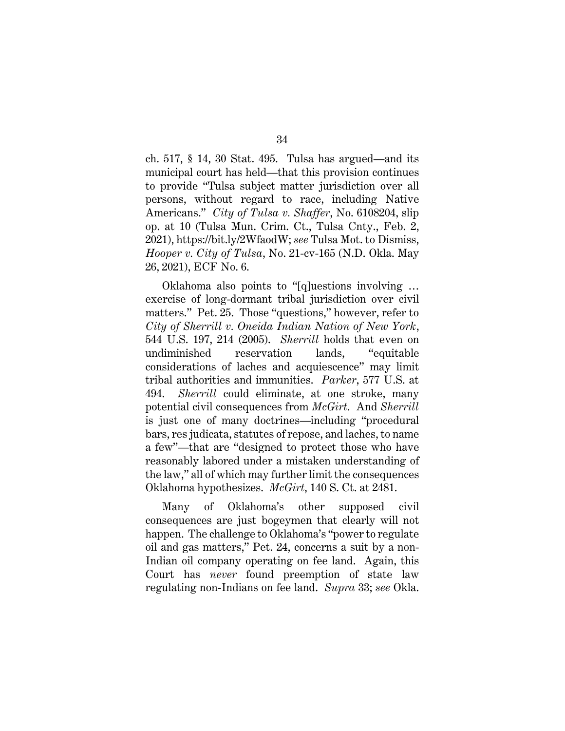ch. 517, § 14, 30 Stat. 495. Tulsa has argued—and its municipal court has held—that this provision continues to provide "Tulsa subject matter jurisdiction over all persons, without regard to race, including Native Americans." *City of Tulsa v. Shaffer*, No. 6108204, slip op. at 10 (Tulsa Mun. Crim. Ct., Tulsa Cnty., Feb. 2, 2021), https://bit.ly/2WfaodW; *see* Tulsa Mot. to Dismiss, *Hooper v. City of Tulsa*, No. 21-cv-165 (N.D. Okla. May 26, 2021), ECF No. 6.

Oklahoma also points to "[q]uestions involving … exercise of long-dormant tribal jurisdiction over civil matters." Pet. 25. Those "questions," however, refer to *City of Sherrill v. Oneida Indian Nation of New York*, 544 U.S. 197, 214 (2005). *Sherrill* holds that even on undiminished reservation lands, "equitable considerations of laches and acquiescence" may limit tribal authorities and immunities. *Parker*, 577 U.S. at 494. *Sherrill* could eliminate, at one stroke, many potential civil consequences from *McGirt*. And *Sherrill* is just one of many doctrines—including "procedural bars, res judicata, statutes of repose, and laches, to name a few"—that are "designed to protect those who have reasonably labored under a mistaken understanding of the law," all of which may further limit the consequences Oklahoma hypothesizes. *McGirt*, 140 S. Ct. at 2481.

Many of Oklahoma's other supposed civil consequences are just bogeymen that clearly will not happen. The challenge to Oklahoma's "power to regulate oil and gas matters," Pet. 24, concerns a suit by a non-Indian oil company operating on fee land. Again, this Court has *never* found preemption of state law regulating non-Indians on fee land. *Supra* 33; *see* Okla.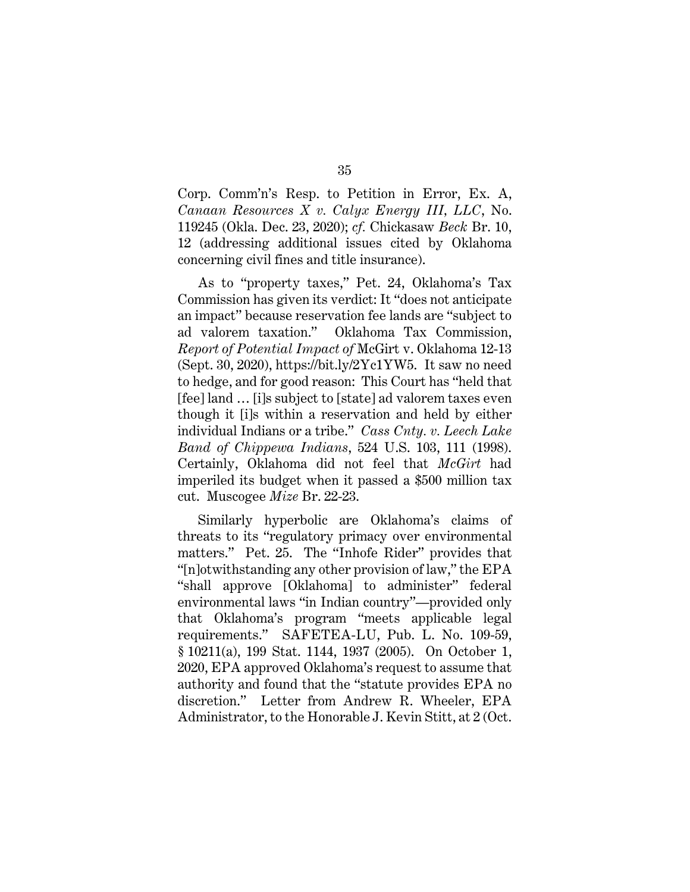Corp. Comm'n's Resp. to Petition in Error, Ex. A, *Canaan Resources X v. Calyx Energy III, LLC*, No. 119245 (Okla. Dec. 23, 2020); *cf.* Chickasaw *Beck* Br. 10, 12 (addressing additional issues cited by Oklahoma concerning civil fines and title insurance).

As to "property taxes," Pet. 24, Oklahoma's Tax Commission has given its verdict: It "does not anticipate an impact" because reservation fee lands are "subject to ad valorem taxation." Oklahoma Tax Commission, *Report of Potential Impact of* McGirt v. Oklahoma 12-13 (Sept. 30, 2020), https://bit.ly/2Yc1YW5. It saw no need to hedge, and for good reason: This Court has "held that [fee] land … [i]s subject to [state] ad valorem taxes even though it [i]s within a reservation and held by either individual Indians or a tribe." *Cass Cnty. v. Leech Lake Band of Chippewa Indians*, 524 U.S. 103, 111 (1998). Certainly, Oklahoma did not feel that *McGirt* had imperiled its budget when it passed a $500 million tax cut. Muscogee *Mize* Br. 22-23.

Similarly hyperbolic are Oklahoma's claims of threats to its "regulatory primacy over environmental matters." Pet. 25. The "Inhofe Rider" provides that "[n]otwithstanding any other provision of law," the EPA "shall approve [Oklahoma] to administer" federal environmental laws "in Indian country"—provided only that Oklahoma's program "meets applicable legal requirements." SAFETEA-LU, Pub. L. No. 109-59, § 10211(a), 199 Stat. 1144, 1937 (2005). On October 1, 2020, EPA approved Oklahoma's request to assume that authority and found that the "statute provides EPA no discretion." Letter from Andrew R. Wheeler, EPA Administrator, to the Honorable J. Kevin Stitt, at 2 (Oct.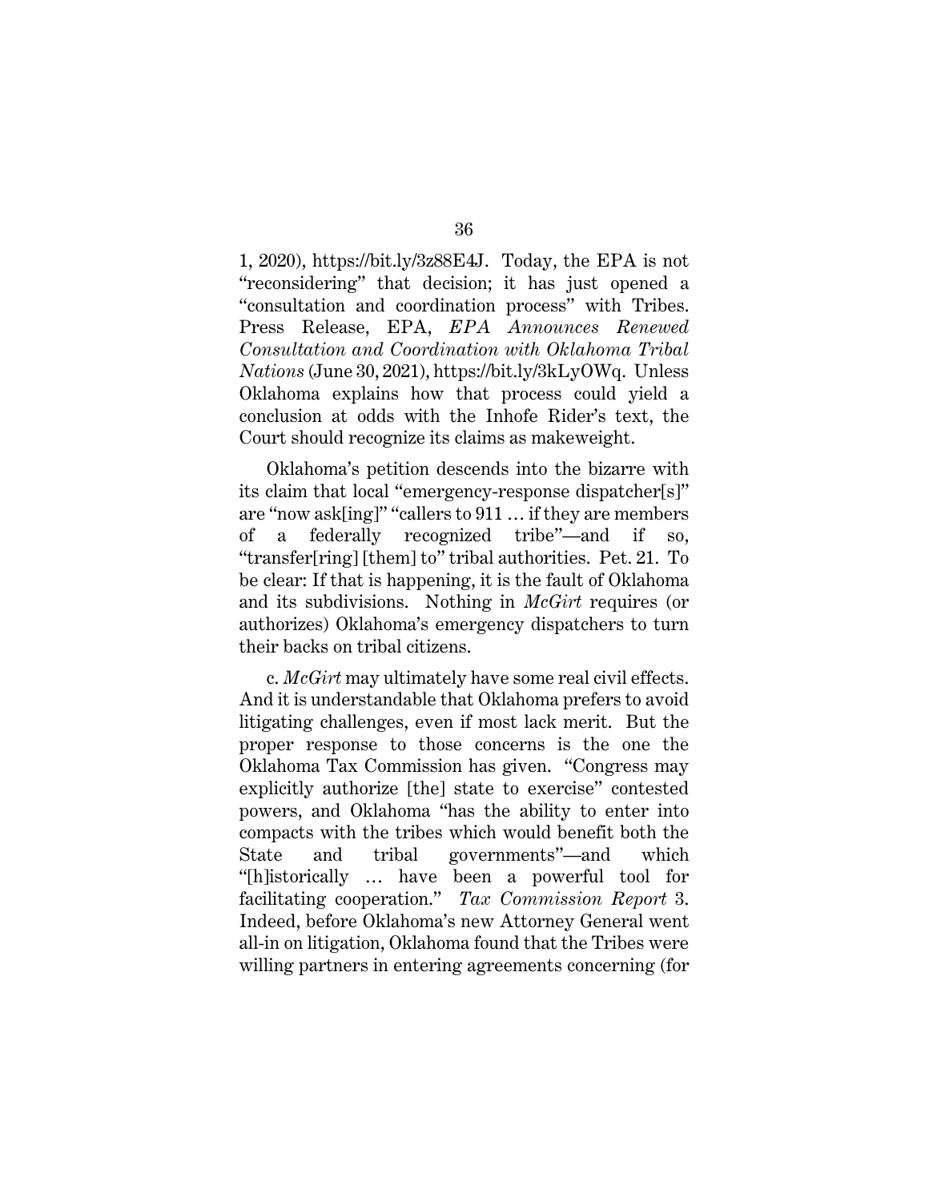1, 2020), https://bit.ly/3z88E4J. Today, the EPA is not "reconsidering" that decision; it has just opened a "consultation and coordination process" with Tribes. Press Release, EPA, *EPA Announces Renewed Consultation and Coordination with Oklahoma Tribal Nations* (June 30, 2021), https://bit.ly/3kLyOWq. Unless Oklahoma explains how that process could yield a conclusion at odds with the Inhofe Rider's text, the Court should recognize its claims as makeweight.

Oklahoma's petition descends into the bizarre with its claim that local "emergency-response dispatcher[s]" are "now ask[ing]" "callers to 911 … if they are members of a federally recognized tribe"—and if so, "transfer[ring] [them] to" tribal authorities. Pet. 21. To be clear: If that is happening, it is the fault of Oklahoma and its subdivisions. Nothing in *McGirt* requires (or authorizes) Oklahoma's emergency dispatchers to turn their backs on tribal citizens.

c. *McGirt* may ultimately have some real civil effects. And it is understandable that Oklahoma prefers to avoid litigating challenges, even if most lack merit. But the proper response to those concerns is the one the Oklahoma Tax Commission has given. "Congress may explicitly authorize [the] state to exercise" contested powers, and Oklahoma "has the ability to enter into compacts with the tribes which would benefit both the State and tribal governments"—and which "[h]istorically … have been a powerful tool for facilitating cooperation." *Tax Commission Report* 3. Indeed, before Oklahoma's new Attorney General went all-in on litigation, Oklahoma found that the Tribes were willing partners in entering agreements concerning (for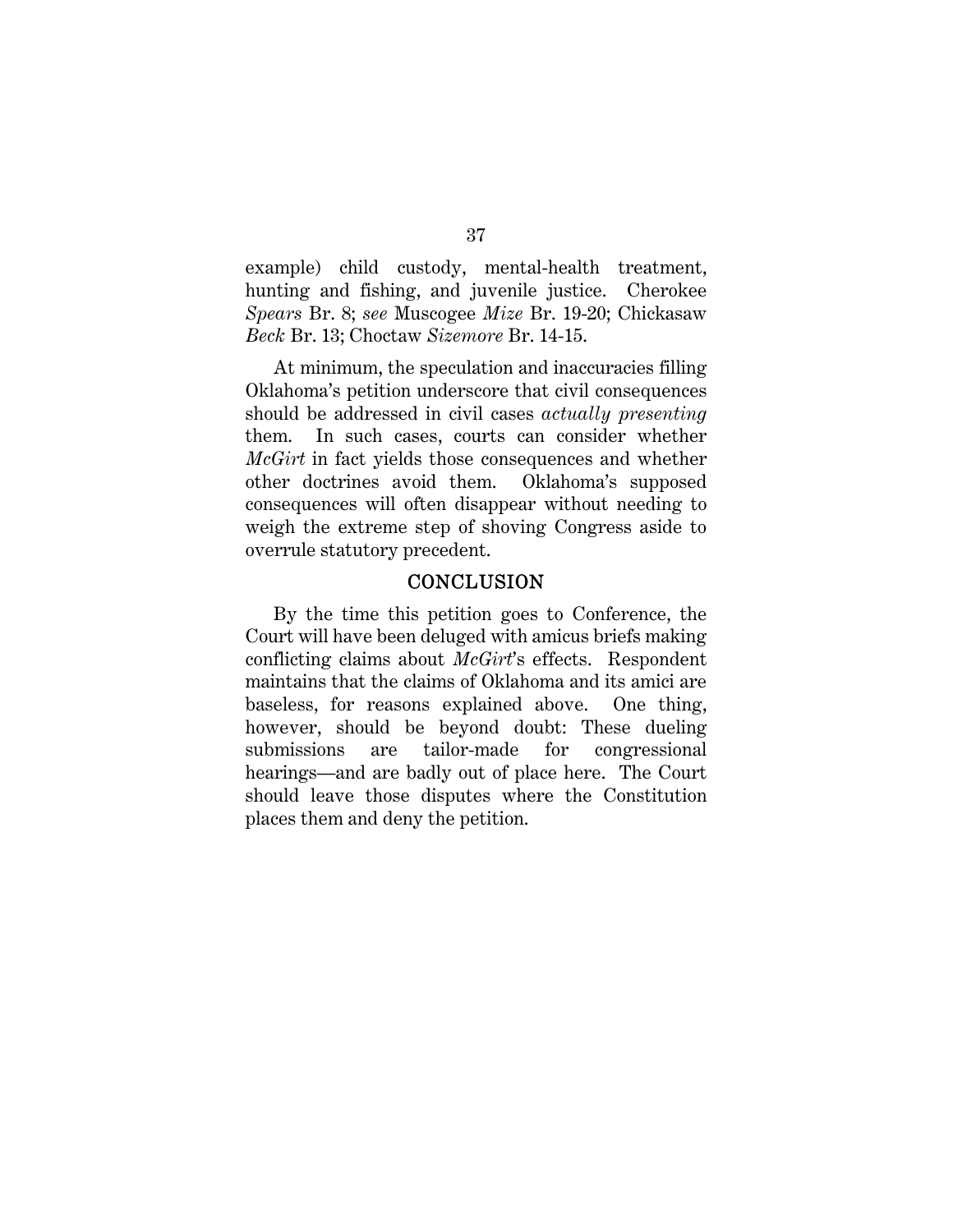example) child custody, mental-health treatment, hunting and fishing, and juvenile justice. Cherokee *Spears* Br. 8; *see* Muscogee *Mize* Br. 19-20; Chickasaw *Beck* Br. 13; Choctaw *Sizemore* Br. 14-15.

At minimum, the speculation and inaccuracies filling Oklahoma's petition underscore that civil consequences should be addressed in civil cases *actually presenting* them. In such cases, courts can consider whether *McGirt* in fact yields those consequences and whether other doctrines avoid them. Oklahoma's supposed consequences will often disappear without needing to weigh the extreme step of shoving Congress aside to overrule statutory precedent.

## CONCLUSION

By the time this petition goes to Conference, the Court will have been deluged with amicus briefs making conflicting claims about *McGirt*'s effects. Respondent maintains that the claims of Oklahoma and its amici are baseless, for reasons explained above. One thing, however, should be beyond doubt: These dueling submissions are tailor-made for congressional hearings—and are badly out of place here. The Court should leave those disputes where the Constitution places them and deny the petition.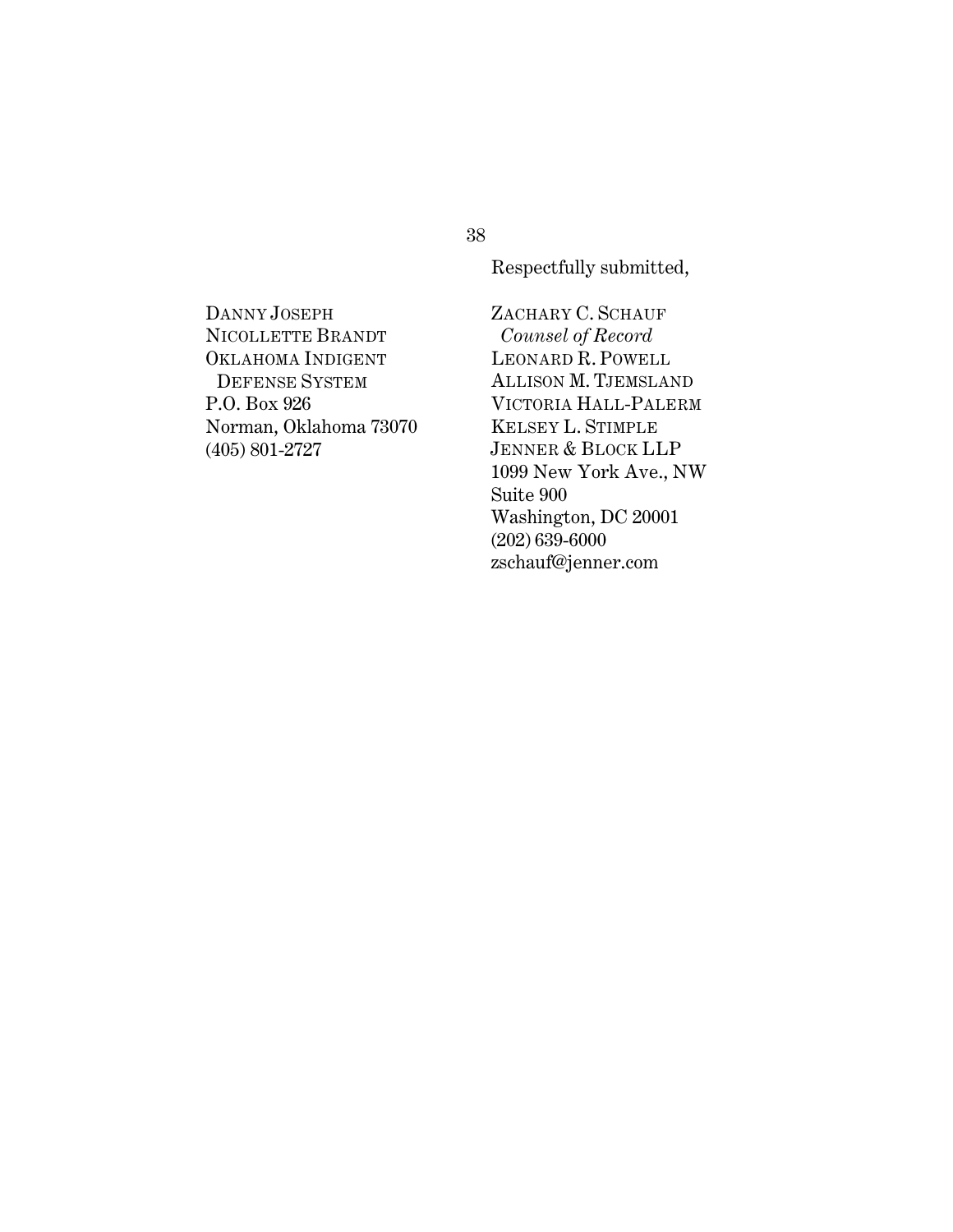Respectfully submitted,

ZACHARY C. SCHAUF
*Counsel of Record*
LEONARD R. POWELL
ALLISON M. TJEMSLAND
VICTORIA HALL-PALERM
KELSEY L. STIMPLE
JENNER & BLOCK LLP
1099 New York Ave., NW
Suite 900
Washington, DC 20001
(202) 639-6000
zschauf@jenner.com

DANNY JOSEPH
NICOLLETTE BRANDT
OKLAHOMA INDIGENT
DEFENSE SYSTEM
P.O. Box 926
Norman, Oklahoma 73070
(405) 801-2727